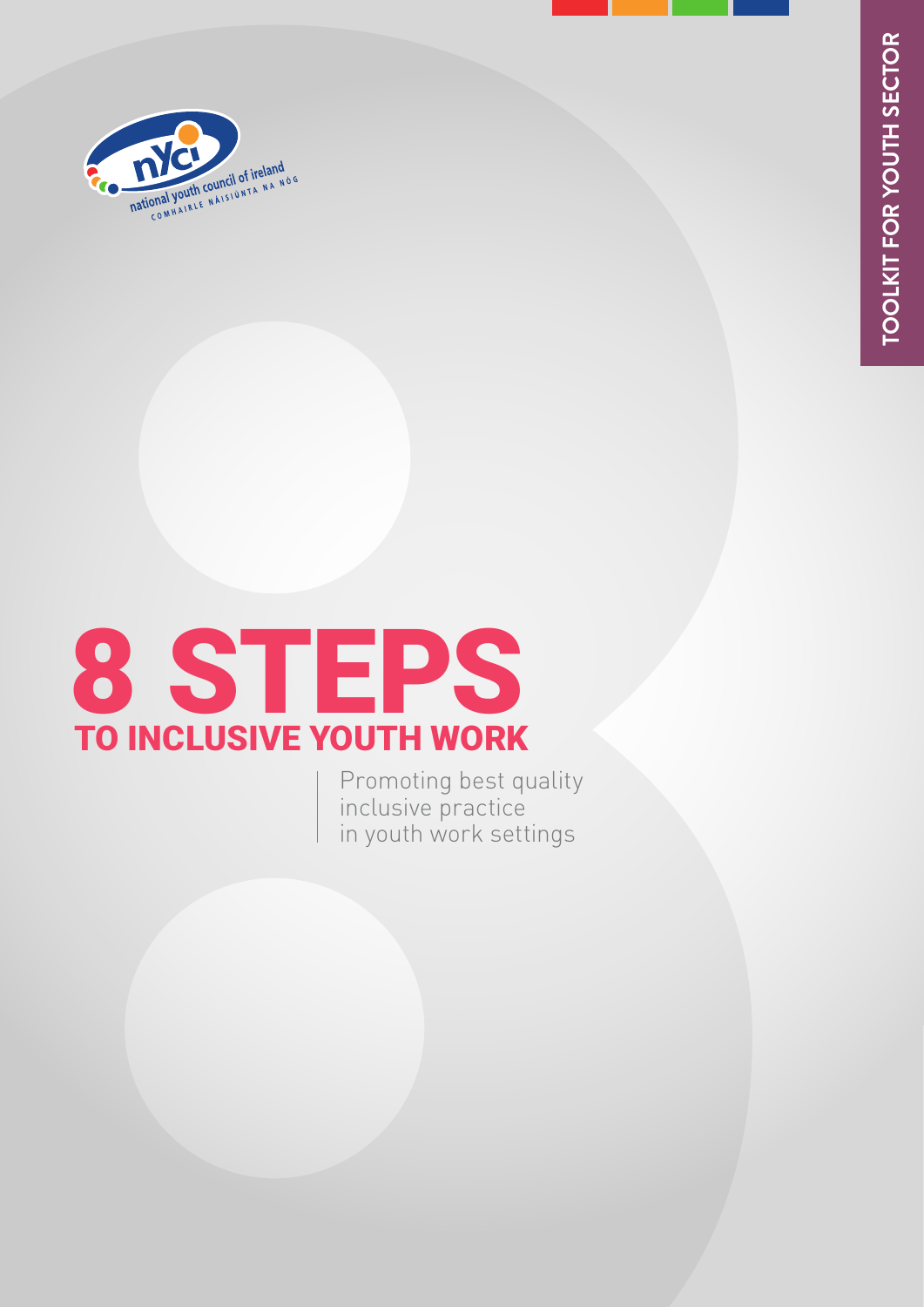national youth council of ireland

COMHAIRLE NÁISIÚNTA NA NÓG

TOOLKIT FOR YOUTH SECTOR

# 8 STEPS

## TO INCLUSIVE YOUTH WORK

Promoting best quality inclusive practice in youth work settings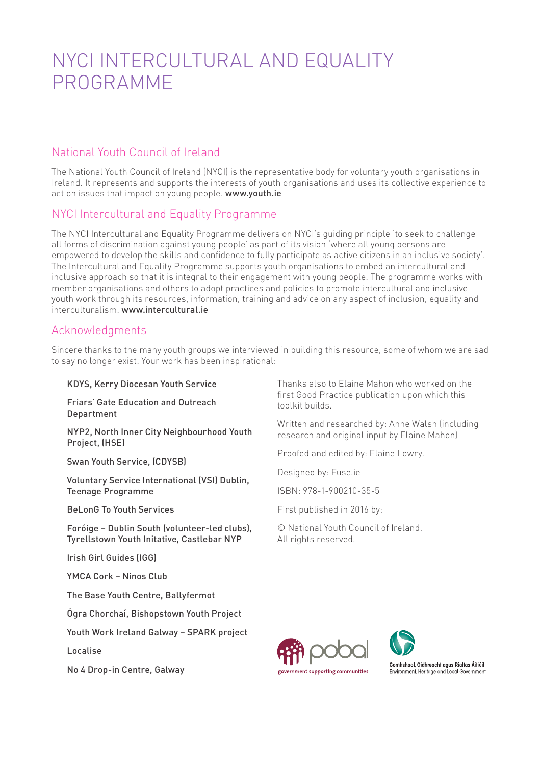# NYCI INTERCULTURAL AND EQUALITY PROGRAMME

## National Youth Council of Ireland

The National Youth Council of Ireland (NYCI) is the representative body for voluntary youth organisations in Ireland. It represents and supports the interests of youth organisations and uses its collective experience to act on issues that impact on young people. **www.youth.ie**

## NYCI Intercultural and Equality Programme

The NYCI Intercultural and Equality Programme delivers on NYCI's guiding principle 'to seek to challenge all forms of discrimination against young people' as part of its vision 'where all young persons are empowered to develop the skills and confidence to fully participate as active citizens in an inclusive society'. The Intercultural and Equality Programme supports youth organisations to embed an intercultural and inclusive approach so that it is integral to their engagement with young people. The programme works with member organisations and others to adopt practices and policies to promote intercultural and inclusive youth work through its resources, information, training and advice on any aspect of inclusion, equality and interculturalism. **www.intercultural.ie**

## Acknowledgments

Sincere thanks to the many youth groups we interviewed in building this resource, some of whom we are sad to say no longer exist. Your work has been inspirational:

- KDYS, Kerry Diocesan Youth Service
- Friars' Gate Education and Outreach Department
- NYP2, North Inner City Neighbourhood Youth Project, (HSE)
- Swan Youth Service, (CDYSB)
- Voluntary Service International (VSI) Dublin, Teenage Programme
- BeLonG To Youth Services
- Foróige – Dublin South (volunteer-led clubs), Tyrellstown Youth Initative, Castlebar NYP
- Irish Girl Guides (IGG)
- YMCA Cork – Ninos Club
- The Base Youth Centre, Ballyfermot
- Ógra Chorchaí, Bishopstown Youth Project
- Youth Work Ireland Galway – SPARK project
- Localise
- No 4 Drop-in Centre, Galway

Thanks also to Elaine Mahon who worked on the first Good Practice publication upon which this toolkit builds.

Written and researched by: Anne Walsh (including research and original input by Elaine Mahon)

Proofed and edited by: Elaine Lowry.

Designed by: Fuse.ie

ISBN: 978-1-900210-35-5

First published in 2016 by:

© National Youth Council of Ireland.
All rights reserved.

pobal – government supporting communities

Comhshaol, Oidhreacht agus Rialtas Áitiúil
Environment, Heritage and Local Government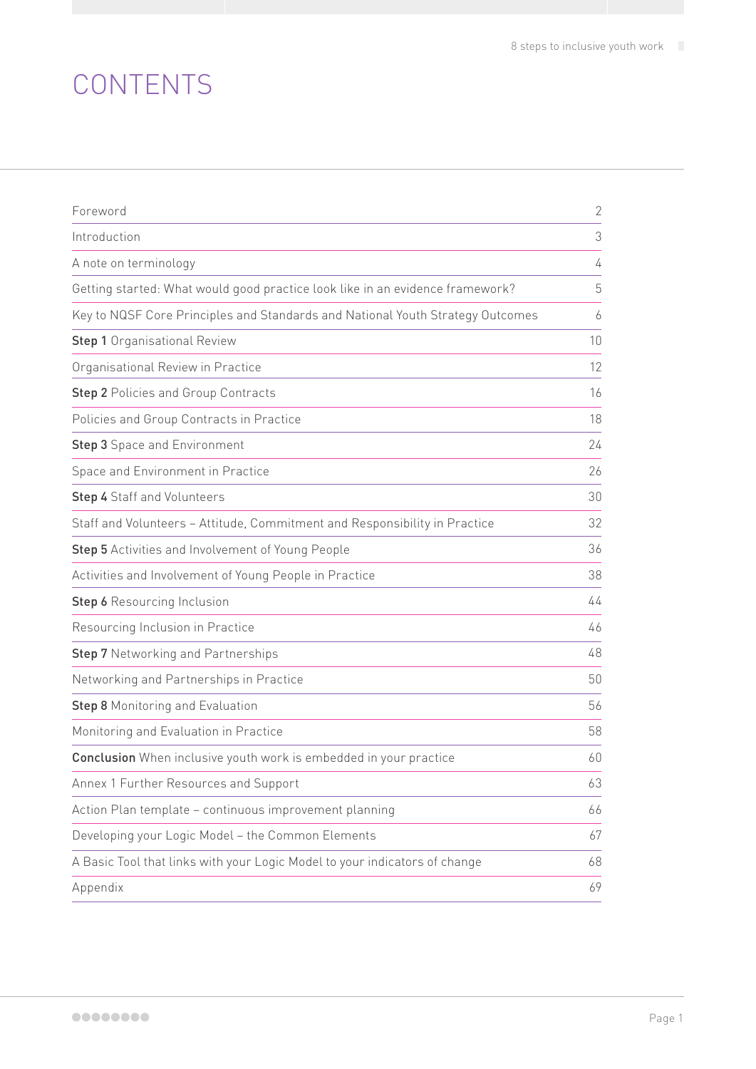# CONTENTS

| | |
|---|---|
| Foreword | 2 |
| Introduction | 3 |
| A note on terminology | 4 |
| Getting started: What would good practice look like in an evidence framework? | 5 |
| Key to NQSF Core Principles and Standards and National Youth Strategy Outcomes | 6 |
| **Step 1** Organisational Review | 10 |
| Organisational Review in Practice | 12 |
| **Step 2** Policies and Group Contracts | 16 |
| Policies and Group Contracts in Practice | 18 |
| **Step 3** Space and Environment | 24 |
| Space and Environment in Practice | 26 |
| **Step 4** Staff and Volunteers | 30 |
| Staff and Volunteers – Attitude, Commitment and Responsibility in Practice | 32 |
| **Step 5** Activities and Involvement of Young People | 36 |
| Activities and Involvement of Young People in Practice | 38 |
| **Step 6** Resourcing Inclusion | 44 |
| Resourcing Inclusion in Practice | 46 |
| **Step 7** Networking and Partnerships | 48 |
| Networking and Partnerships in Practice | 50 |
| **Step 8** Monitoring and Evaluation | 56 |
| Monitoring and Evaluation in Practice | 58 |
| **Conclusion** When inclusive youth work is embedded in your practice | 60 |
| Annex 1 Further Resources and Support | 63 |
| Action Plan template – continuous improvement planning | 66 |
| Developing your Logic Model – the Common Elements | 67 |
| A Basic Tool that links with your Logic Model to your indicators of change | 68 |
| Appendix | 69 |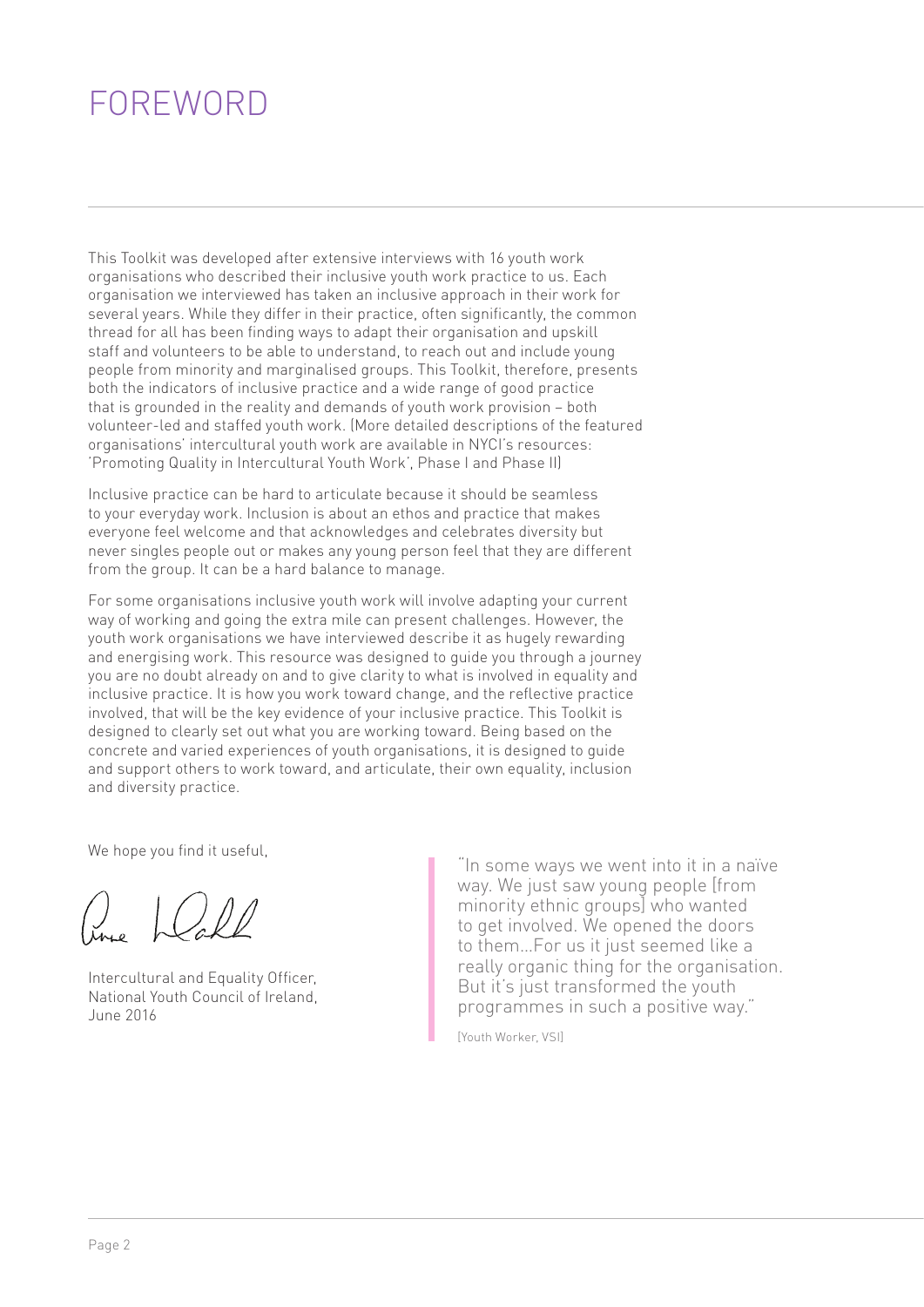# FOREWORD

This Toolkit was developed after extensive interviews with 16 youth work organisations who described their inclusive youth work practice to us. Each organisation we interviewed has taken an inclusive approach in their work for several years. While they differ in their practice, often significantly, the common thread for all has been finding ways to adapt their organisation and upskill staff and volunteers to be able to understand, to reach out and include young people from minority and marginalised groups. This Toolkit, therefore, presents both the indicators of inclusive practice and a wide range of good practice that is grounded in the reality and demands of youth work provision – both volunteer-led and staffed youth work. (More detailed descriptions of the featured organisations' intercultural youth work are available in NYCI's resources: 'Promoting Quality in Intercultural Youth Work', Phase I and Phase II)

Inclusive practice can be hard to articulate because it should be seamless to your everyday work. Inclusion is about an ethos and practice that makes everyone feel welcome and that acknowledges and celebrates diversity but never singles people out or makes any young person feel that they are different from the group. It can be a hard balance to manage.

For some organisations inclusive youth work will involve adapting your current way of working and going the extra mile can present challenges. However, the youth work organisations we have interviewed describe it as hugely rewarding and energising work. This resource was designed to guide you through a journey you are no doubt already on and to give clarity to what is involved in equality and inclusive practice. It is how you work toward change, and the reflective practice involved, that will be the key evidence of your inclusive practice. This Toolkit is designed to clearly set out what you are working toward. Being based on the concrete and varied experiences of youth organisations, it is designed to guide and support others to work toward, and articulate, their own equality, inclusion and diversity practice.

We hope you find it useful,

Intercultural and Equality Officer,
National Youth Council of Ireland,
June 2016

> "In some ways we went into it in a naïve way. We just saw young people [from minority ethnic groups] who wanted to get involved. We opened the doors to them…For us it just seemed like a really organic thing for the organisation. But it's just transformed the youth programmes in such a positive way."
>
> [Youth Worker, VSI]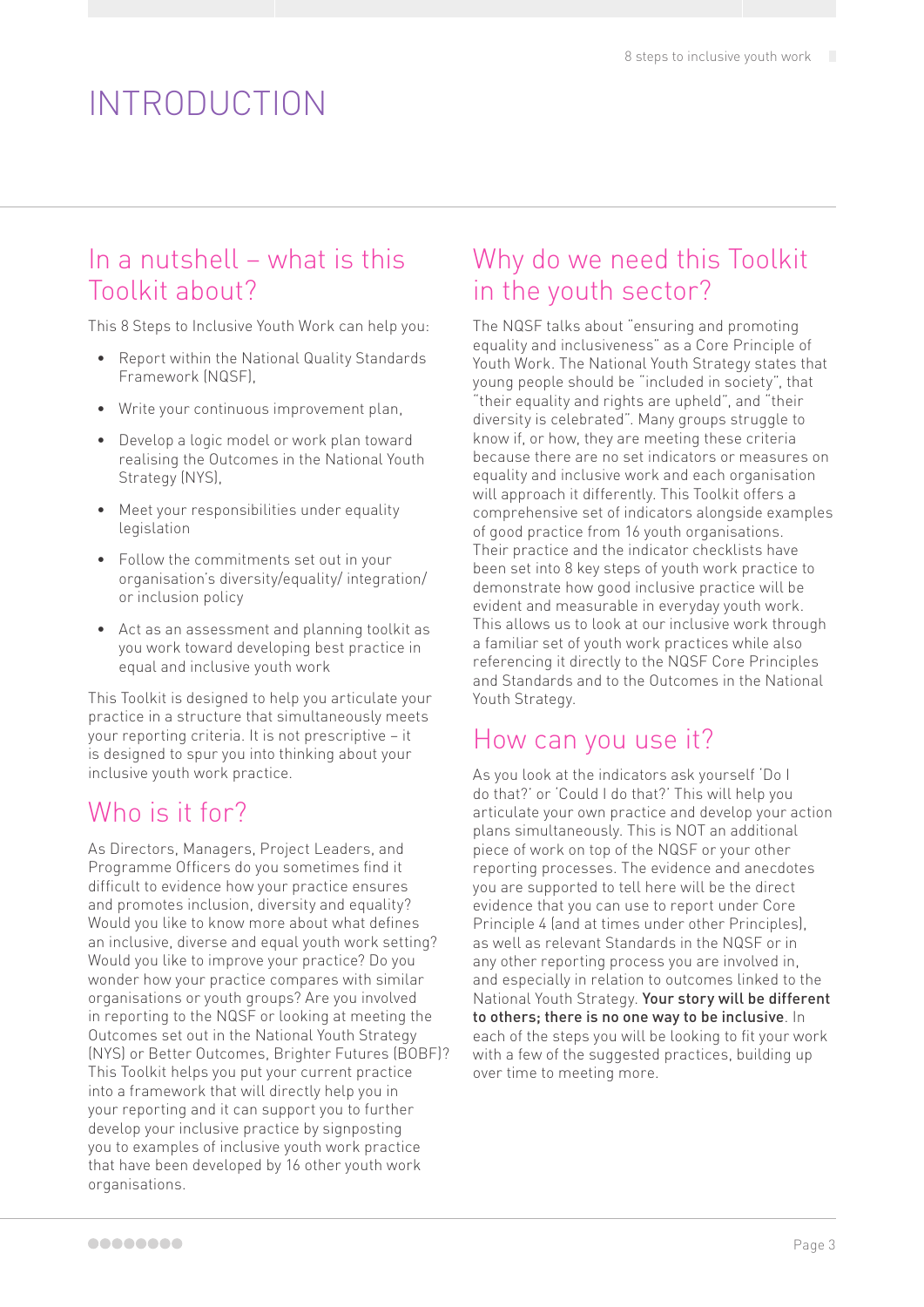# INTRODUCTION

## In a nutshell – what is this Toolkit about?

This 8 Steps to Inclusive Youth Work can help you:

- Report within the National Quality Standards Framework (NQSF),
- Write your continuous improvement plan,
- Develop a logic model or work plan toward realising the Outcomes in the National Youth Strategy (NYS),
- Meet your responsibilities under equality legislation
- Follow the commitments set out in your organisation's diversity/equality/ integration/ or inclusion policy
- Act as an assessment and planning toolkit as you work toward developing best practice in equal and inclusive youth work

This Toolkit is designed to help you articulate your practice in a structure that simultaneously meets your reporting criteria. It is not prescriptive – it is designed to spur you into thinking about your inclusive youth work practice.

## Who is it for?

As Directors, Managers, Project Leaders, and Programme Officers do you sometimes find it difficult to evidence how your practice ensures and promotes inclusion, diversity and equality? Would you like to know more about what defines an inclusive, diverse and equal youth work setting? Would you like to improve your practice? Do you wonder how your practice compares with similar organisations or youth groups? Are you involved in reporting to the NQSF or looking at meeting the Outcomes set out in the National Youth Strategy (NYS) or Better Outcomes, Brighter Futures (BOBF)? This Toolkit helps you put your current practice into a framework that will directly help you in your reporting and it can support you to further develop your inclusive practice by signposting you to examples of inclusive youth work practice that have been developed by 16 other youth work organisations.

## Why do we need this Toolkit in the youth sector?

The NQSF talks about "ensuring and promoting equality and inclusiveness" as a Core Principle of Youth Work. The National Youth Strategy states that young people should be "included in society", that "their equality and rights are upheld", and "their diversity is celebrated". Many groups struggle to know if, or how, they are meeting these criteria because there are no set indicators or measures on equality and inclusive work and each organisation will approach it differently. This Toolkit offers a comprehensive set of indicators alongside examples of good practice from 16 youth organisations. Their practice and the indicator checklists have been set into 8 key steps of youth work practice to demonstrate how good inclusive practice will be evident and measurable in everyday youth work. This allows us to look at our inclusive work through a familiar set of youth work practices while also referencing it directly to the NQSF Core Principles and Standards and to the Outcomes in the National Youth Strategy.

## How can you use it?

As you look at the indicators ask yourself 'Do I do that?' or 'Could I do that?' This will help you articulate your own practice and develop your action plans simultaneously. This is NOT an additional piece of work on top of the NQSF or your other reporting processes. The evidence and anecdotes you are supported to tell here will be the direct evidence that you can use to report under Core Principle 4 (and at times under other Principles), as well as relevant Standards in the NQSF or in any other reporting process you are involved in, and especially in relation to outcomes linked to the National Youth Strategy. **Your story will be different to others; there is no one way to be inclusive**. In each of the steps you will be looking to fit your work with a few of the suggested practices, building up over time to meeting more.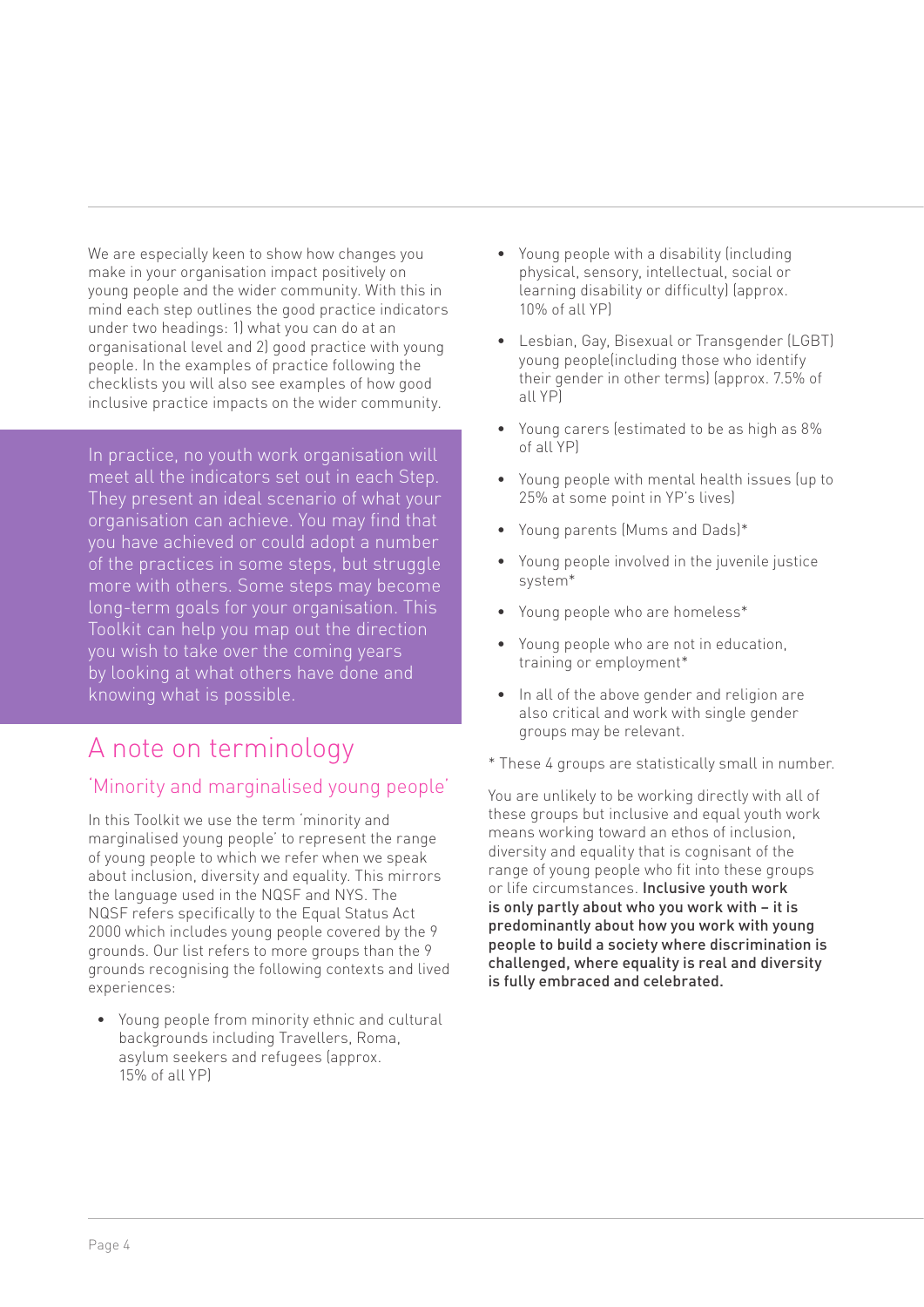We are especially keen to show how changes you make in your organisation impact positively on young people and the wider community. With this in mind each step outlines the good practice indicators under two headings: 1) what you can do at an organisational level and 2) good practice with young people. In the examples of practice following the checklists you will also see examples of how good inclusive practice impacts on the wider community.

In practice, no youth work organisation will meet all the indicators set out in each Step. They present an ideal scenario of what your organisation can achieve. You may find that you have achieved or could adopt a number of the practices in some steps, but struggle more with others. Some steps may become long-term goals for your organisation. This Toolkit can help you map out the direction you wish to take over the coming years by looking at what others have done and knowing what is possible.

## A note on terminology

### 'Minority and marginalised young people'

In this Toolkit we use the term 'minority and marginalised young people' to represent the range of young people to which we refer when we speak about inclusion, diversity and equality. This mirrors the language used in the NQSF and NYS. The NQSF refers specifically to the Equal Status Act 2000 which includes young people covered by the 9 grounds. Our list refers to more groups than the 9 grounds recognising the following contexts and lived experiences:

- Young people from minority ethnic and cultural backgrounds including Travellers, Roma, asylum seekers and refugees (approx. 15% of all YP)
- Young people with a disability (including physical, sensory, intellectual, social or learning disability or difficulty) (approx. 10% of all YP)
- Lesbian, Gay, Bisexual or Transgender (LGBT) young people(including those who identify their gender in other terms) (approx. 7.5% of all YP)
- Young carers (estimated to be as high as 8% of all YP)
- Young people with mental health issues (up to 25% at some point in YP's lives)
- Young parents (Mums and Dads)*
- Young people involved in the juvenile justice system*
- Young people who are homeless*
- Young people who are not in education, training or employment*
- In all of the above gender and religion are also critical and work with single gender groups may be relevant.

\* These 4 groups are statistically small in number.

You are unlikely to be working directly with all of these groups but inclusive and equal youth work means working toward an ethos of inclusion, diversity and equality that is cognisant of the range of young people who fit into these groups or life circumstances. **Inclusive youth work is only partly about who you work with – it is predominantly about how you work with young people to build a society where discrimination is challenged, where equality is real and diversity is fully embraced and celebrated.**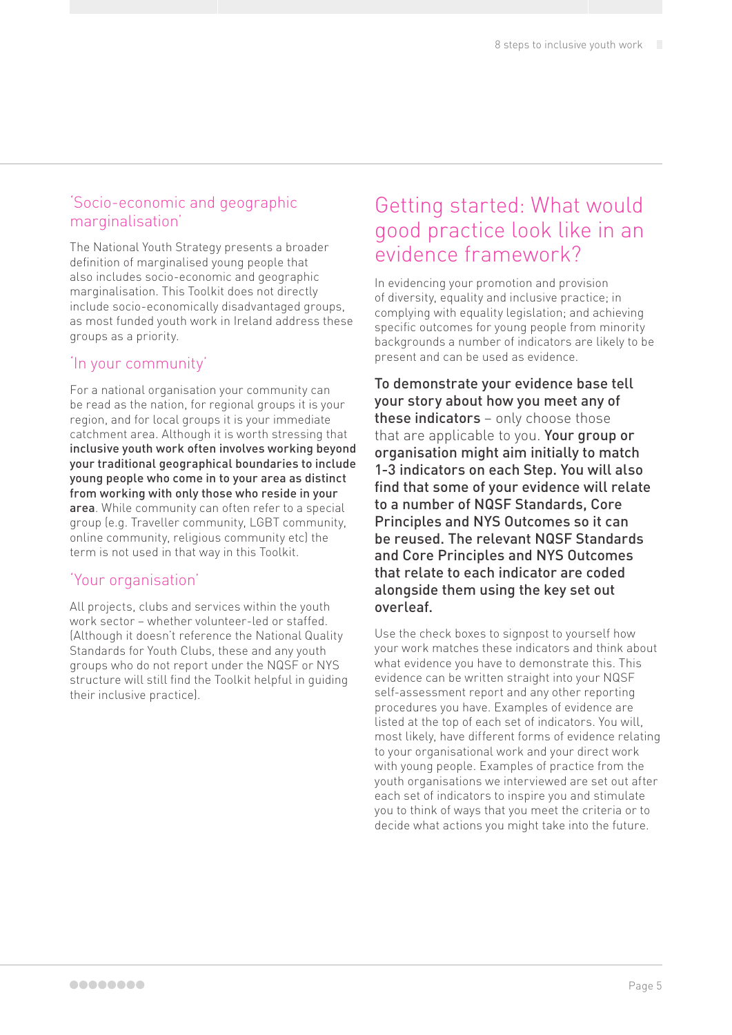## 'Socio-economic and geographic marginalisation'

The National Youth Strategy presents a broader definition of marginalised young people that also includes socio-economic and geographic marginalisation. This Toolkit does not directly include socio-economically disadvantaged groups, as most funded youth work in Ireland address these groups as a priority.

## 'In your community'

For a national organisation your community can be read as the nation, for regional groups it is your region, and for local groups it is your immediate catchment area. Although it is worth stressing that **inclusive youth work often involves working beyond your traditional geographical boundaries to include young people who come in to your area as distinct from working with only those who reside in your area**. While community can often refer to a special group (e.g. Traveller community, LGBT community, online community, religious community etc) the term is not used in that way in this Toolkit.

## 'Your organisation'

All projects, clubs and services within the youth work sector – whether volunteer-led or staffed. (Although it doesn't reference the National Quality Standards for Youth Clubs, these and any youth groups who do not report under the NQSF or NYS structure will still find the Toolkit helpful in guiding their inclusive practice).

# Getting started: What would good practice look like in an evidence framework?

In evidencing your promotion and provision of diversity, equality and inclusive practice; in complying with equality legislation; and achieving specific outcomes for young people from minority backgrounds a number of indicators are likely to be present and can be used as evidence.

**To demonstrate your evidence base tell your story about how you meet any of these indicators** – only choose those that are applicable to you. **Your group or organisation might aim initially to match 1-3 indicators on each Step. You will also find that some of your evidence will relate to a number of NQSF Standards, Core Principles and NYS Outcomes so it can be reused. The relevant NQSF Standards and Core Principles and NYS Outcomes that relate to each indicator are coded alongside them using the key set out overleaf.**

Use the check boxes to signpost to yourself how your work matches these indicators and think about what evidence you have to demonstrate this. This evidence can be written straight into your NQSF self-assessment report and any other reporting procedures you have. Examples of evidence are listed at the top of each set of indicators. You will, most likely, have different forms of evidence relating to your organisational work and your direct work with young people. Examples of practice from the youth organisations we interviewed are set out after each set of indicators to inspire you and stimulate you to think of ways that you meet the criteria or to decide what actions you might take into the future.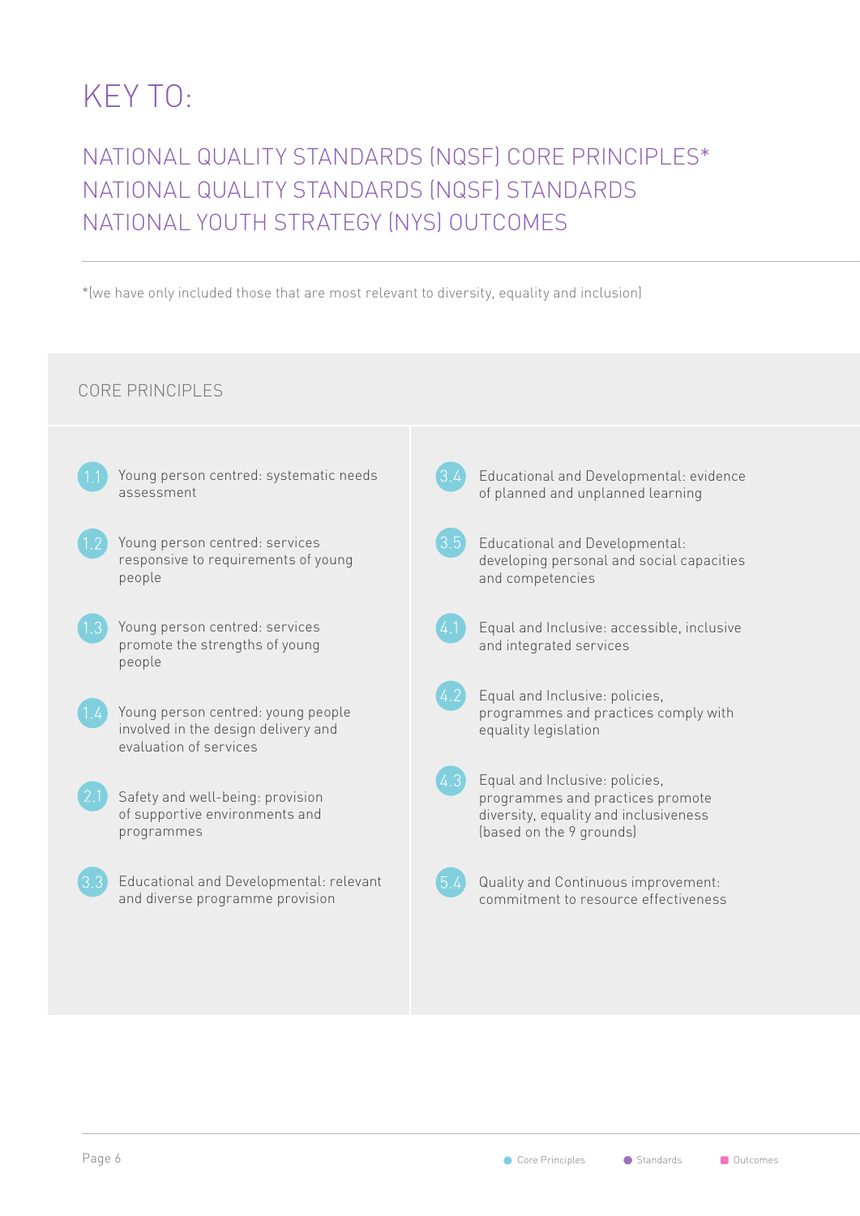# KEY TO:

## NATIONAL QUALITY STANDARDS (NQSF) CORE PRINCIPLES*
## NATIONAL QUALITY STANDARDS (NQSF) STANDARDS
## NATIONAL YOUTH STRATEGY (NYS) OUTCOMES

*(we have only included those that are most relevant to diversity, equality and inclusion)

### CORE PRINCIPLES

- **1.1** Young person centred: systematic needs assessment
- **1.2** Young person centred: services responsive to requirements of young people
- **1.3** Young person centred: services promote the strengths of young people
- **1.4** Young person centred: young people involved in the design delivery and evaluation of services
- **2.1** Safety and well-being: provision of supportive environments and programmes
- **3.3** Educational and Developmental: relevant and diverse programme provision
- **3.4** Educational and Developmental: evidence of planned and unplanned learning
- **3.5** Educational and Developmental: developing personal and social capacities and competencies
- **4.1** Equal and Inclusive: accessible, inclusive and integrated services
- **4.2** Equal and Inclusive: policies, programmes and practices comply with equality legislation
- **4.3** Equal and Inclusive: policies, programmes and practices promote diversity, equality and inclusiveness (based on the 9 grounds)
- **5.4** Quality and Continuous improvement: commitment to resource effectiveness

Core Principles | Standards | Outcomes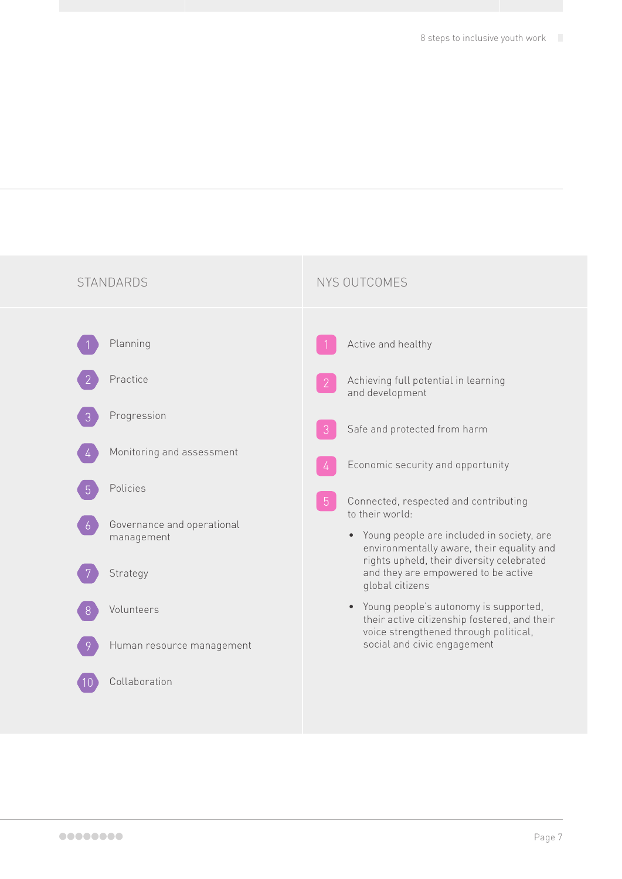| STANDARDS | NYS OUTCOMES |
|---|---|
| 1. Planning | 1. Active and healthy |
| 2. Practice | 2. Achieving full potential in learning and development |
| 3. Progression | 3. Safe and protected from harm |
| 4. Monitoring and assessment | 4. Economic security and opportunity |
| 5. Policies | 5. Connected, respected and contributing to their world: • Young people are included in society, are environmentally aware, their equality and rights upheld, their diversity celebrated and they are empowered to be active global citizens • Young people's autonomy is supported, their active citizenship fostered, and their voice strengthened through political, social and civic engagement |
| 6. Governance and operational management | |
| 7. Strategy | |
| 8. Volunteers | |
| 9. Human resource management | |
| 10. Collaboration | |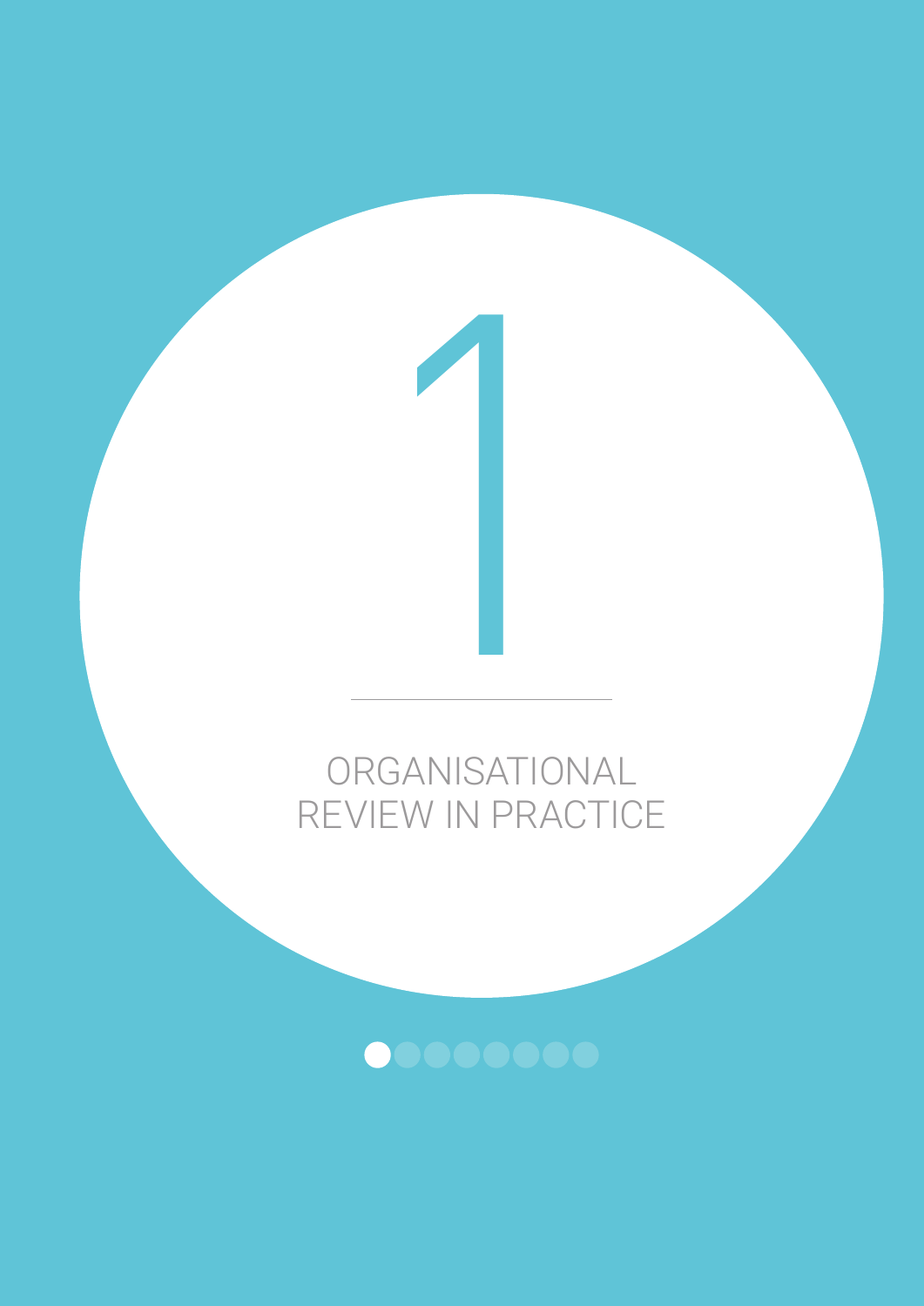# 1

## ORGANISATIONAL REVIEW IN PRACTICE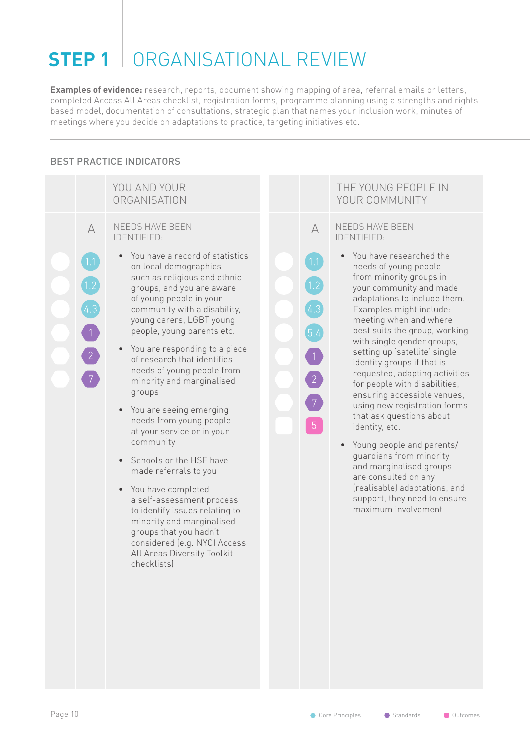# STEP 1 ORGANISATIONAL REVIEW

**Examples of evidence:** research, reports, document showing mapping of area, referral emails or letters, completed Access All Areas checklist, registration forms, programme planning using a strengths and rights based model, documentation of consultations, strategic plan that names your inclusion work, minutes of meetings where you decide on adaptations to practice, targeting initiatives etc.

## BEST PRACTICE INDICATORS

### YOU AND YOUR ORGANISATION

**A** NEEDS HAVE BEEN IDENTIFIED:

1.1 | 1.2 | 4.3 | 1 | 2 | 7

- You have a record of statistics on local demographics such as religious and ethnic groups, and you are aware of young people in your community with a disability, young carers, LGBT young people, young parents etc.
- You are responding to a piece of research that identifies needs of young people from minority and marginalised groups
- You are seeing emerging needs from young people at your service or in your community
- Schools or the HSE have made referrals to you
- You have completed a self-assessment process to identify issues relating to minority and marginalised groups that you hadn't considered (e.g. NYCI Access All Areas Diversity Toolkit checklists)

### THE YOUNG PEOPLE IN YOUR COMMUNITY

**A** NEEDS HAVE BEEN IDENTIFIED:

1.1 | 1.2 | 4.3 | 5.4 | 1 | 2 | 7 | 5

- You have researched the needs of young people from minority groups in your community and made adaptations to include them. Examples might include: meeting when and where best suits the group, working with single gender groups, setting up 'satellite' single identity groups if that is requested, adapting activities for people with disabilities, ensuring accessible venues, using new registration forms that ask questions about identity, etc.
- Young people and parents/guardians from minority and marginalised groups are consulted on any (realisable) adaptations, and support, they need to ensure maximum involvement

Core Principles | Standards | Outcomes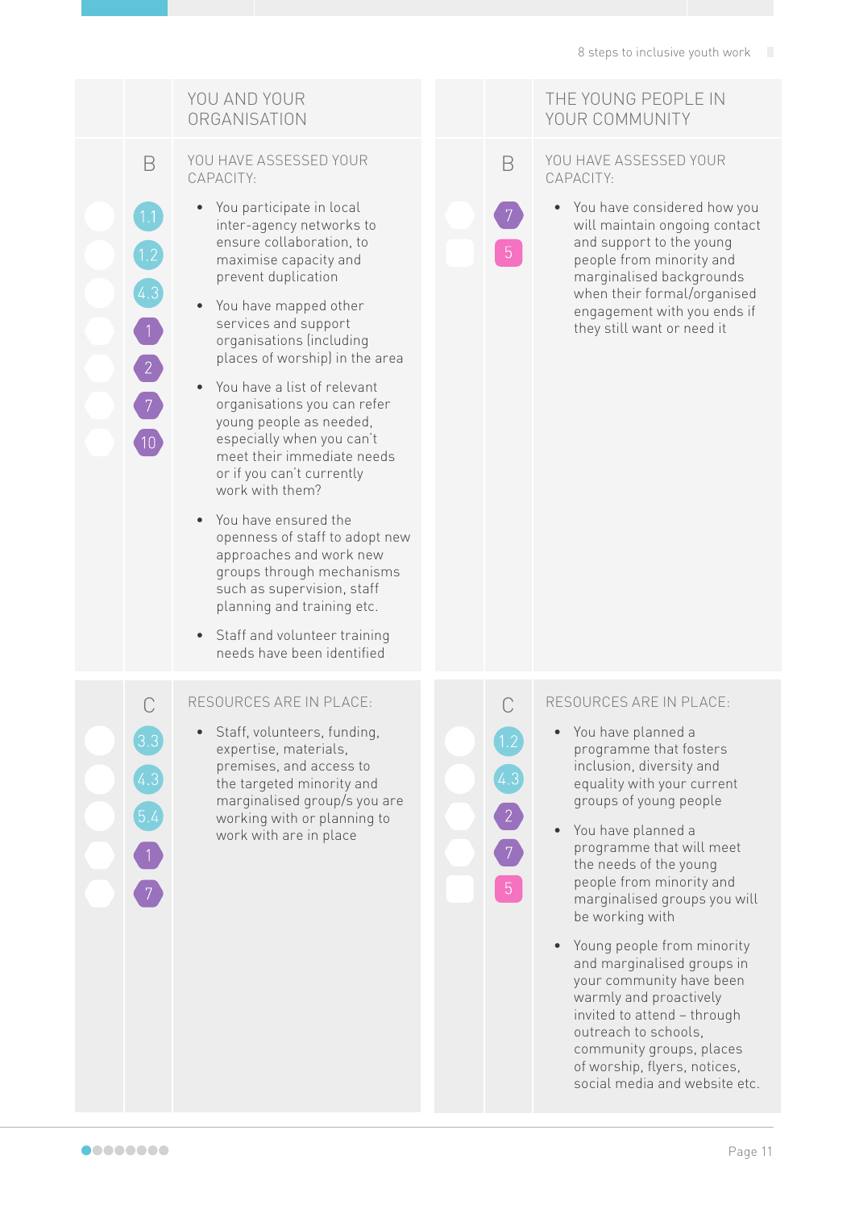## YOU AND YOUR ORGANISATION

### B — YOU HAVE ASSESSED YOUR CAPACITY:

1.1 · 1.2 · 4.3 · 1 · 2 · 7 · 10

- You participate in local inter-agency networks to ensure collaboration, to maximise capacity and prevent duplication
- You have mapped other services and support organisations (including places of worship) in the area
- You have a list of relevant organisations you can refer young people as needed, especially when you can't meet their immediate needs or if you can't currently work with them?
- You have ensured the openness of staff to adopt new approaches and work new groups through mechanisms such as supervision, staff planning and training etc.
- Staff and volunteer training needs have been identified

### C — RESOURCES ARE IN PLACE:

3.3 · 4.3 · 5.4 · 1 · 7

- Staff, volunteers, funding, expertise, materials, premises, and access to the targeted minority and marginalised group/s you are working with or planning to work with are in place

## THE YOUNG PEOPLE IN YOUR COMMUNITY

### B — YOU HAVE ASSESSED YOUR CAPACITY:

7 · 5

- You have considered how you will maintain ongoing contact and support to the young people from minority and marginalised backgrounds when their formal/organised engagement with you ends if they still want or need it

### C — RESOURCES ARE IN PLACE:

1.2 · 4.3 · 2 · 7 · 5

- You have planned a programme that fosters inclusion, diversity and equality with your current groups of young people
- You have planned a programme that will meet the needs of the young people from minority and marginalised groups you will be working with
- Young people from minority and marginalised groups in your community have been warmly and proactively invited to attend – through outreach to schools, community groups, places of worship, flyers, notices, social media and website etc.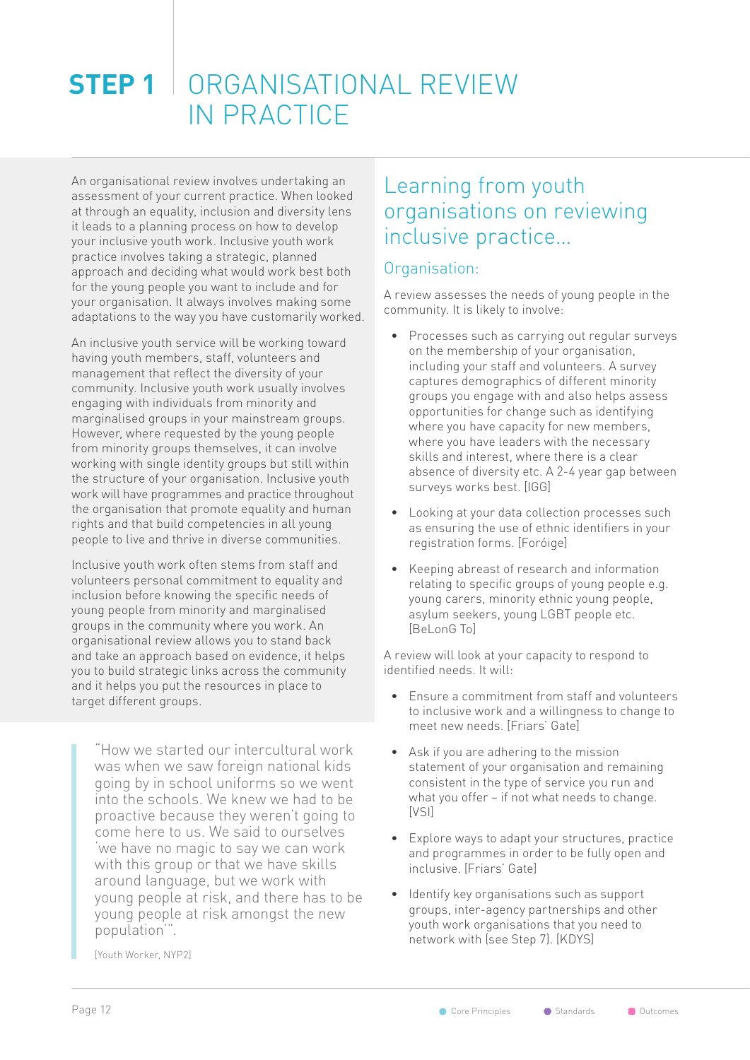# STEP 1 ORGANISATIONAL REVIEW IN PRACTICE

An organisational review involves undertaking an assessment of your current practice. When looked at through an equality, inclusion and diversity lens it leads to a planning process on how to develop your inclusive youth work. Inclusive youth work practice involves taking a strategic, planned approach and deciding what would work best both for the young people you want to include and for your organisation. It always involves making some adaptations to the way you have customarily worked.

An inclusive youth service will be working toward having youth members, staff, volunteers and management that reflect the diversity of your community. Inclusive youth work usually involves engaging with individuals from minority and marginalised groups in your mainstream groups. However, where requested by the young people from minority groups themselves, it can involve working with single identity groups but still within the structure of your organisation. Inclusive youth work will have programmes and practice throughout the organisation that promote equality and human rights and that build competencies in all young people to live and thrive in diverse communities.

Inclusive youth work often stems from staff and volunteers personal commitment to equality and inclusion before knowing the specific needs of young people from minority and marginalised groups in the community where you work. An organisational review allows you to stand back and take an approach based on evidence, it helps you to build strategic links across the community and it helps you put the resources in place to target different groups.

> "How we started our intercultural work was when we saw foreign national kids going by in school uniforms so we went into the schools. We knew we had to be proactive because they weren't going to come here to us. We said to ourselves 'we have no magic to say we can work with this group or that we have skills around language, but we work with young people at risk, and there has to be young people at risk amongst the new population'".
>
> [Youth Worker, NYP2]

## Learning from youth organisations on reviewing inclusive practice...

### Organisation:

A review assesses the needs of young people in the community. It is likely to involve:

- Processes such as carrying out regular surveys on the membership of your organisation, including your staff and volunteers. A survey captures demographics of different minority groups you engage with and also helps assess opportunities for change such as identifying where you have capacity for new members, where you have leaders with the necessary skills and interest, where there is a clear absence of diversity etc. A 2-4 year gap between surveys works best. [IGG]
- Looking at your data collection processes such as ensuring the use of ethnic identifiers in your registration forms. [Foróige]
- Keeping abreast of research and information relating to specific groups of young people e.g. young carers, minority ethnic young people, asylum seekers, young LGBT people etc. [BeLonG To]

A review will look at your capacity to respond to identified needs. It will:

- Ensure a commitment from staff and volunteers to inclusive work and a willingness to change to meet new needs. [Friars' Gate]
- Ask if you are adhering to the mission statement of your organisation and remaining consistent in the type of service you run and what you offer – if not what needs to change. [VSI]
- Explore ways to adapt your structures, practice and programmes in order to be fully open and inclusive. [Friars' Gate]
- Identify key organisations such as support groups, inter-agency partnerships and other youth work organisations that you need to network with (see Step 7). [KDYS]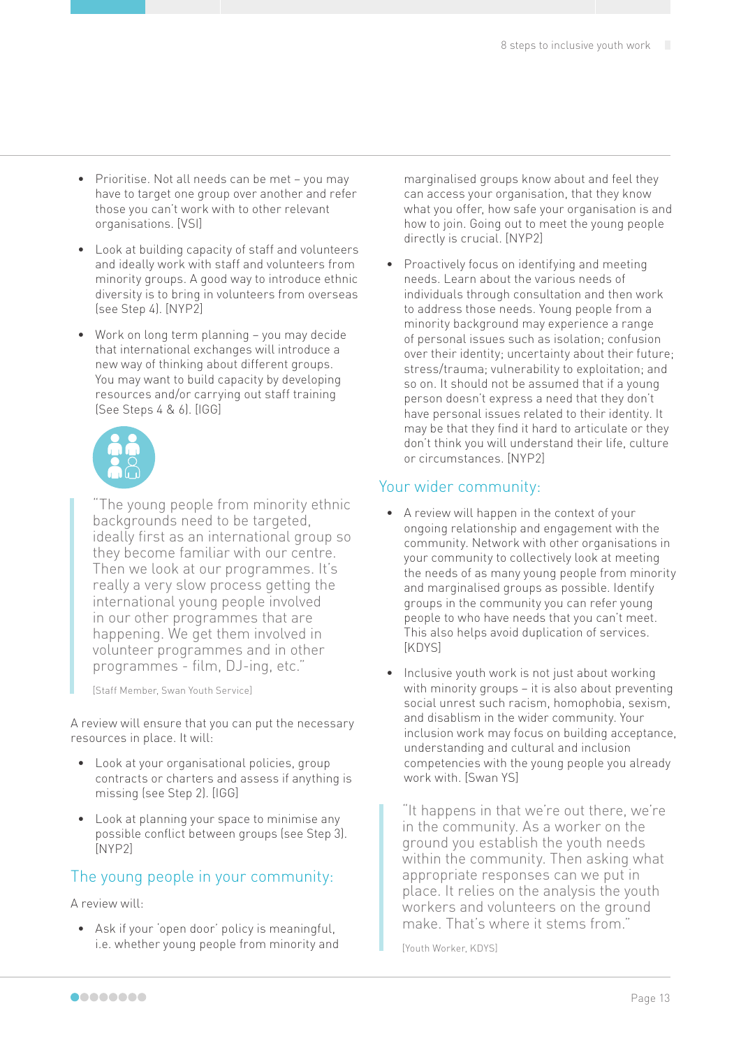- Prioritise. Not all needs can be met – you may have to target one group over another and refer those you can't work with to other relevant organisations. [VSI]

- Look at building capacity of staff and volunteers and ideally work with staff and volunteers from minority groups. A good way to introduce ethnic diversity is to bring in volunteers from overseas (see Step 4). [NYP2]

- Work on long term planning – you may decide that international exchanges will introduce a new way of thinking about different groups. You may want to build capacity by developing resources and/or carrying out staff training (See Steps 4 & 6). [IGG]

> "The young people from minority ethnic backgrounds need to be targeted, ideally first as an international group so they become familiar with our centre. Then we look at our programmes. It's really a very slow process getting the international young people involved in our other programmes that are happening. We get them involved in volunteer programmes and in other programmes - film, DJ-ing, etc."
>
> [Staff Member, Swan Youth Service]

A review will ensure that you can put the necessary resources in place. It will:

- Look at your organisational policies, group contracts or charters and assess if anything is missing (see Step 2). [IGG]

- Look at planning your space to minimise any possible conflict between groups (see Step 3). [NYP2]

## The young people in your community:

A review will:

- Ask if your 'open door' policy is meaningful, i.e. whether young people from minority and marginalised groups know about and feel they can access your organisation, that they know what you offer, how safe your organisation is and how to join. Going out to meet the young people directly is crucial. [NYP2]

- Proactively focus on identifying and meeting needs. Learn about the various needs of individuals through consultation and then work to address those needs. Young people from a minority background may experience a range of personal issues such as isolation; confusion over their identity; uncertainty about their future; stress/trauma; vulnerability to exploitation; and so on. It should not be assumed that if a young person doesn't express a need that they don't have personal issues related to their identity. It may be that they find it hard to articulate or they don't think you will understand their life, culture or circumstances. [NYP2]

## Your wider community:

- A review will happen in the context of your ongoing relationship and engagement with the community. Network with other organisations in your community to collectively look at meeting the needs of as many young people from minority and marginalised groups as possible. Identify groups in the community you can refer young people to who have needs that you can't meet. This also helps avoid duplication of services. [KDYS]

- Inclusive youth work is not just about working with minority groups – it is also about preventing social unrest such racism, homophobia, sexism, and disablism in the wider community. Your inclusion work may focus on building acceptance, understanding and cultural and inclusion competencies with the young people you already work with. [Swan YS]

> "It happens in that we're out there, we're in the community. As a worker on the ground you establish the youth needs within the community. Then asking what appropriate responses can we put in place. It relies on the analysis the youth workers and volunteers on the ground make. That's where it stems from."
>
> [Youth Worker, KDYS]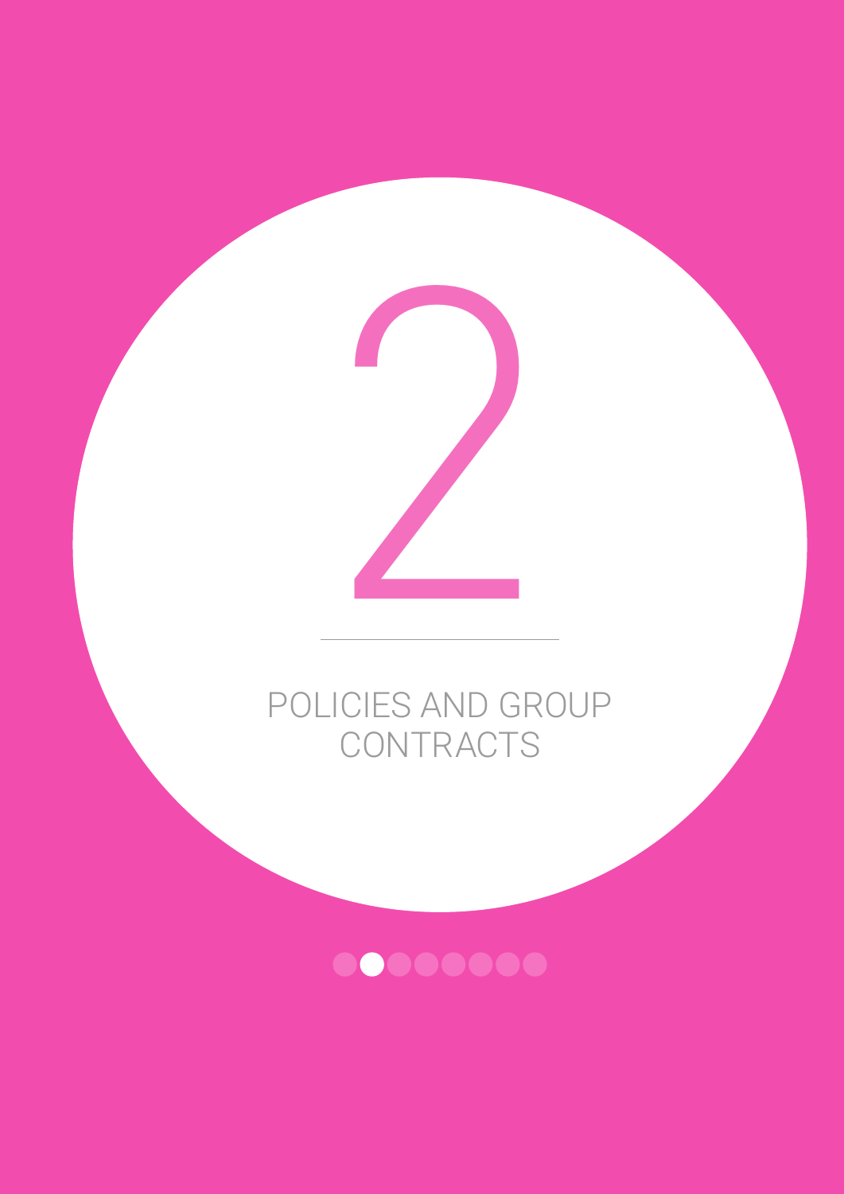# 2

# POLICIES AND GROUP CONTRACTS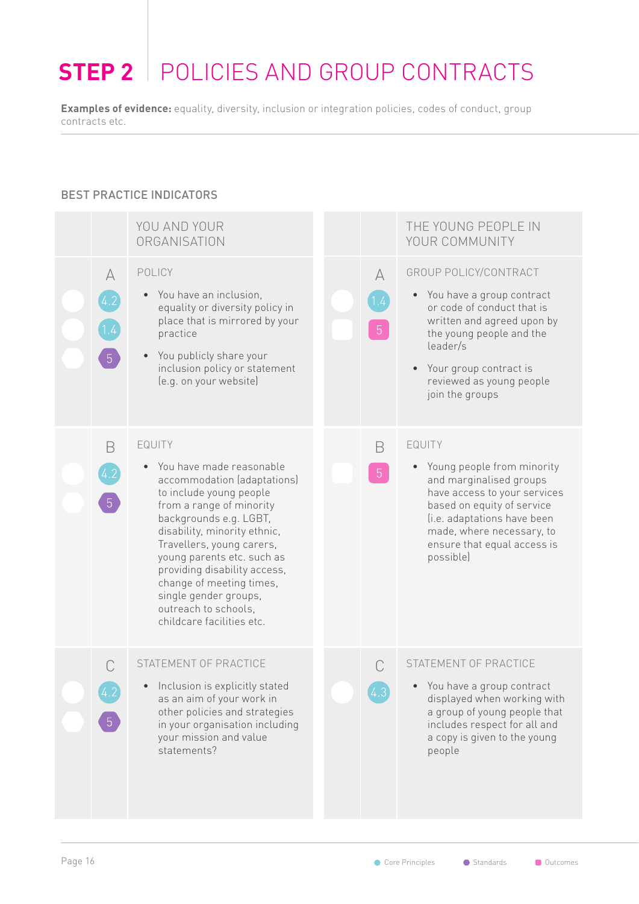# STEP 2 POLICIES AND GROUP CONTRACTS

**Examples of evidence:** equality, diversity, inclusion or integration policies, codes of conduct, group contracts etc.

## BEST PRACTICE INDICATORS

| | | YOU AND YOUR ORGANISATION | | | THE YOUNG PEOPLE IN YOUR COMMUNITY |
|---|---|---|---|---|---|
| | A<br>4.2<br>1.4<br>5 | POLICY<br>• You have an inclusion, equality or diversity policy in place that is mirrored by your practice<br>• You publicly share your inclusion policy or statement (e.g. on your website) | | A<br>1.4<br>5 | GROUP POLICY/CONTRACT<br>• You have a group contract or code of conduct that is written and agreed upon by the young people and the leader/s<br>• Your group contract is reviewed as young people join the groups |
| | B<br>4.2<br>5 | EQUITY<br>• You have made reasonable accommodation (adaptations) to include young people from a range of minority backgrounds e.g. LGBT, disability, minority ethnic, Travellers, young carers, young parents etc. such as providing disability access, change of meeting times, single gender groups, outreach to schools, childcare facilities etc. | | B<br>5 | EQUITY<br>• Young people from minority and marginalised groups have access to your services based on equity of service (i.e. adaptations have been made, where necessary, to ensure that equal access is possible) |
| | C<br>4.2<br>5 | STATEMENT OF PRACTICE<br>• Inclusion is explicitly stated as an aim of your work in other policies and strategies in your organisation including your mission and value statements? | | C<br>4.3 | STATEMENT OF PRACTICE<br>• You have a group contract displayed when working with a group of young people that includes respect for all and a copy is given to the young people |

Core Principles · Standards · Outcomes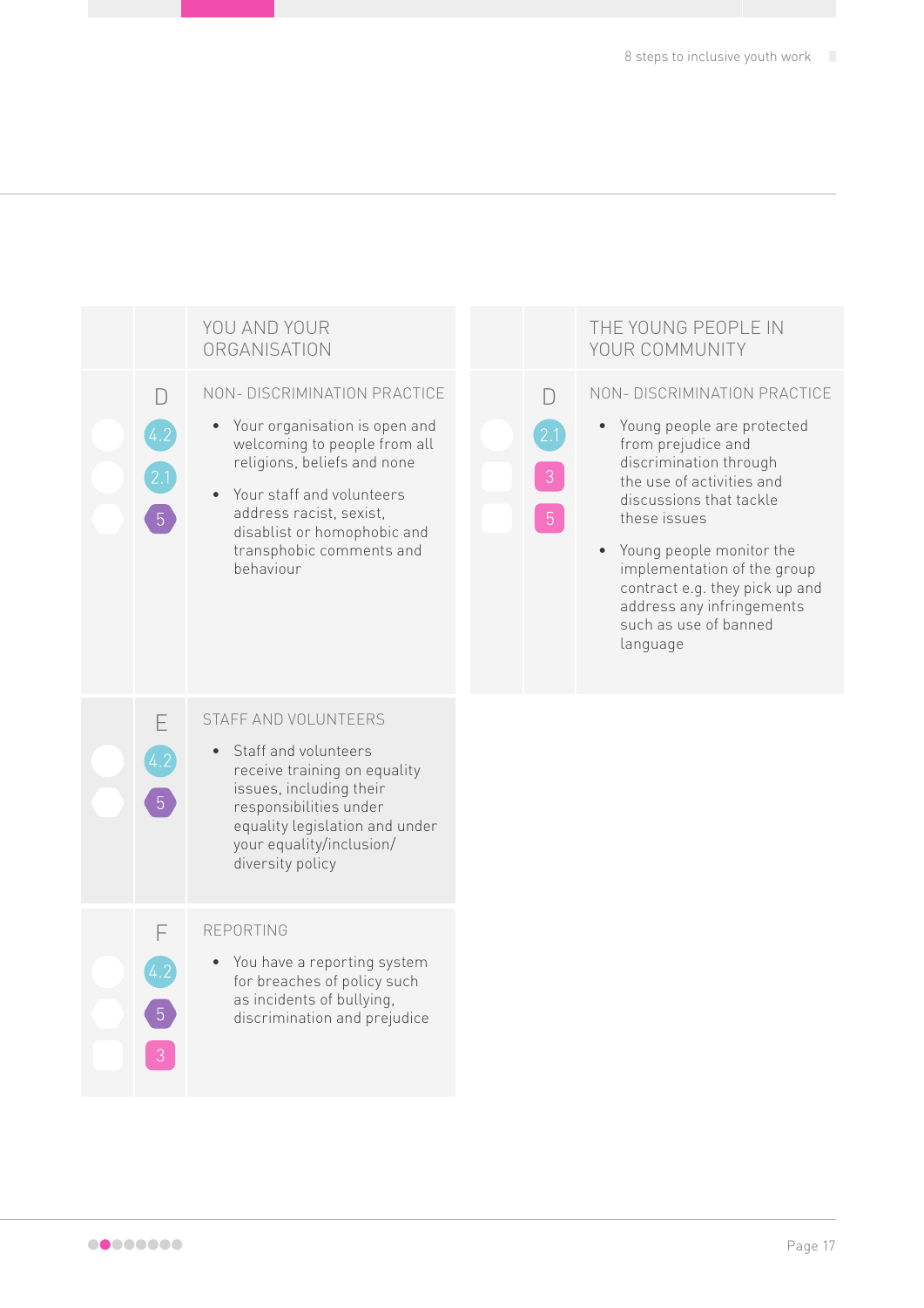| | | YOU AND YOUR ORGANISATION |
|---|---|---|
| | D<br>4.2<br>2.1<br>5 | NON- DISCRIMINATION PRACTICE<br>• Your organisation is open and welcoming to people from all religions, beliefs and none<br>• Your staff and volunteers address racist, sexist, disablist or homophobic and transphobic comments and behaviour |
| | E<br>4.2<br>5 | STAFF AND VOLUNTEERS<br>• Staff and volunteers receive training on equality issues, including their responsibilities under equality legislation and under your equality/inclusion/diversity policy |
| | F<br>4.2<br>5<br>3 | REPORTING<br>• You have a reporting system for breaches of policy such as incidents of bullying, discrimination and prejudice |

| | | THE YOUNG PEOPLE IN YOUR COMMUNITY |
|---|---|---|
| | D<br>2.1<br>3<br>5 | NON- DISCRIMINATION PRACTICE<br>• Young people are protected from prejudice and discrimination through the use of activities and discussions that tackle these issues<br>• Young people monitor the implementation of the group contract e.g. they pick up and address any infringements such as use of banned language |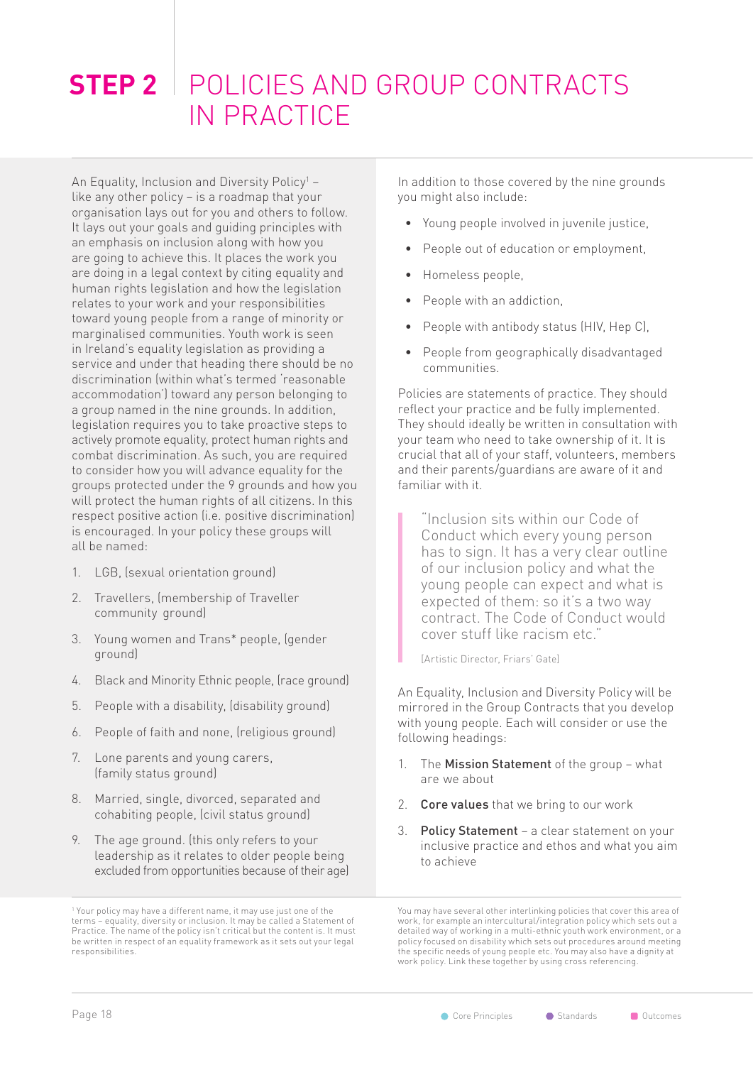# STEP 2 POLICIES AND GROUP CONTRACTS IN PRACTICE

An Equality, Inclusion and Diversity Policy[1] – like any other policy – is a roadmap that your organisation lays out for you and others to follow. It lays out your goals and guiding principles with an emphasis on inclusion along with how you are going to achieve this. It places the work you are doing in a legal context by citing equality and human rights legislation and how the legislation relates to your work and your responsibilities toward young people from a range of minority or marginalised communities. Youth work is seen in Ireland's equality legislation as providing a service and under that heading there should be no discrimination (within what's termed 'reasonable accommodation') toward any person belonging to a group named in the nine grounds. In addition, legislation requires you to take proactive steps to actively promote equality, protect human rights and combat discrimination. As such, you are required to consider how you will advance equality for the groups protected under the 9 grounds and how you will protect the human rights of all citizens. In this respect positive action (i.e. positive discrimination) is encouraged. In your policy these groups will all be named:

1. LGB, (sexual orientation ground)
2. Travellers, (membership of Traveller community ground)
3. Young women and Trans* people, (gender ground)
4. Black and Minority Ethnic people, (race ground)
5. People with a disability, (disability ground)
6. People of faith and none, (religious ground)
7. Lone parents and young carers, (family status ground)
8. Married, single, divorced, separated and cohabiting people, (civil status ground)
9. The age ground. (this only refers to your leadership as it relates to older people being excluded from opportunities because of their age)

[1] Your policy may have a different name, it may use just one of the terms – equality, diversity or inclusion. It may be called a Statement of Practice. The name of the policy isn't critical but the content is. It must be written in respect of an equality framework as it sets out your legal responsibilities.

In addition to those covered by the nine grounds you might also include:

- Young people involved in juvenile justice,
- People out of education or employment,
- Homeless people,
- People with an addiction,
- People with antibody status (HIV, Hep C),
- People from geographically disadvantaged communities.

Policies are statements of practice. They should reflect your practice and be fully implemented. They should ideally be written in consultation with your team who need to take ownership of it. It is crucial that all of your staff, volunteers, members and their parents/guardians are aware of it and familiar with it.

> "Inclusion sits within our Code of Conduct which every young person has to sign. It has a very clear outline of our inclusion policy and what the young people can expect and what is expected of them: so it's a two way contract. The Code of Conduct would cover stuff like racism etc."
>
> (Artistic Director, Friars' Gate)

An Equality, Inclusion and Diversity Policy will be mirrored in the Group Contracts that you develop with young people. Each will consider or use the following headings:

1. The **Mission Statement** of the group – what are we about
2. **Core values** that we bring to our work
3. **Policy Statement** – a clear statement on your inclusive practice and ethos and what you aim to achieve

You may have several other interlinking policies that cover this area of work, for example an intercultural/integration policy which sets out a detailed way of working in a multi-ethnic youth work environment, or a policy focused on disability which sets out procedures around meeting the specific needs of young people etc. You may also have a dignity at work policy. Link these together by using cross referencing.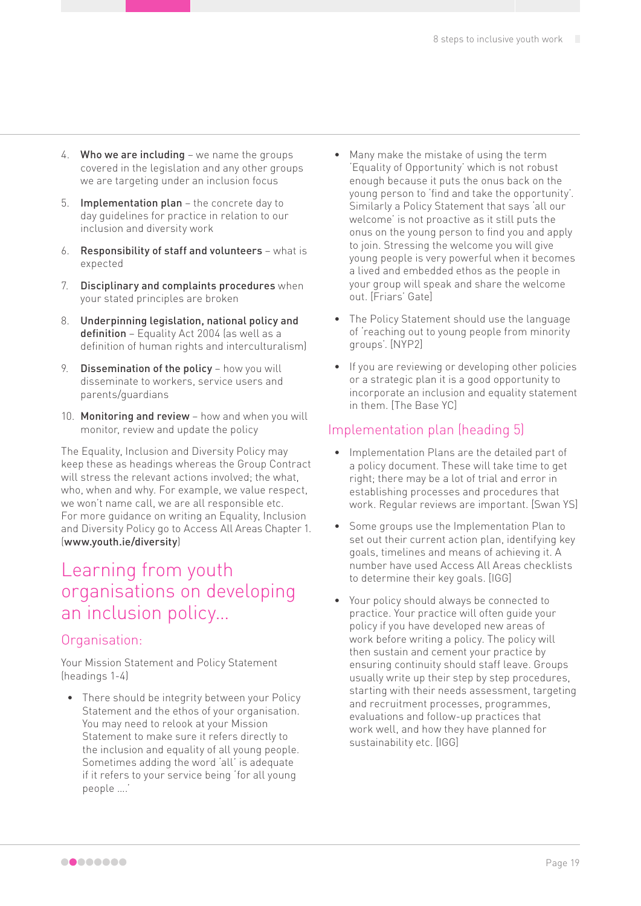4. **Who we are including** – we name the groups covered in the legislation and any other groups we are targeting under an inclusion focus
5. **Implementation plan** – the concrete day to day guidelines for practice in relation to our inclusion and diversity work
6. **Responsibility of staff and volunteers** – what is expected
7. **Disciplinary and complaints procedures** when your stated principles are broken
8. **Underpinning legislation, national policy and definition** – Equality Act 2004 (as well as a definition of human rights and interculturalism)
9. **Dissemination of the policy** – how you will disseminate to workers, service users and parents/guardians
10. **Monitoring and review** – how and when you will monitor, review and update the policy

The Equality, Inclusion and Diversity Policy may keep these as headings whereas the Group Contract will stress the relevant actions involved; the what, who, when and why. For example, we value respect, we won't name call, we are all responsible etc. For more guidance on writing an Equality, Inclusion and Diversity Policy go to Access All Areas Chapter 1. (**www.youth.ie/diversity**)

## Learning from youth organisations on developing an inclusion policy...

### Organisation:

Your Mission Statement and Policy Statement (headings 1-4)

- There should be integrity between your Policy Statement and the ethos of your organisation. You may need to relook at your Mission Statement to make sure it refers directly to the inclusion and equality of all young people. Sometimes adding the word 'all' is adequate if it refers to your service being 'for all young people ....'
- Many make the mistake of using the term 'Equality of Opportunity' which is not robust enough because it puts the onus back on the young person to 'find and take the opportunity'. Similarly a Policy Statement that says 'all our welcome' is not proactive as it still puts the onus on the young person to find you and apply to join. Stressing the welcome you will give young people is very powerful when it becomes a lived and embedded ethos as the people in your group will speak and share the welcome out. [Friars' Gate]
- The Policy Statement should use the language of 'reaching out to young people from minority groups'. [NYP2]
- If you are reviewing or developing other policies or a strategic plan it is a good opportunity to incorporate an inclusion and equality statement in them. [The Base YC]

### Implementation plan (heading 5)

- Implementation Plans are the detailed part of a policy document. These will take time to get right; there may be a lot of trial and error in establishing processes and procedures that work. Regular reviews are important. [Swan YS]
- Some groups use the Implementation Plan to set out their current action plan, identifying key goals, timelines and means of achieving it. A number have used Access All Areas checklists to determine their key goals. [IGG]
- Your policy should always be connected to practice. Your practice will often guide your policy if you have developed new areas of work before writing a policy. The policy will then sustain and cement your practice by ensuring continuity should staff leave. Groups usually write up their step by step procedures, starting with their needs assessment, targeting and recruitment processes, programmes, evaluations and follow-up practices that work well, and how they have planned for sustainability etc. [IGG]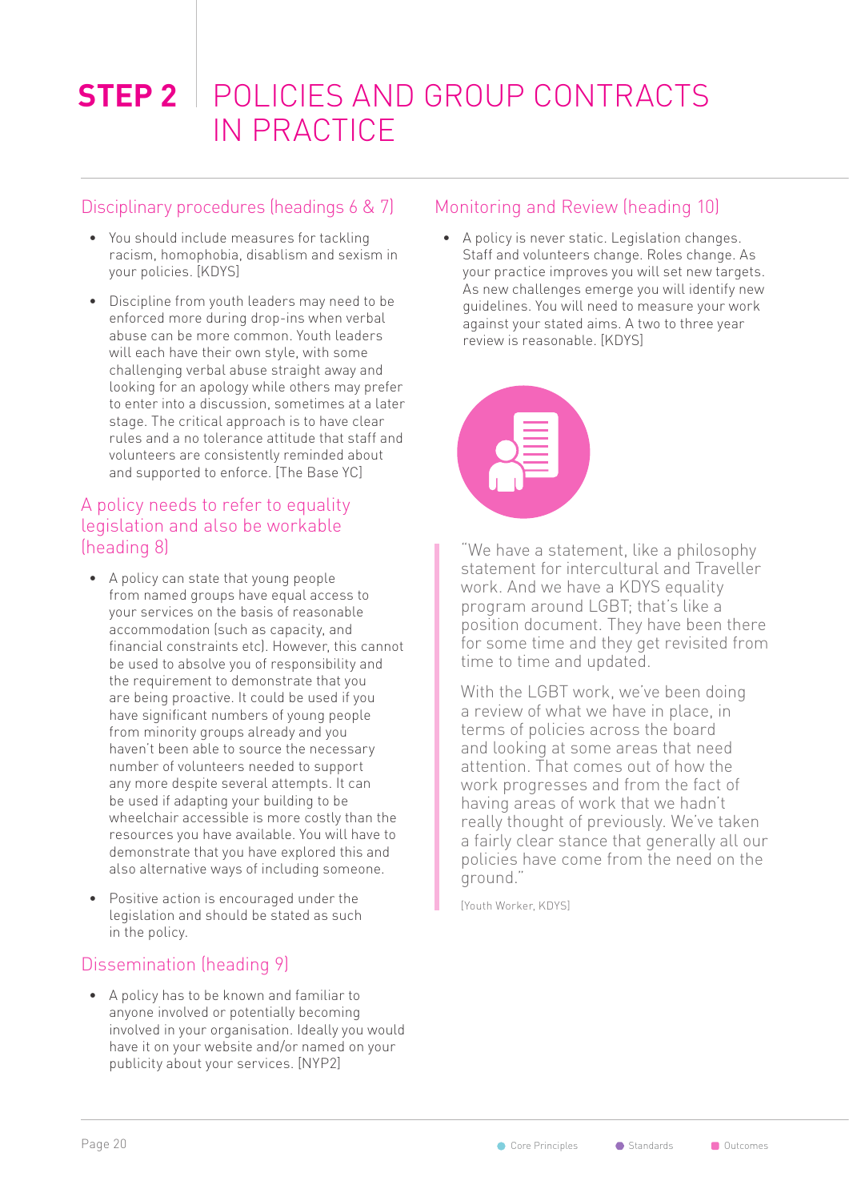# STEP 2 POLICIES AND GROUP CONTRACTS IN PRACTICE

## Disciplinary procedures (headings 6 & 7)

- You should include measures for tackling racism, homophobia, disablism and sexism in your policies. [KDYS]
- Discipline from youth leaders may need to be enforced more during drop-ins where verbal abuse can be more common. Youth leaders will each have their own style, with some challenging verbal abuse straight away and looking for an apology while others may prefer to enter into a discussion, sometimes at a later stage. The critical approach is to have clear rules and a no tolerance attitude that staff and volunteers are consistently reminded about and supported to enforce. [The Base YC]

## A policy needs to refer to equality legislation and also be workable (heading 8)

- A policy can state that young people from named groups have equal access to your services on the basis of reasonable accommodation (such as capacity, and financial constraints etc). However, this cannot be used to absolve you of responsibility and the requirement to demonstrate that you are being proactive. It could be used if you have significant numbers of young people from minority groups already and you haven't been able to source the necessary number of volunteers needed to support any more despite several attempts. It can be used if adapting your building to be wheelchair accessible is more costly than the resources you have available. You will have to demonstrate that you have explored this and also alternative ways of including someone.
- Positive action is encouraged under the legislation and should be stated as such in the policy.

## Dissemination (heading 9)

- A policy has to be known and familiar to anyone involved or potentially becoming involved in your organisation. Ideally you would have it on your website and/or named on your publicity about your services. [NYP2]

## Monitoring and Review (heading 10)

- A policy is never static. Legislation changes. Staff and volunteers change. Roles change. As your practice improves you will set new targets. As new challenges emerge you will identify new guidelines. You will need to measure your work against your stated aims. A two to three year review is reasonable. [KDYS]

> "We have a statement, like a philosophy statement for intercultural and Traveller work. And we have a KDYS equality program around LGBT; that's like a position document. They have been there for some time and they get revisited from time to time and updated.
>
> With the LGBT work, we've been doing a review of what we have in place, in terms of policies across the board and looking at some areas that need attention. That comes out of how the work progresses and from the fact of having areas of work that we hadn't really thought of previously. We've taken a fairly clear stance that generally all our policies have come from the need on the ground."
>
> [Youth Worker, KDYS]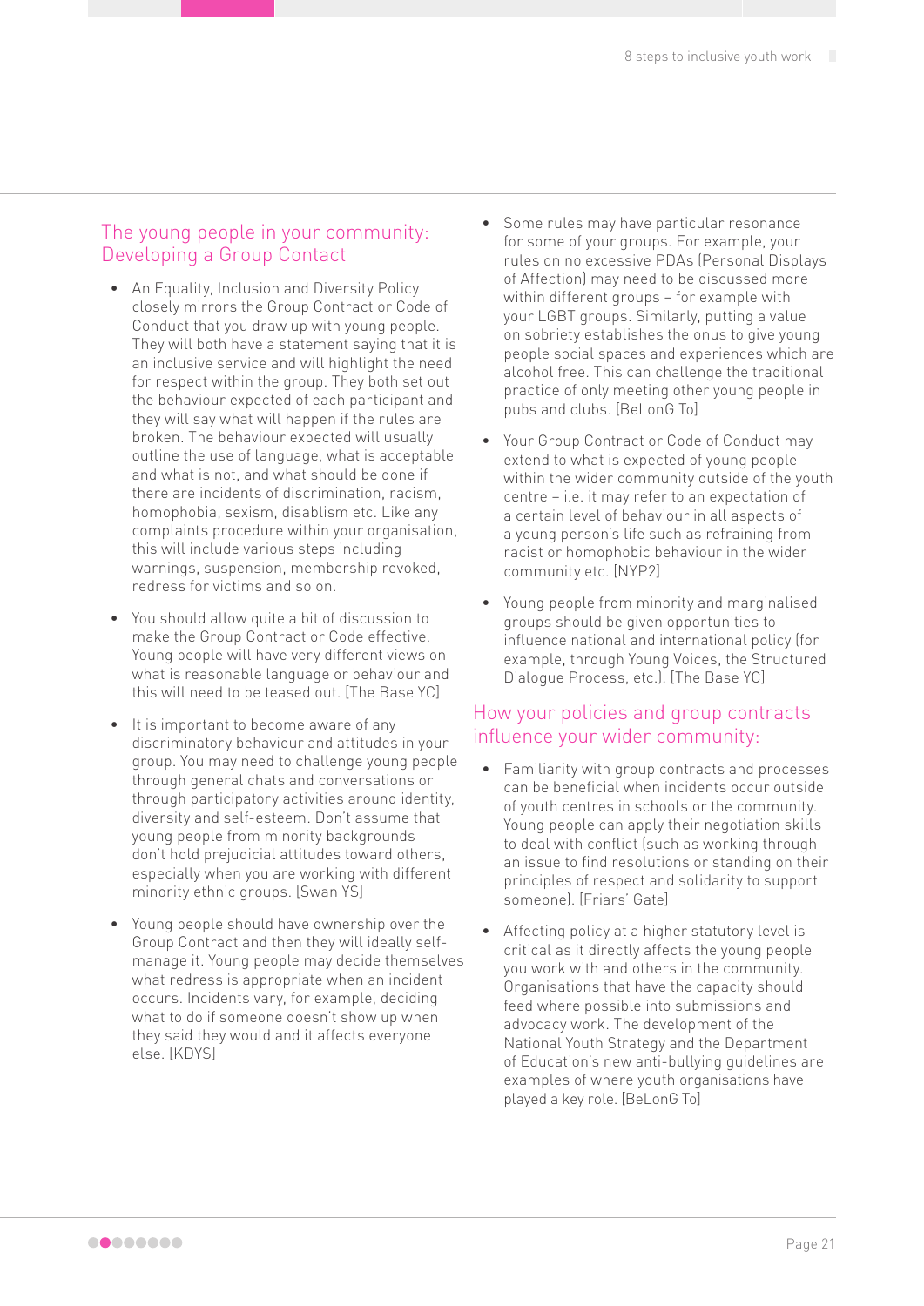## The young people in your community: Developing a Group Contact

- An Equality, Inclusion and Diversity Policy closely mirrors the Group Contract or Code of Conduct that you draw up with young people. They will both have a statement saying that it is an inclusive service and will highlight the need for respect within the group. They both set out the behaviour expected of each participant and they will say what will happen if the rules are broken. The behaviour expected will usually outline the use of language, what is acceptable and what is not, and what should be done if there are incidents of discrimination, racism, homophobia, sexism, disablism etc. Like any complaints procedure within your organisation, this will include various steps including warnings, suspension, membership revoked, redress for victims and so on.
- You should allow quite a bit of discussion to make the Group Contract or Code effective. Young people will have very different views on what is reasonable language or behaviour and this will need to be teased out. [The Base YC]
- It is important to become aware of any discriminatory behaviour and attitudes in your group. You may need to challenge young people through general chats and conversations or through participatory activities around identity, diversity and self-esteem. Don't assume that young people from minority backgrounds don't hold prejudicial attitudes toward others, especially when you are working with different minority ethnic groups. [Swan YS]
- Young people should have ownership over the Group Contract and then they will ideally self-manage it. Young people may decide themselves what redress is appropriate when an incident occurs. Incidents vary, for example, deciding what to do if someone doesn't show up when they said they would and it affects everyone else. [KDYS]
- Some rules may have particular resonance for some of your groups. For example, your rules on no excessive PDAs (Personal Displays of Affection) may need to be discussed more within different groups – for example with your LGBT groups. Similarly, putting a value on sobriety establishes the onus to give young people social spaces and experiences which are alcohol free. This can challenge the traditional practice of only meeting other young people in pubs and clubs. [BeLonG To]
- Your Group Contract or Code of Conduct may extend to what is expected of young people within the wider community outside of the youth centre – i.e. it may refer to an expectation of a certain level of behaviour in all aspects of a young person's life such as refraining from racist or homophobic behaviour in the wider community etc. [NYP2]
- Young people from minority and marginalised groups should be given opportunities to influence national and international policy (for example, through Young Voices, the Structured Dialogue Process, etc.). [The Base YC]

## How your policies and group contracts influence your wider community:

- Familiarity with group contracts and processes can be beneficial when incidents occur outside of youth centres in schools or the community. Young people can apply their negotiation skills to deal with conflict (such as working through an issue to find resolutions or standing on their principles of respect and solidarity to support someone). [Friars' Gate]
- Affecting policy at a higher statutory level is critical as it directly affects the young people you work with and others in the community. Organisations that have the capacity should feed where possible into submissions and advocacy work. The development of the National Youth Strategy and the Department of Education's new anti-bullying guidelines are examples of where youth organisations have played a key role. [BeLonG To]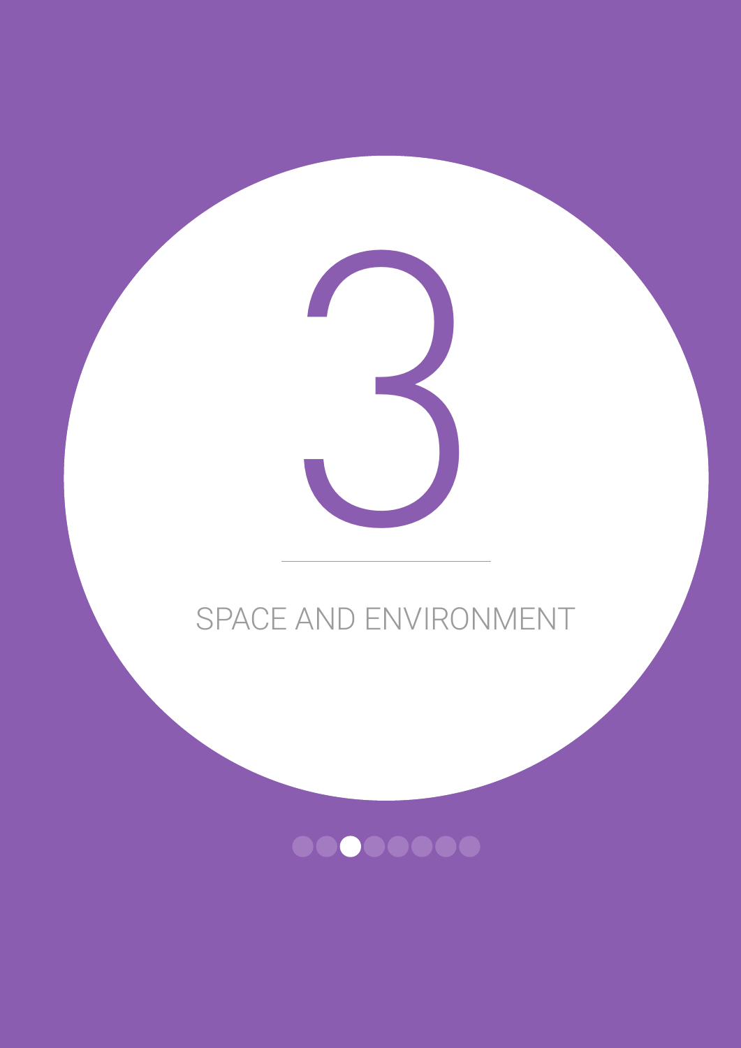# 3

## SPACE AND ENVIRONMENT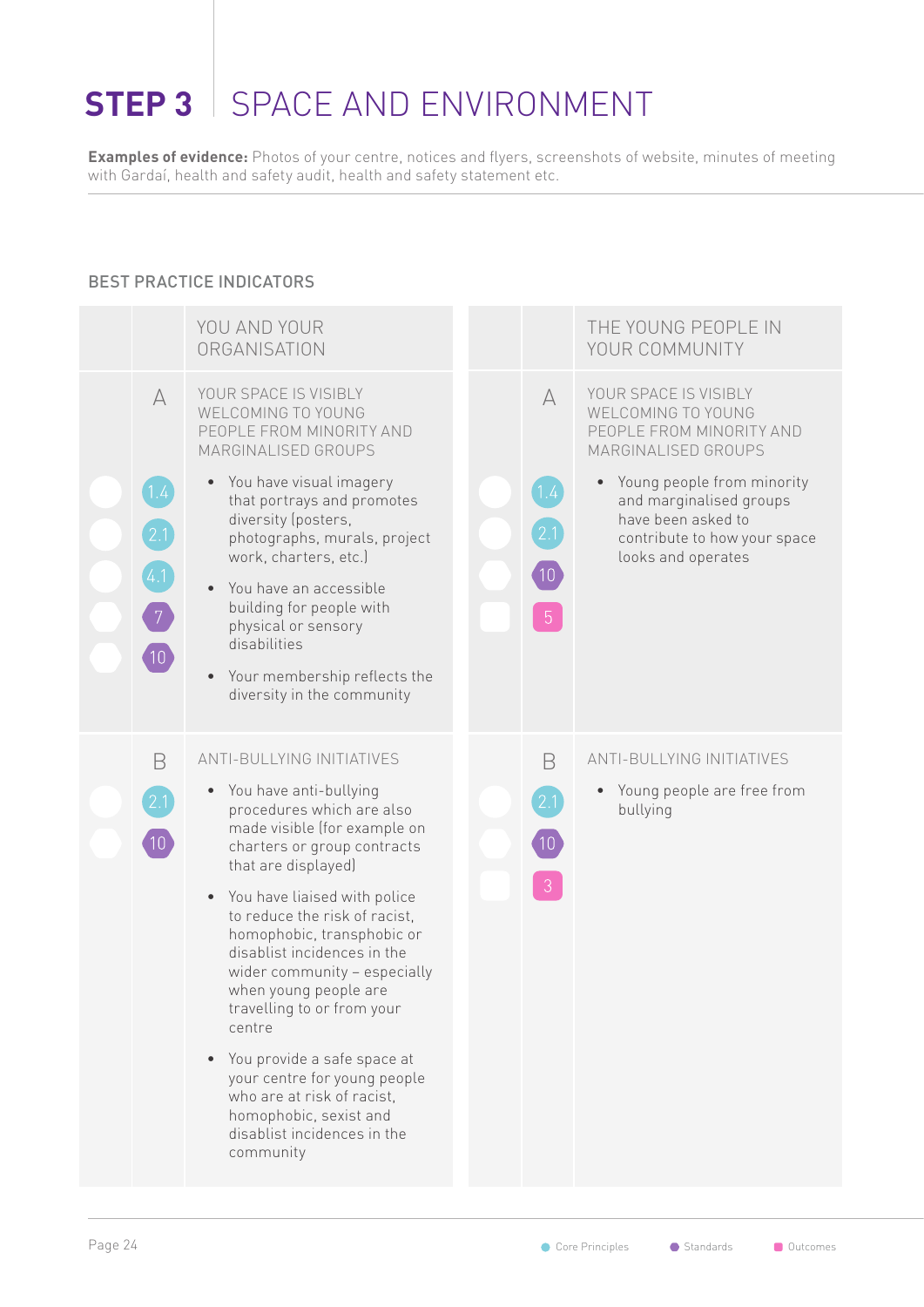# STEP 3 SPACE AND ENVIRONMENT

**Examples of evidence:** Photos of your centre, notices and flyers, screenshots of website, minutes of meeting with Gardaí, health and safety audit, health and safety statement etc.

## BEST PRACTICE INDICATORS

| | | YOU AND YOUR ORGANISATION | | | THE YOUNG PEOPLE IN YOUR COMMUNITY |
|---|---|---|---|---|---|
| 1.4, 2.1, 4.1, 7, 10 | A | YOUR SPACE IS VISIBLY WELCOMING TO YOUNG PEOPLE FROM MINORITY AND MARGINALISED GROUPS<br>• You have visual imagery that portrays and promotes diversity (posters, photographs, murals, project work, charters, etc.)<br>• You have an accessible building for people with physical or sensory disabilities<br>• Your membership reflects the diversity in the community | 1.4, 2.1, 10, 5 | A | YOUR SPACE IS VISIBLY WELCOMING TO YOUNG PEOPLE FROM MINORITY AND MARGINALISED GROUPS<br>• Young people from minority and marginalised groups have been asked to contribute to how your space looks and operates |
| 2.1, 10 | B | ANTI-BULLYING INITIATIVES<br>• You have anti-bullying procedures which are also made visible (for example on charters or group contracts that are displayed)<br>• You have liaised with police to reduce the risk of racist, homophobic, transphobic or disablist incidences in the wider community – especially when young people are travelling to or from your centre<br>• You provide a safe space at your centre for young people who are at risk of racist, homophobic, sexist and disablist incidences in the community | 2.1, 10, 3 | B | ANTI-BULLYING INITIATIVES<br>• Young people are free from bullying |

Core Principles · Standards · Outcomes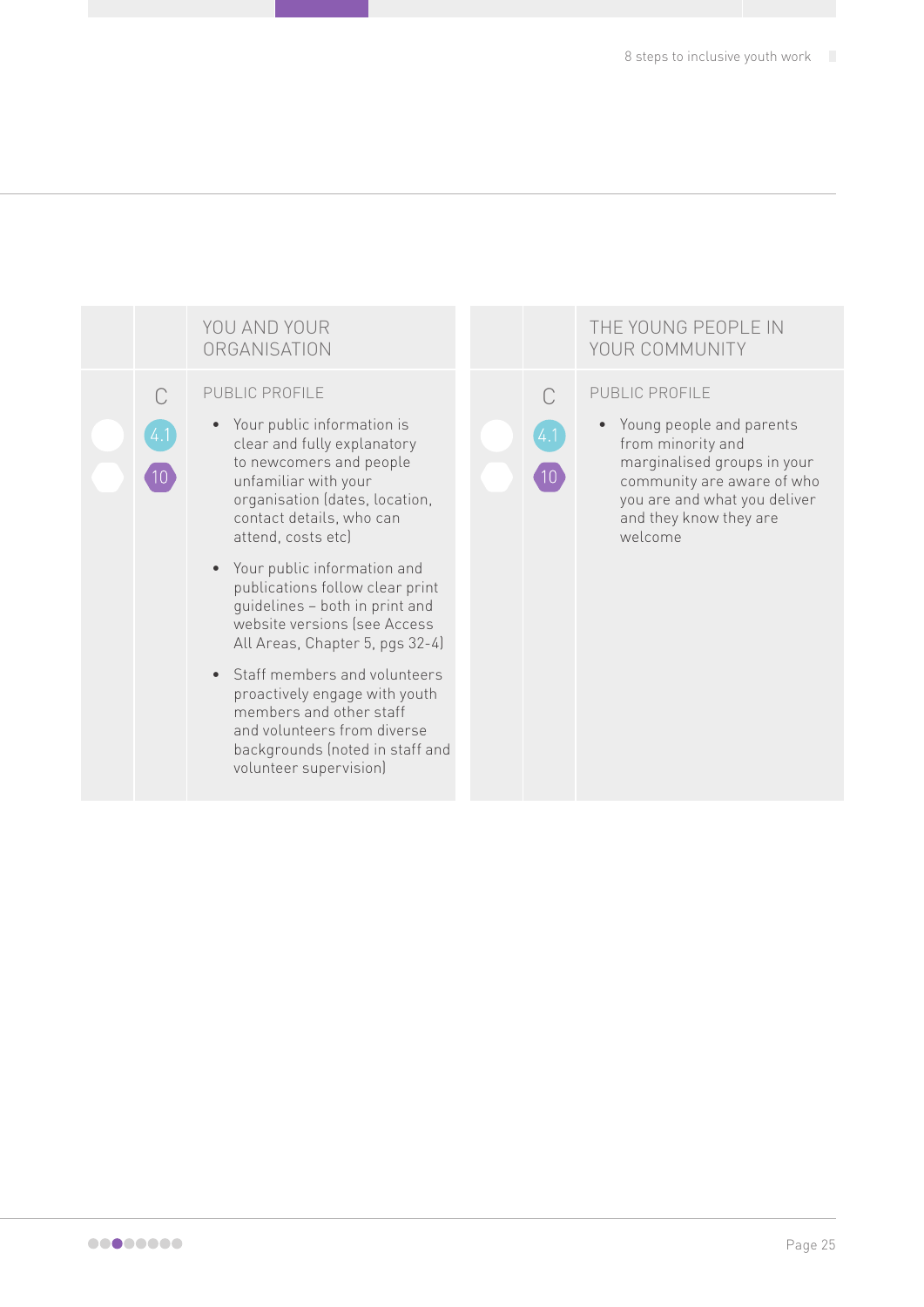| | | YOU AND YOUR ORGANISATION |
|---|---|---|
| | C | PUBLIC PROFILE |
| | 4.1 | • Your public information is clear and fully explanatory to newcomers and people unfamiliar with your organisation (dates, location, contact details, who can attend, costs etc) |
| | 10 | • Your public information and publications follow clear print guidelines – both in print and website versions (see Access All Areas, Chapter 5, pgs 32-4) |
| | | • Staff members and volunteers proactively engage with youth members and other staff and volunteers from diverse backgrounds (noted in staff and volunteer supervision) |

| | | THE YOUNG PEOPLE IN YOUR COMMUNITY |
|---|---|---|
| | C | PUBLIC PROFILE |
| | 4.1 | • Young people and parents from minority and marginalised groups in your community are aware of who you are and what you deliver and they know they are welcome |
| | 10 | |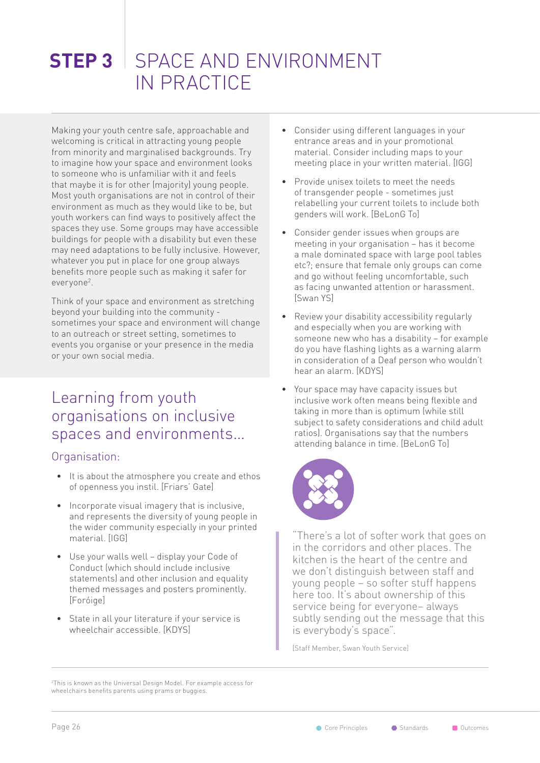# STEP 3 SPACE AND ENVIRONMENT IN PRACTICE

Making your youth centre safe, approachable and welcoming is critical in attracting young people from minority and marginalised backgrounds. Try to imagine how your space and environment looks to someone who is unfamiliar with it and feels that maybe it is for other (majority) young people. Most youth organisations are not in control of their environment as much as they would like to be, but youth workers can find ways to positively affect the spaces they use. Some groups may have accessible buildings for people with a disability but even these may need adaptations to be fully inclusive. However, whatever you put in place for one group always benefits more people such as making it safer for everyone[2].

Think of your space and environment as stretching beyond your building into the community - sometimes your space and environment will change to an outreach or street setting, sometimes to events you organise or your presence in the media or your own social media.

## Learning from youth organisations on inclusive spaces and environments...

### Organisation:

- It is about the atmosphere you create and ethos of openness you instil. [Friars' Gate]
- Incorporate visual imagery that is inclusive, and represents the diversity of young people in the wider community especially in your printed material. [IGG]
- Use your walls well – display your Code of Conduct (which should include inclusive statements) and other inclusion and equality themed messages and posters prominently. [Foróige]
- State in all your literature if your service is wheelchair accessible. [KDYS]
- Consider using different languages in your entrance areas and in your promotional material. Consider including maps to your meeting place in your written material. [IGG]
- Provide unisex toilets to meet the needs of transgender people - sometimes just relabelling your current toilets to include both genders will work. [BeLonG To]
- Consider gender issues when groups are meeting in your organisation – has it become a male dominated space with large pool tables etc?; ensure that female only groups can come and go without feeling uncomfortable, such as facing unwanted attention or harassment. [Swan YS]
- Review your disability accessibility regularly and especially when you are working with someone new who has a disability – for example do you have flashing lights as a warning alarm in consideration of a Deaf person who wouldn't hear an alarm. [KDYS]
- Your space may have capacity issues but inclusive work often means being flexible and taking in more than is optimum (while still subject to safety considerations and child adult ratios). Organisations say that the numbers attending balance in time. [BeLonG To]

> "There's a lot of softer work that goes on in the corridors and other places. The kitchen is the heart of the centre and we don't distinguish between staff and young people – so softer stuff happens here too. It's about ownership of this service being for everyone– always subtly sending out the message that this is everybody's space".
>
> [Staff Member, Swan Youth Service]

[2] This is known as the Universal Design Model. For example access for wheelchairs benefits parents using prams or buggies.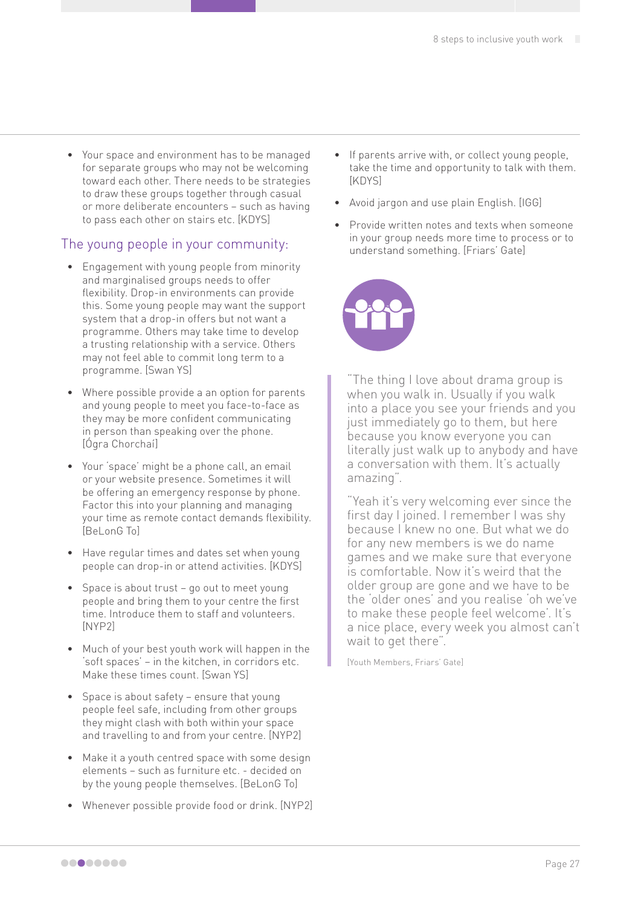- Your space and environment has to be managed for separate groups who may not be welcoming toward each other. There needs to be strategies to draw these groups together through casual or more deliberate encounters – such as having to pass each other on stairs etc. [KDYS]

## The young people in your community:

- Engagement with young people from minority and marginalised groups needs to offer flexibility. Drop-in environments can provide this. Some young people may want the support system that a drop-in offers but not want a programme. Others may take time to develop a trusting relationship with a service. Others may not feel able to commit long term to a programme. [Swan YS]
- Where possible provide a an option for parents and young people to meet you face-to-face as they may be more confident communicating in person than speaking over the phone. [Ógra Chorchaí]
- Your 'space' might be a phone call, an email or your website presence. Sometimes it will be offering an emergency response by phone. Factor this into your planning and managing your time as remote contact demands flexibility. [BeLonG To]
- Have regular times and dates set when young people can drop-in or attend activities. [KDYS]
- Space is about trust – go out to meet young people and bring them to your centre the first time. Introduce them to staff and volunteers. [NYP2]
- Much of your best youth work will happen in the 'soft spaces' – in the kitchen, in corridors etc. Make these times count. [Swan YS]
- Space is about safety – ensure that young people feel safe, including from other groups they might clash with both within your space and travelling to and from your centre. [NYP2]
- Make it a youth centred space with some design elements – such as furniture etc. - decided on by the young people themselves. [BeLonG To]
- Whenever possible provide food or drink. [NYP2]
- If parents arrive with, or collect young people, take the time and opportunity to talk with them. [KDYS]
- Avoid jargon and use plain English. [IGG]
- Provide written notes and texts when someone in your group needs more time to process or to understand something. [Friars' Gate]

> "The thing I love about drama group is when you walk in. Usually if you walk into a place you see your friends and you just immediately go to them, but here because you know everyone you can literally just walk up to anybody and have a conversation with them. It's actually amazing".
>
> "Yeah it's very welcoming ever since the first day I joined. I remember I was shy because I knew no one. But what we do for any new members is we do name games and we make sure that everyone is comfortable. Now it's weird that the older group are gone and we have to be the 'older ones' and you realise 'oh we've to make these people feel welcome'. It's a nice place, every week you almost can't wait to get there".
>
> [Youth Members, Friars' Gate]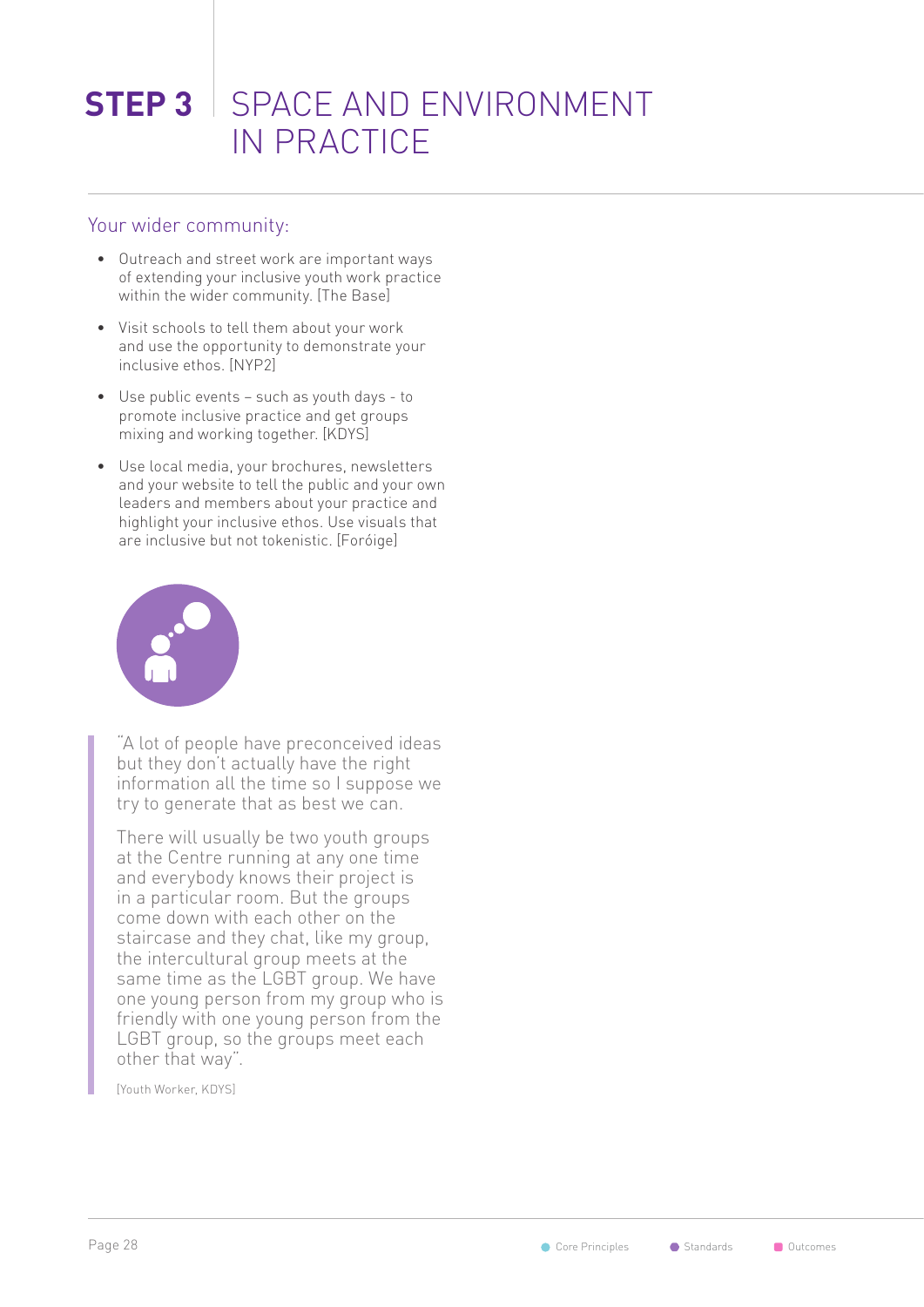# STEP 3 SPACE AND ENVIRONMENT IN PRACTICE

## Your wider community:

- Outreach and street work are important ways of extending your inclusive youth work practice within the wider community. [The Base]
- Visit schools to tell them about your work and use the opportunity to demonstrate your inclusive ethos. [NYP2]
- Use public events – such as youth days - to promote inclusive practice and get groups mixing and working together. [KDYS]
- Use local media, your brochures, newsletters and your website to tell the public and your own leaders and members about your practice and highlight your inclusive ethos. Use visuals that are inclusive but not tokenistic. [Foróige]

> "A lot of people have preconceived ideas but they don't actually have the right information all the time so I suppose we try to generate that as best we can.
>
> There will usually be two youth groups at the Centre running at any one time and everybody knows their project is in a particular room. But the groups come down with each other on the staircase and they chat, like my group, the intercultural group meets at the same time as the LGBT group. We have one young person from my group who is friendly with one young person from the LGBT group, so the groups meet each other that way".
>
> [Youth Worker, KDYS]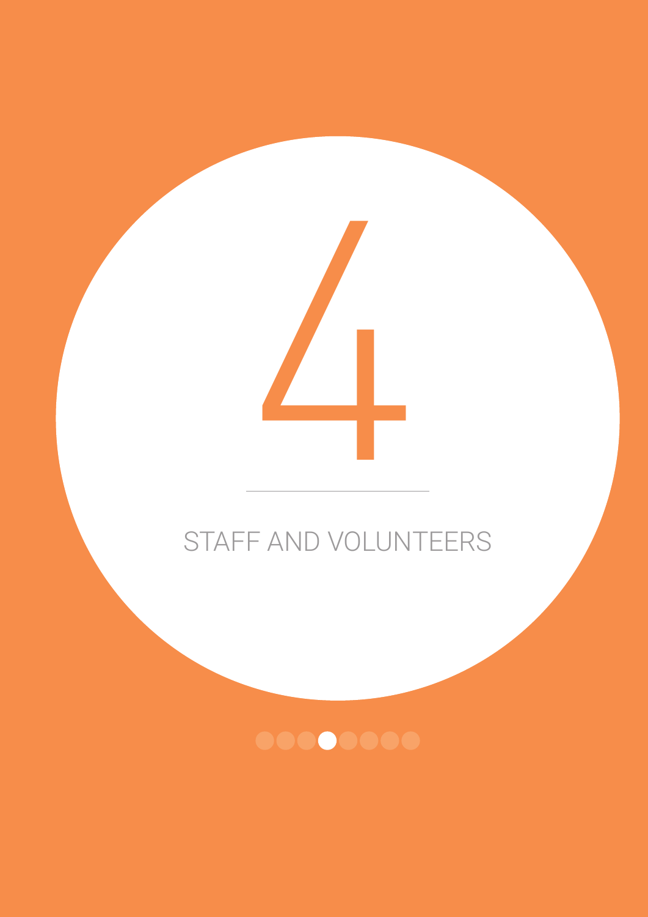# 4

## STAFF AND VOLUNTEERS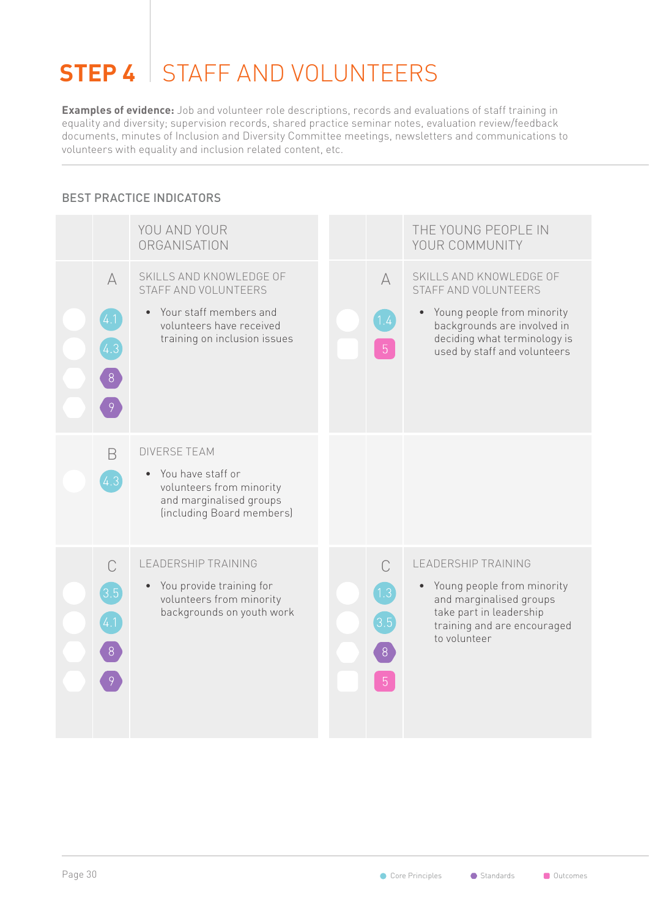# STEP 4 | STAFF AND VOLUNTEERS

**Examples of evidence:** Job and volunteer role descriptions, records and evaluations of staff training in equality and diversity; supervision records, shared practice seminar notes, evaluation review/feedback documents, minutes of Inclusion and Diversity Committee meetings, newsletters and communications to volunteers with equality and inclusion related content, etc.

## BEST PRACTICE INDICATORS

| | | YOU AND YOUR ORGANISATION | | | THE YOUNG PEOPLE IN YOUR COMMUNITY |
|---|---|---|---|---|---|
| | A<br>4.1<br>4.3<br>8<br>9 | SKILLS AND KNOWLEDGE OF STAFF AND VOLUNTEERS<br>• Your staff members and volunteers have received training on inclusion issues | | A<br>1.4<br>5 | SKILLS AND KNOWLEDGE OF STAFF AND VOLUNTEERS<br>• Young people from minority backgrounds are involved in deciding what terminology is used by staff and volunteers |
| | B<br>4.3 | DIVERSE TEAM<br>• You have staff or volunteers from minority and marginalised groups (including Board members) | | | |
| | C<br>3.5<br>4.1<br>8<br>9 | LEADERSHIP TRAINING<br>• You provide training for volunteers from minority backgrounds on youth work | | C<br>1.3<br>3.5<br>8<br>5 | LEADERSHIP TRAINING<br>• Young people from minority and marginalised groups take part in leadership training and are encouraged to volunteer |

Core Principles • Standards • Outcomes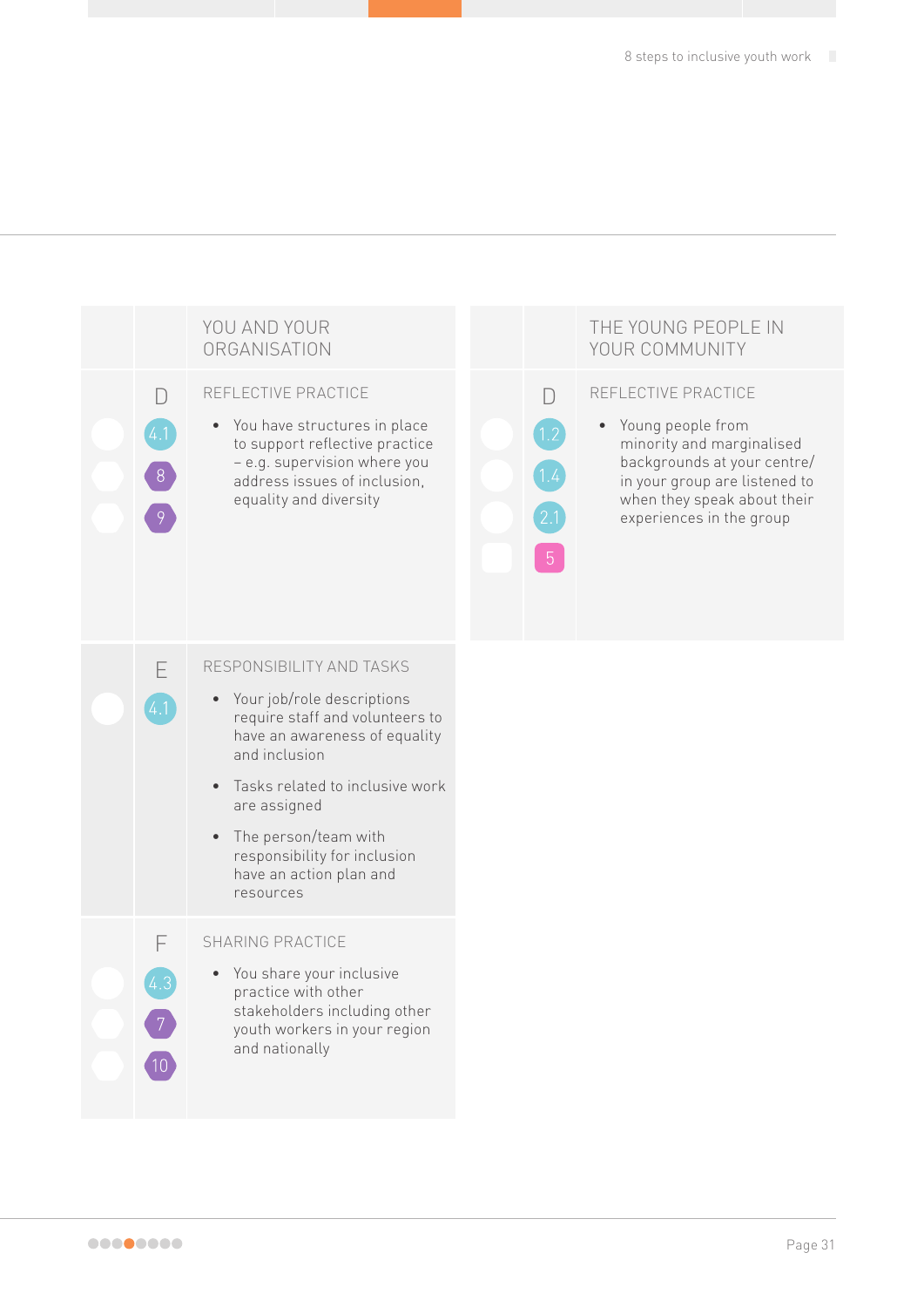## YOU AND YOUR ORGANISATION

| | | |
|---|---|---|
| | D<br>4.1<br>8<br>9 | **REFLECTIVE PRACTICE**<br>• You have structures in place to support reflective practice – e.g. supervision where you address issues of inclusion, equality and diversity |
| | E<br>4.1 | **RESPONSIBILITY AND TASKS**<br>• Your job/role descriptions require staff and volunteers to have an awareness of equality and inclusion<br>• Tasks related to inclusive work are assigned<br>• The person/team with responsibility for inclusion have an action plan and resources |
| | F<br>4.3<br>7<br>10 | **SHARING PRACTICE**<br>• You share your inclusive practice with other stakeholders including other youth workers in your region and nationally |

## THE YOUNG PEOPLE IN YOUR COMMUNITY

| | | |
|---|---|---|
| | D<br>1.2<br>1.4<br>2.1<br>5 | **REFLECTIVE PRACTICE**<br>• Young people from minority and marginalised backgrounds at your centre/ in your group are listened to when they speak about their experiences in the group |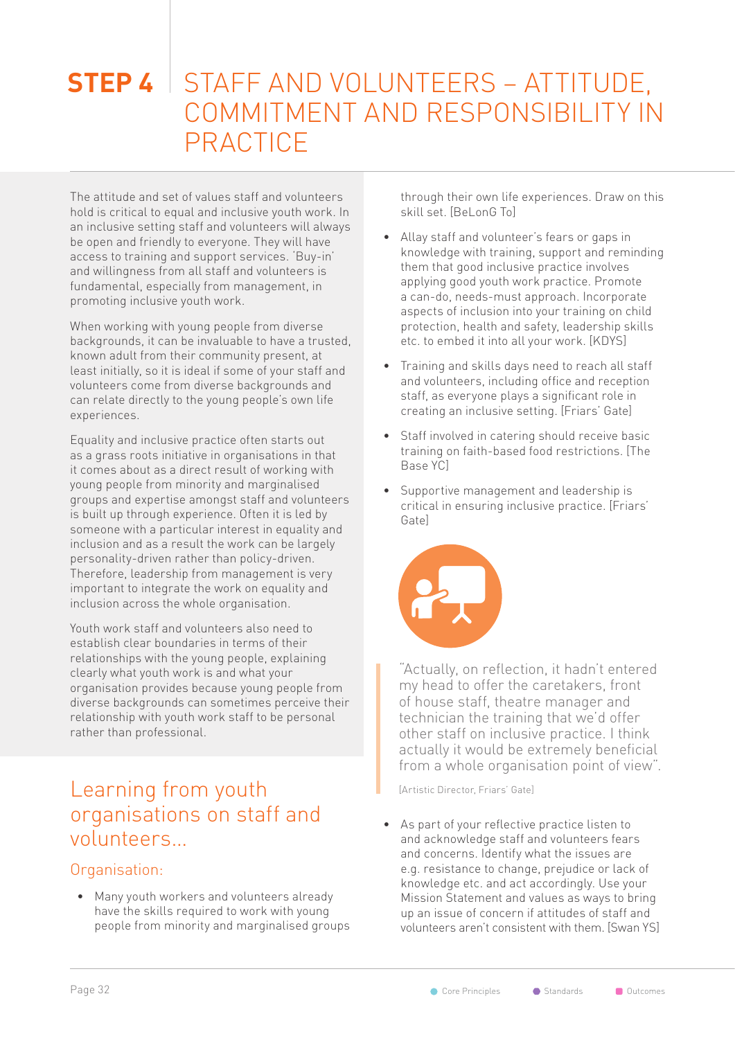# STEP 4 STAFF AND VOLUNTEERS – ATTITUDE, COMMITMENT AND RESPONSIBILITY IN PRACTICE

The attitude and set of values staff and volunteers hold is critical to equal and inclusive youth work. In an inclusive setting staff and volunteers will always be open and friendly to everyone. They will have access to training and support services. 'Buy-in' and willingness from all staff and volunteers is fundamental, especially from management, in promoting inclusive youth work.

When working with young people from diverse backgrounds, it can be invaluable to have a trusted, known adult from their community present, at least initially, so it is ideal if some of your staff and volunteers come from diverse backgrounds and can relate directly to the young people's own life experiences.

Equality and inclusive practice often starts out as a grass roots initiative in organisations in that it comes about as a direct result of working with young people from minority and marginalised groups and expertise amongst staff and volunteers is built up through experience. Often it is led by someone with a particular interest in equality and inclusion and as a result the work can be largely personality-driven rather than policy-driven. Therefore, leadership from management is very important to integrate the work on equality and inclusion across the whole organisation.

Youth work staff and volunteers also need to establish clear boundaries in terms of their relationships with the young people, explaining clearly what youth work is and what your organisation provides because young people from diverse backgrounds can sometimes perceive their relationship with youth work staff to be personal rather than professional.

## Learning from youth organisations on staff and volunteers...

### Organisation:

- Many youth workers and volunteers already have the skills required to work with young people from minority and marginalised groups through their own life experiences. Draw on this skill set. [BeLonG To]
- Allay staff and volunteer's fears or gaps in knowledge with training, support and reminding them that good inclusive practice involves applying good youth work practice. Promote a can-do, needs-must approach. Incorporate aspects of inclusion into your training on child protection, health and safety, leadership skills etc. to embed it into all your work. [KDYS]
- Training and skills days need to reach all staff and volunteers, including office and reception staff, as everyone plays a significant role in creating an inclusive setting. [Friars' Gate]
- Staff involved in catering should receive basic training on faith-based food restrictions. [The Base YC]
- Supportive management and leadership is critical in ensuring inclusive practice. [Friars' Gate]

"Actually, on reflection, it hadn't entered my head to offer the caretakers, front of house staff, theatre manager and technician the training that we'd offer other staff on inclusive practice. I think actually it would be extremely beneficial from a whole organisation point of view".

[Artistic Director, Friars' Gate]

- As part of your reflective practice listen to and acknowledge staff and volunteers fears and concerns. Identify what the issues are e.g. resistance to change, prejudice or lack of knowledge etc. and act accordingly. Use your Mission Statement and values as ways to bring up an issue of concern if attitudes of staff and volunteers aren't consistent with them. [Swan YS]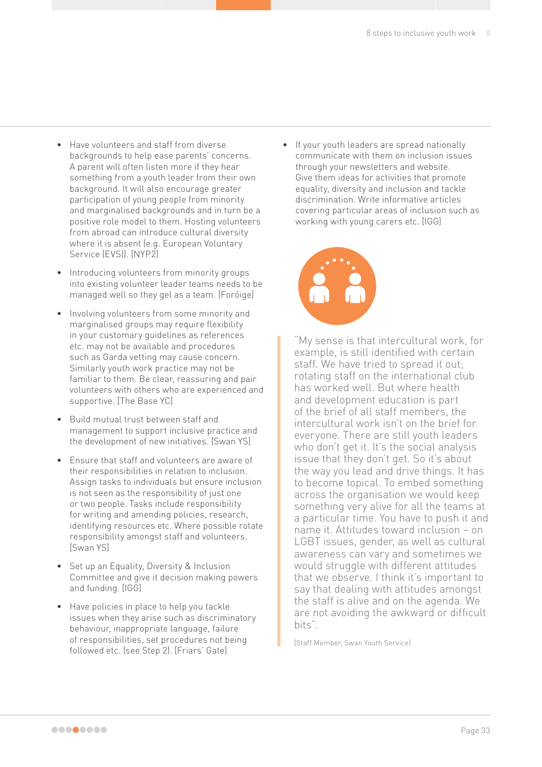- Have volunteers and staff from diverse backgrounds to help ease parents' concerns. A parent will often listen more if they hear something from a youth leader from their own background. It will also encourage greater participation of young people from minority and marginalised backgrounds and in turn be a positive role model to them. Hosting volunteers from abroad can introduce cultural diversity where it is absent (e.g. European Voluntary Service (EVS)). [NYP2]

- Introducing volunteers from minority groups into existing volunteer leader teams needs to be managed well so they gel as a team. [Foróige]

- Involving volunteers from some minority and marginalised groups may require flexibility in your customary guidelines as references etc. may not be available and procedures such as Garda vetting may cause concern. Similarly youth work practice may not be familiar to them. Be clear, reassuring and pair volunteers with others who are experienced and supportive. [The Base YC]

- Build mutual trust between staff and management to support inclusive practice and the development of new initiatives. [Swan YS]

- Ensure that staff and volunteers are aware of their responsibilities in relation to inclusion. Assign tasks to individuals but ensure inclusion is not seen as the responsibility of just one or two people. Tasks include responsibility for writing and amending policies, research, identifying resources etc. Where possible rotate responsibility amongst staff and volunteers. [Swan YS]

- Set up an Equality, Diversity & Inclusion Committee and give it decision making powers and funding. [IGG]

- Have policies in place to help you tackle issues when they arise such as discriminatory behaviour, inappropriate language, failure of responsibilities, set procedures not being followed etc. (see Step 2). [Friars' Gate]

- If your youth leaders are spread nationally communicate with them on inclusion issues through your newsletters and website. Give them ideas for activities that promote equality, diversity and inclusion and tackle discrimination. Write informative articles covering particular areas of inclusion such as working with young carers etc. [IGG]

> "My sense is that intercultural work, for example, is still identified with certain staff. We have tried to spread it out; rotating staff on the international club has worked well. But where health and development education is part of the brief of all staff members, the intercultural work isn't on the brief for everyone. There are still youth leaders who don't get it. It's the social analysis issue that they don't get. So it's about the way you lead and drive things. It has to become topical. To embed something across the organisation we would keep something very alive for all the teams at a particular time. You have to push it and name it. Attitudes toward inclusion – on LGBT issues, gender, as well as cultural awareness can vary and sometimes we would struggle with different attitudes that we observe. I think it's important to say that dealing with attitudes amongst the staff is alive and on the agenda. We are not avoiding the awkward or difficult bits".
>
> [Staff Member, Swan Youth Service]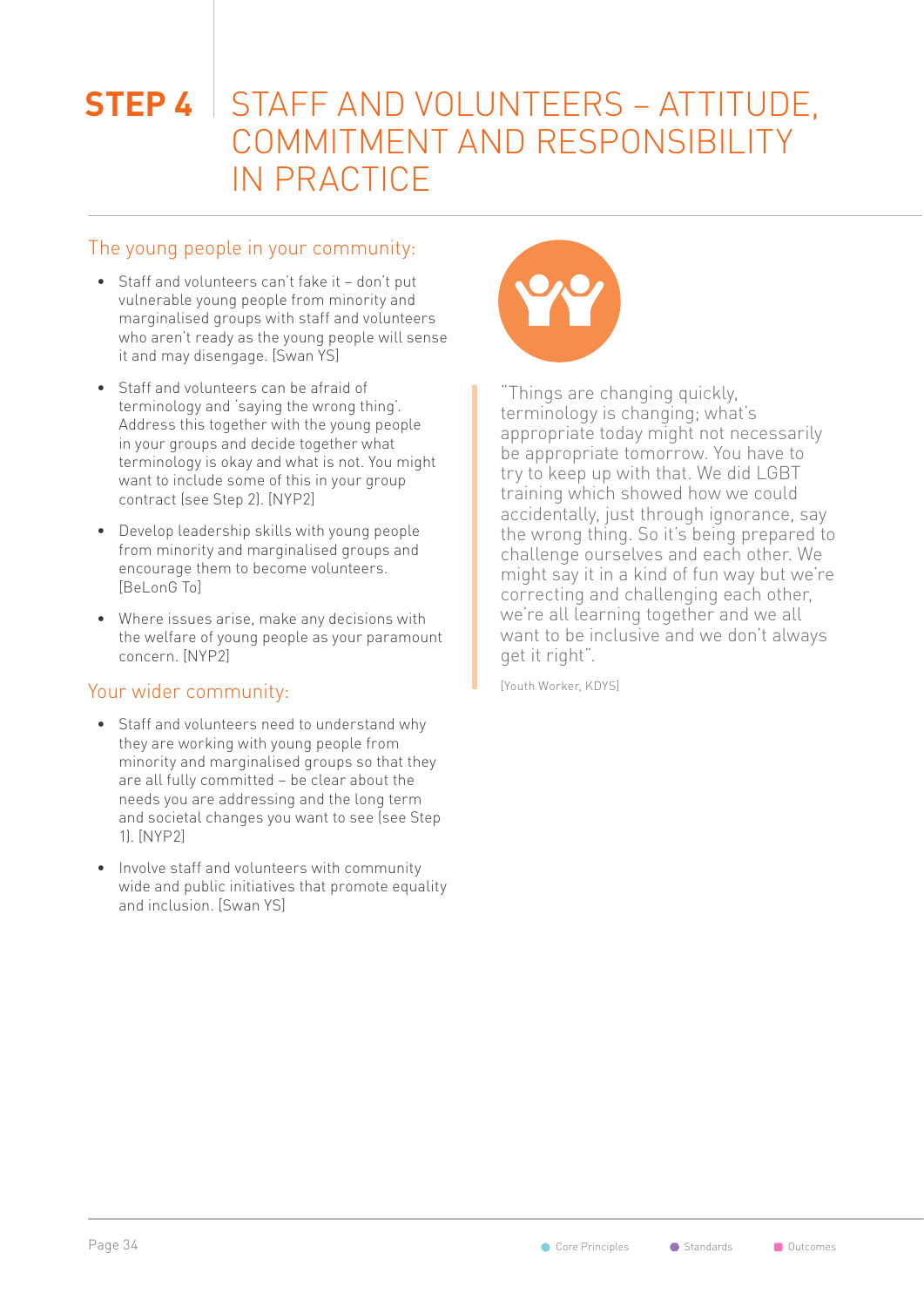# STEP 4 STAFF AND VOLUNTEERS – ATTITUDE, COMMITMENT AND RESPONSIBILITY IN PRACTICE

## The young people in your community:

- Staff and volunteers can't fake it – don't put vulnerable young people from minority and marginalised groups with staff and volunteers who aren't ready as the young people will sense it and may disengage. [Swan YS]
- Staff and volunteers can be afraid of terminology and 'saying the wrong thing'. Address this together with the young people in your groups and decide together what terminology is okay and what is not. You might want to include some of this in your group contract (see Step 2). [NYP2]
- Develop leadership skills with young people from minority and marginalised groups and encourage them to become volunteers. [BeLonG To]
- Where issues arise, make any decisions with the welfare of young people as your paramount concern. [NYP2]

## Your wider community:

- Staff and volunteers need to understand why they are working with young people from minority and marginalised groups so that they are all fully committed – be clear about the needs you are addressing and the long term and societal changes you want to see (see Step 1). [NYP2]
- Involve staff and volunteers with community wide and public initiatives that promote equality and inclusion. [Swan YS]

> "Things are changing quickly, terminology is changing; what's appropriate today might not necessarily be appropriate tomorrow. You have to try to keep up with that. We did LGBT training which showed how we could accidentally, just through ignorance, say the wrong thing. So it's being prepared to challenge ourselves and each other. We might say it in a kind of fun way but we're correcting and challenging each other, we're all learning together and we all want to be inclusive and we don't always get it right".
>
> [Youth Worker, KDYS]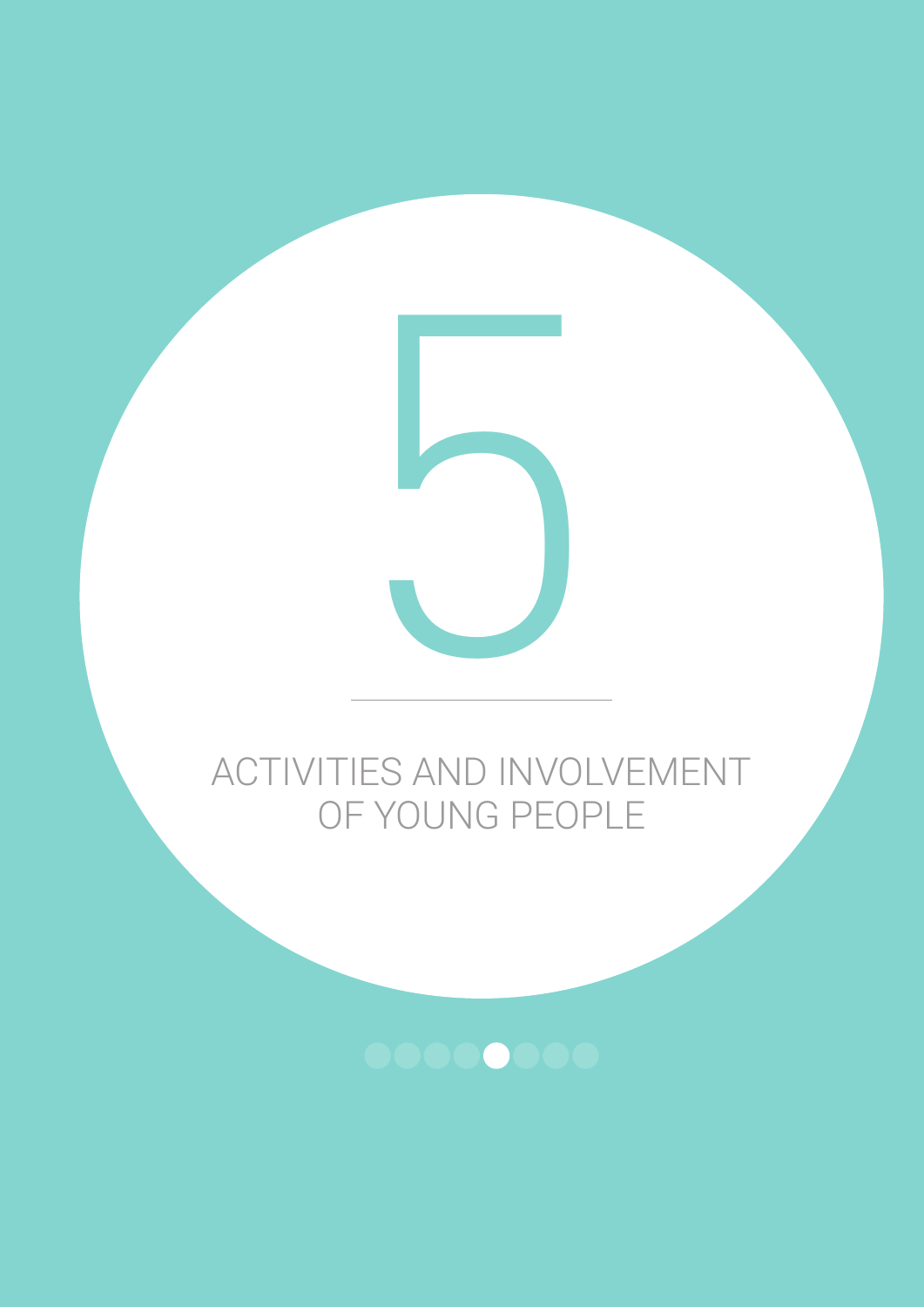# 5

## ACTIVITIES AND INVOLVEMENT OF YOUNG PEOPLE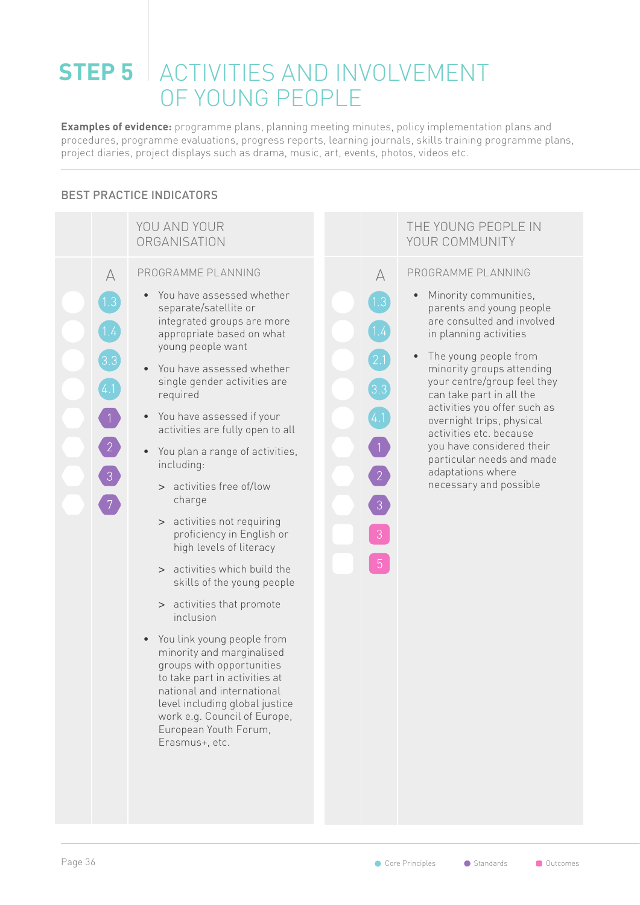# STEP 5 ACTIVITIES AND INVOLVEMENT OF YOUNG PEOPLE

**Examples of evidence:** programme plans, planning meeting minutes, policy implementation plans and procedures, programme evaluations, progress reports, learning journals, skills training programme plans, project diaries, project displays such as drama, music, art, events, photos, videos etc.

## BEST PRACTICE INDICATORS

### YOU AND YOUR ORGANISATION

**A — PROGRAMME PLANNING**

Core Principles: 1.3, 1.4, 3.3, 4.1
Standards: 1, 2, 3, 7

- You have assessed whether separate/satellite or integrated groups are more appropriate based on what young people want
- You have assessed whether single gender activities are required
- You have assessed if your activities are fully open to all
- You plan a range of activities, including:
  - > activities free of/low charge
  - > activities not requiring proficiency in English or high levels of literacy
  - > activities which build the skills of the young people
  - > activities that promote inclusion
- You link young people from minority and marginalised groups with opportunities to take part in activities at national and international level including global justice work e.g. Council of Europe, European Youth Forum, Erasmus+, etc.

### THE YOUNG PEOPLE IN YOUR COMMUNITY

**A — PROGRAMME PLANNING**

Core Principles: 1.3, 1.4, 2.1, 3.3, 4.1
Standards: 1, 2, 3
Outcomes: 3, 5

- Minority communities, parents and young people are consulted and involved in planning activities
- The young people from minority groups attending your centre/group feel they can take part in all the activities you offer such as overnight trips, physical activities etc. because you have considered their particular needs and made adaptations where necessary and possible

Core Principles · Standards · Outcomes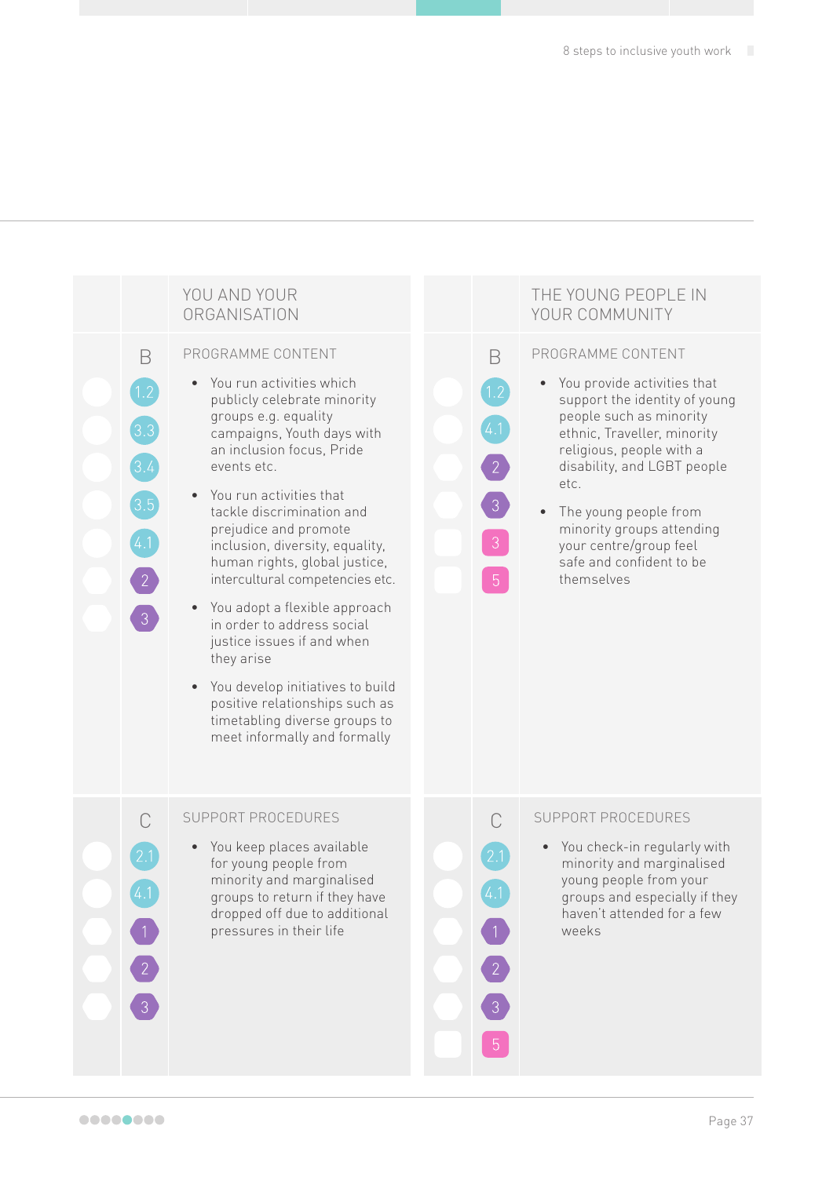| | | YOU AND YOUR ORGANISATION | | | THE YOUNG PEOPLE IN YOUR COMMUNITY |
|---|---|---|---|---|---|
| | B | PROGRAMME CONTENT | | B | PROGRAMME CONTENT |
| | 1.2, 3.3, 3.4, 3.5, 4.1, 2, 3 | • You run activities which publicly celebrate minority groups e.g. equality campaigns, Youth days with an inclusion focus, Pride events etc.<br>• You run activities that tackle discrimination and prejudice and promote inclusion, diversity, equality, human rights, global justice, intercultural competencies etc.<br>• You adopt a flexible approach in order to address social justice issues if and when they arise<br>• You develop initiatives to build positive relationships such as timetabling diverse groups to meet informally and formally | | 1.2, 4.1, 2, 3, 3, 5 | • You provide activities that support the identity of young people such as minority ethnic, Traveller, minority religious, people with a disability, and LGBT people etc.<br>• The young people from minority groups attending your centre/group feel safe and confident to be themselves |
| | C | SUPPORT PROCEDURES | | C | SUPPORT PROCEDURES |
| | 2.1, 4.1, 1, 2, 3 | • You keep places available for young people from minority and marginalised groups to return if they have dropped off due to additional pressures in their life | | 2.1, 4.1, 1, 2, 3, 5 | • You check-in regularly with minority and marginalised young people from your groups and especially if they haven't attended for a few weeks |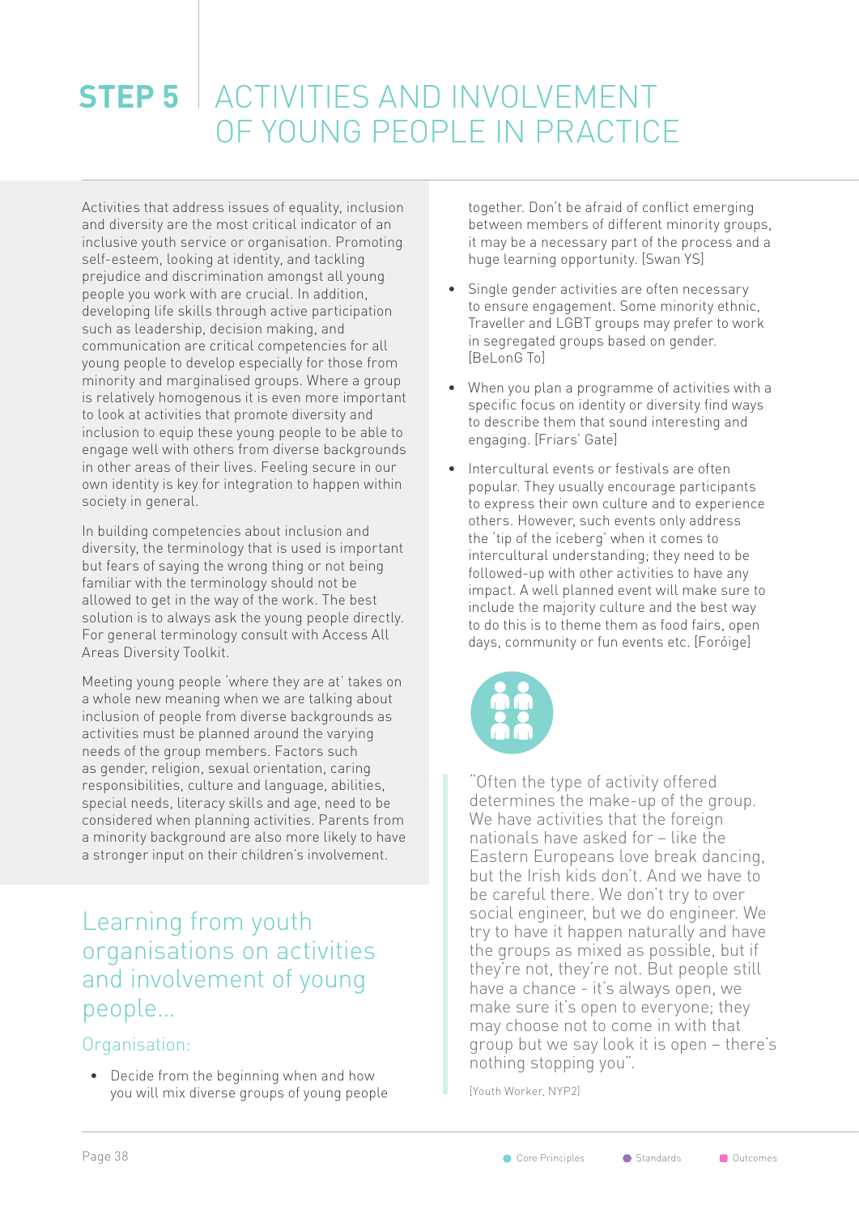# STEP 5 ACTIVITIES AND INVOLVEMENT OF YOUNG PEOPLE IN PRACTICE

Activities that address issues of equality, inclusion and diversity are the most critical indicator of an inclusive youth service or organisation. Promoting self-esteem, looking at identity, and tackling prejudice and discrimination amongst all young people you work with are crucial. In addition, developing life skills through active participation such as leadership, decision making, and communication are critical competencies for all young people to develop especially for those from minority and marginalised groups. Where a group is relatively homogenous it is even more important to look at activities that promote diversity and inclusion to equip these young people to be able to engage well with others from diverse backgrounds in other areas of their lives. Feeling secure in our own identity is key for integration to happen within society in general.

In building competencies about inclusion and diversity, the terminology that is used is important but fears of saying the wrong thing or not being familiar with the terminology should not be allowed to get in the way of the work. The best solution is to always ask the young people directly. For general terminology consult with Access All Areas Diversity Toolkit.

Meeting young people 'where they are at' takes on a whole new meaning when we are talking about inclusion of people from diverse backgrounds as activities must be planned around the varying needs of the group members. Factors such as gender, religion, sexual orientation, caring responsibilities, culture and language, abilities, special needs, literacy skills and age, need to be considered when planning activities. Parents from a minority background are also more likely to have a stronger input on their children's involvement.

## Learning from youth organisations on activities and involvement of young people...

### Organisation:

- Decide from the beginning when and how you will mix diverse groups of young people together. Don't be afraid of conflict emerging between members of different minority groups, it may be a necessary part of the process and a huge learning opportunity. [Swan YS]
- Single gender activities are often necessary to ensure engagement. Some minority ethnic, Traveller and LGBT groups may prefer to work in segregated groups based on gender. [BeLonG To]
- When you plan a programme of activities with a specific focus on identity or diversity find ways to describe them that sound interesting and engaging. [Friars' Gate]
- Intercultural events or festivals are often popular. They usually encourage participants to express their own culture and to experience others. However, such events only address the 'tip of the iceberg' when it comes to intercultural understanding; they need to be followed-up with other activities to have any impact. A well planned event will make sure to include the majority culture and the best way to do this is to theme them as food fairs, open days, community or fun events etc. [Foróige]

"Often the type of activity offered determines the make-up of the group. We have activities that the foreign nationals have asked for – like the Eastern Europeans love break dancing, but the Irish kids don't. And we have to be careful there. We don't try to over social engineer, but we do engineer. We try to have it happen naturally and have the groups as mixed as possible, but if they're not, they're not. But people still have a chance - it's always open, we make sure it's open to everyone; they may choose not to come in with that group but we say look it is open – there's nothing stopping you".

[Youth Worker, NYP2]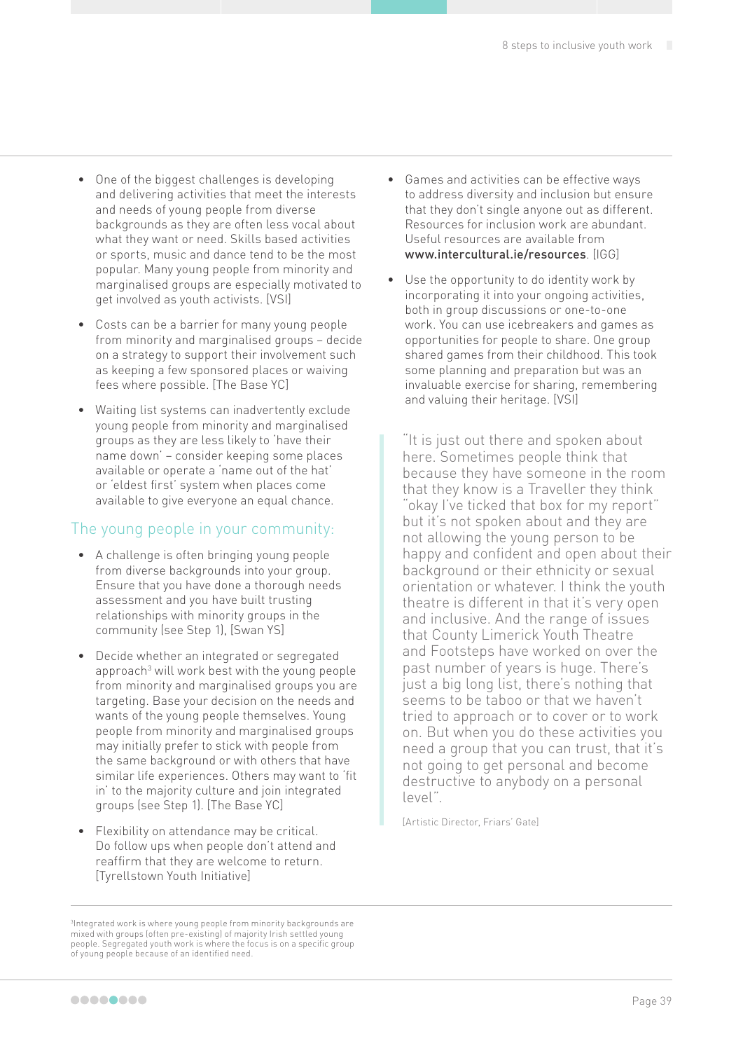- One of the biggest challenges is developing and delivering activities that meet the interests and needs of young people from diverse backgrounds as they are often less vocal about what they want or need. Skills based activities or sports, music and dance tend to be the most popular. Many young people from minority and marginalised groups are especially motivated to get involved as youth activists. [VSI]
- Costs can be a barrier for many young people from minority and marginalised groups – decide on a strategy to support their involvement such as keeping a few sponsored places or waiving fees where possible. [The Base YC]
- Waiting list systems can inadvertently exclude young people from minority and marginalised groups as they are less likely to 'have their name down' – consider keeping some places available or operate a 'name out of the hat' or 'eldest first' system when places come available to give everyone an equal chance.

## The young people in your community:

- A challenge is often bringing young people from diverse backgrounds into your group. Ensure that you have done a thorough needs assessment and you have built trusting relationships with minority groups in the community (see Step 1), [Swan YS]
- Decide whether an integrated or segregated approach[3] will work best with the young people from minority and marginalised groups you are targeting. Base your decision on the needs and wants of the young people themselves. Young people from minority and marginalised groups may initially prefer to stick with people from the same background or with others that have similar life experiences. Others may want to 'fit in' to the majority culture and join integrated groups (see Step 1). [The Base YC]
- Flexibility on attendance may be critical. Do follow ups when people don't attend and reaffirm that they are welcome to return. [Tyrellstown Youth Initiative]
- Games and activities can be effective ways to address diversity and inclusion but ensure that they don't single anyone out as different. Resources for inclusion work are abundant. Useful resources are available from **www.intercultural.ie/resources**. [IGG]
- Use the opportunity to do identity work by incorporating it into your ongoing activities, both in group discussions or one-to-one work. You can use icebreakers and games as opportunities for people to share. One group shared games from their childhood. This took some planning and preparation but was an invaluable exercise for sharing, remembering and valuing their heritage. [VSI]

> "It is just out there and spoken about here. Sometimes people think that because they have someone in the room that they know is a Traveller they think "okay I've ticked that box for my report" but it's not spoken about and they are not allowing the young person to be happy and confident and open about their background or their ethnicity or sexual orientation or whatever. I think the youth theatre is different in that it's very open and inclusive. And the range of issues that County Limerick Youth Theatre and Footsteps have worked on over the past number of years is huge. There's just a big long list, there's nothing that seems to be taboo or that we haven't tried to approach or to cover or to work on. But when you do these activities you need a group that you can trust, that it's not going to get personal and become destructive to anybody on a personal level".
>
> [Artistic Director, Friars' Gate]

[3] Integrated work is where young people from minority backgrounds are mixed with groups (often pre-existing) of majority Irish settled young people. Segregated youth work is where the focus is on a specific group of young people because of an identified need.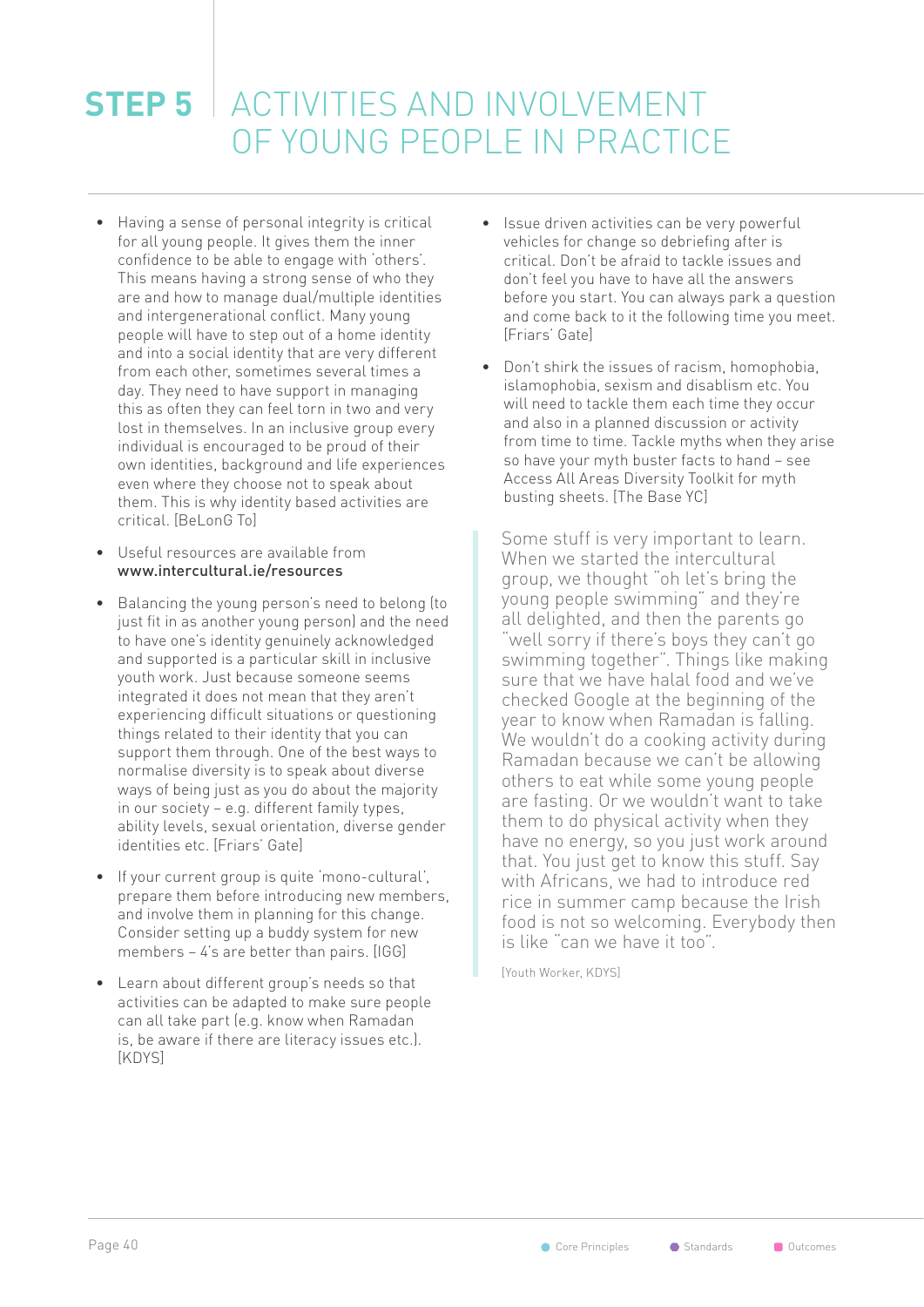# STEP 5 ACTIVITIES AND INVOLVEMENT OF YOUNG PEOPLE IN PRACTICE

- Having a sense of personal integrity is critical for all young people. It gives them the inner confidence to be able to engage with 'others'. This means having a strong sense of who they are and how to manage dual/multiple identities and intergenerational conflict. Many young people will have to step out of a home identity and into a social identity that are very different from each other, sometimes several times a day. They need to have support in managing this as often they can feel torn in two and very lost in themselves. In an inclusive group every individual is encouraged to be proud of their own identities, background and life experiences even where they choose not to speak about them. This is why identity based activities are critical. [BeLonG To]

- Useful resources are available from **www.intercultural.ie/resources**

- Balancing the young person's need to belong (to just fit in as another young person) and the need to have one's identity genuinely acknowledged and supported is a particular skill in inclusive youth work. Just because someone seems integrated it does not mean that they aren't experiencing difficult situations or questioning things related to their identity that you can support them through. One of the best ways to normalise diversity is to speak about diverse ways of being just as you do about the majority in our society – e.g. different family types, ability levels, sexual orientation, diverse gender identities etc. [Friars' Gate]

- If your current group is quite 'mono-cultural', prepare them before introducing new members, and involve them in planning for this change. Consider setting up a buddy system for new members – 4's are better than pairs. [IGG]

- Learn about different group's needs so that activities can be adapted to make sure people can all take part (e.g. know when Ramadan is, be aware if there are literacy issues etc.). [KDYS]

- Issue driven activities can be very powerful vehicles for change so debriefing after is critical. Don't be afraid to tackle issues and don't feel you have to have all the answers before you start. You can always park a question and come back to it the following time you meet. [Friars' Gate]

- Don't shirk the issues of racism, homophobia, islamophobia, sexism and disablism etc. You will need to tackle them each time they occur and also in a planned discussion or activity from time to time. Tackle myths when they arise so have your myth buster facts to hand – see Access All Areas Diversity Toolkit for myth busting sheets. [The Base YC]

> Some stuff is very important to learn. When we started the intercultural group, we thought "oh let's bring the young people swimming" and they're all delighted, and then the parents go "well sorry if there's boys they can't go swimming together". Things like making sure that we have halal food and we've checked Google at the beginning of the year to know when Ramadan is falling. We wouldn't do a cooking activity during Ramadan because we can't be allowing others to eat while some young people are fasting. Or we wouldn't want to take them to do physical activity when they have no energy, so you just work around that. You just get to know this stuff. Say with Africans, we had to introduce red rice in summer camp because the Irish food is not so welcoming. Everybody then is like "can we have it too".
>
> [Youth Worker, KDYS]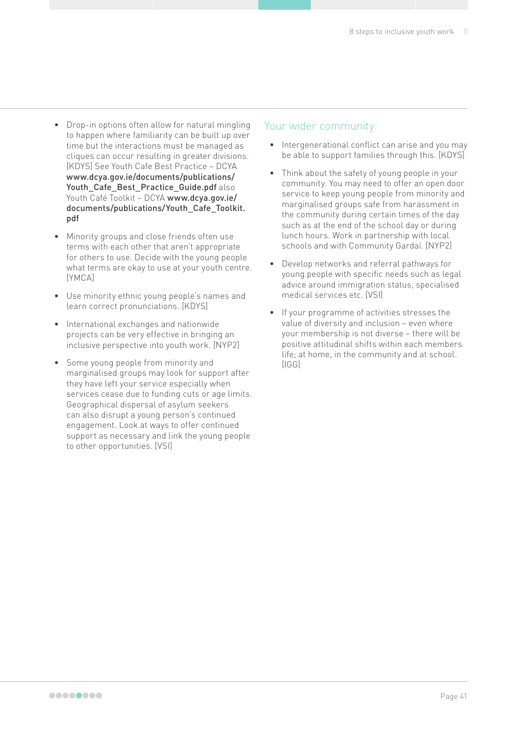- Drop-in options often allow for natural mingling to happen where familiarity can be built up over time but the interactions must be managed as cliques can occur resulting in greater divisions. [KDYS] See Youth Cafe Best Practice – DCYA **www.dcya.gov.ie/documents/publications/Youth_Cafe_Best_Practice_Guide.pdf** also Youth Café Toolkit – DCYA **www.dcya.gov.ie/documents/publications/Youth_Cafe_Toolkit.pdf**

- Minority groups and close friends often use terms with each other that aren't appropriate for others to use. Decide with the young people what terms are okay to use at your youth centre. [YMCA]

- Use minority ethnic young people's names and learn correct pronunciations. [KDYS]

- International exchanges and nationwide projects can be very effective in bringing an inclusive perspective into youth work. [NYP2]

- Some young people from minority and marginalised groups may look for support after they have left your service especially when services cease due to funding cuts or age limits. Geographical dispersal of asylum seekers can also disrupt a young person's continued engagement. Look at ways to offer continued support as necessary and link the young people to other opportunities. [VSI]

## Your wider community:

- Intergenerational conflict can arise and you may be able to support families through this. [KDYS]

- Think about the safety of young people in your community. You may need to offer an open door service to keep young people from minority and marginalised groups safe from harassment in the community during certain times of the day such as at the end of the school day or during lunch hours. Work in partnership with local schools and with Community Gardaí. [NYP2]

- Develop networks and referral pathways for young people with specific needs such as legal advice around immigration status, specialised medical services etc. [VSI]

- If your programme of activities stresses the value of diversity and inclusion – even where your membership is not diverse – there will be positive attitudinal shifts within each members life; at home, in the community and at school. [IGG]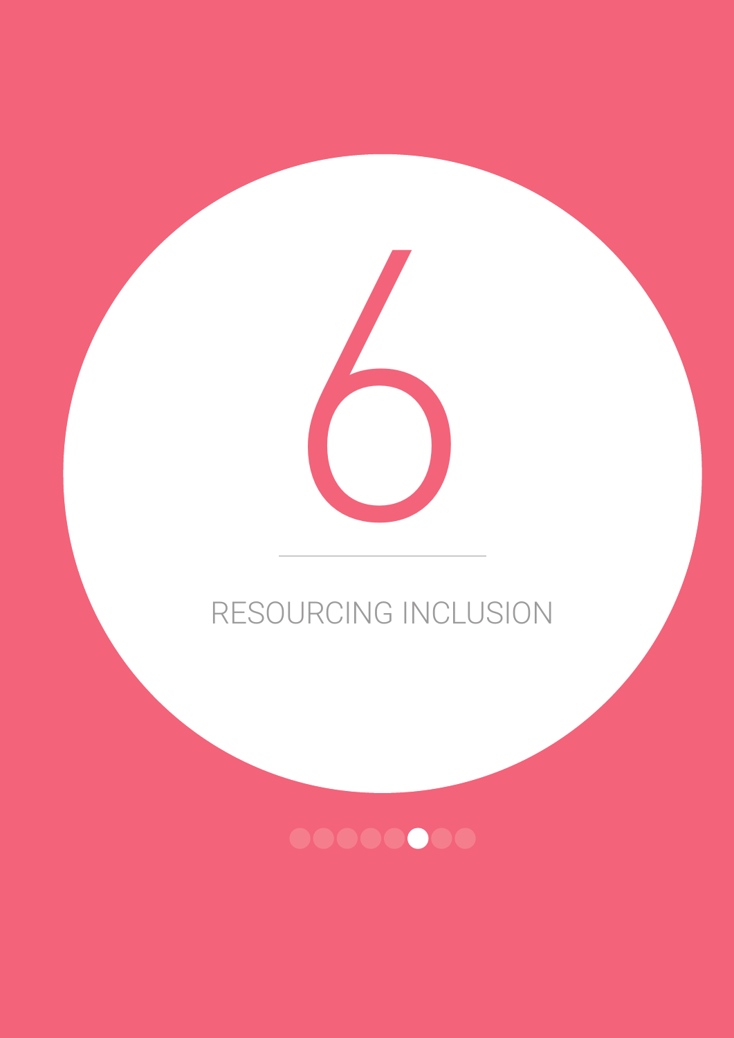# 6

# RESOURCING INCLUSION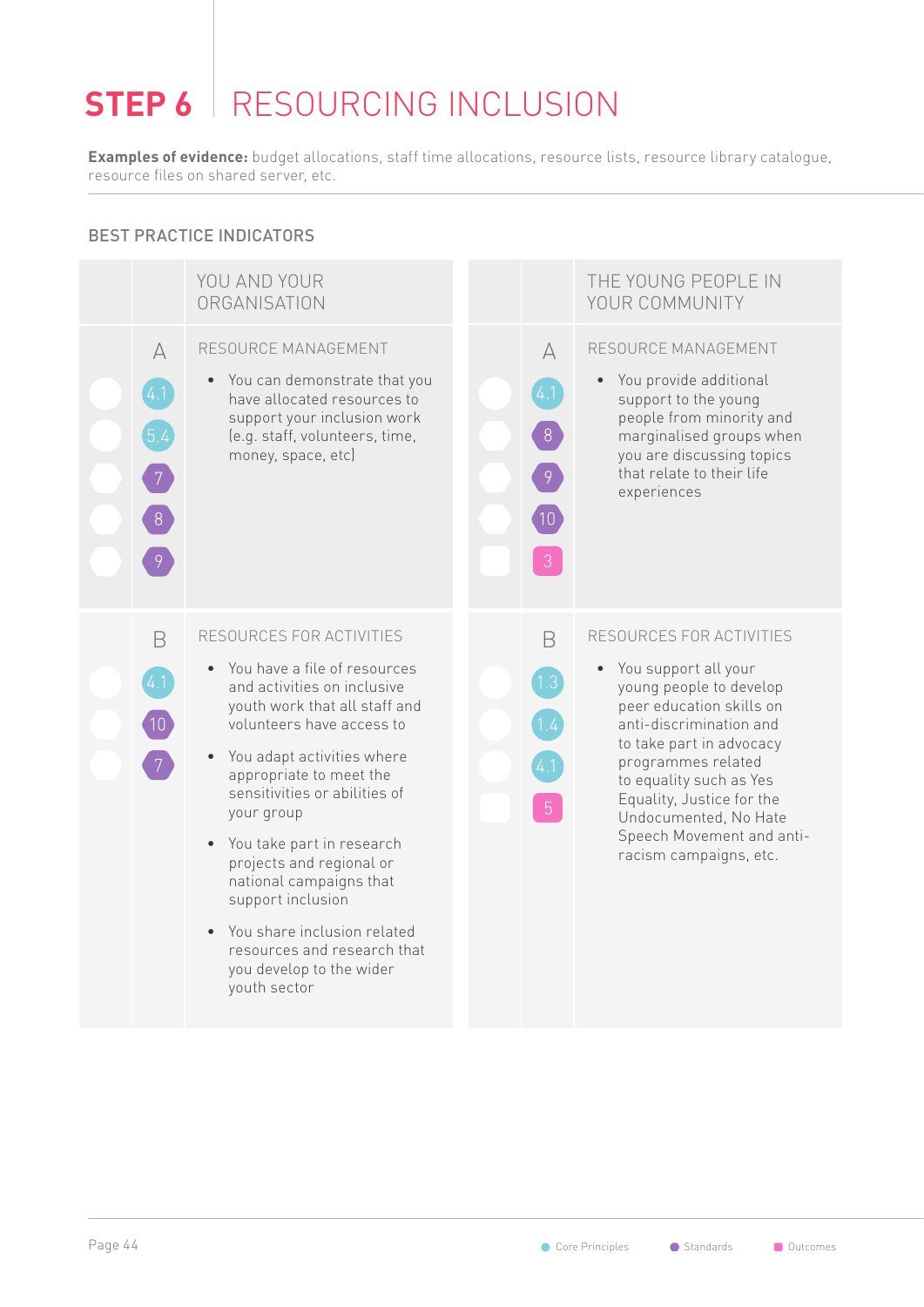# STEP 6 | RESOURCING INCLUSION

**Examples of evidence:** budget allocations, staff time allocations, resource lists, resource library catalogue, resource files on shared server, etc.

## BEST PRACTICE INDICATORS

| | YOU AND YOUR ORGANISATION | | THE YOUNG PEOPLE IN YOUR COMMUNITY |
|---|---|---|---|
| **A** 4.1, 5.4, 7, 8, 9 | **RESOURCE MANAGEMENT**<br>• You can demonstrate that you have allocated resources to support your inclusion work (e.g. staff, volunteers, time, money, space, etc) | **A** 4.1, 8, 9, 10, 3 | **RESOURCE MANAGEMENT**<br>• You provide additional support to the young people from minority and marginalised groups when you are discussing topics that relate to their life experiences |
| **B** 4.1, 10, 7 | **RESOURCES FOR ACTIVITIES**<br>• You have a file of resources and activities on inclusive youth work that all staff and volunteers have access to<br>• You adapt activities where appropriate to meet the sensitivities or abilities of your group<br>• You take part in research projects and regional or national campaigns that support inclusion<br>• You share inclusion related resources and research that you develop to the wider youth sector | **B** 1.3, 1.4, 4.1, 5 | **RESOURCES FOR ACTIVITIES**<br>• You support all your young people to develop peer education skills on anti-discrimination and to take part in advocacy programmes related to equality such as Yes Equality, Justice for the Undocumented, No Hate Speech Movement and anti-racism campaigns, etc. |

Core Principles | Standards | Outcomes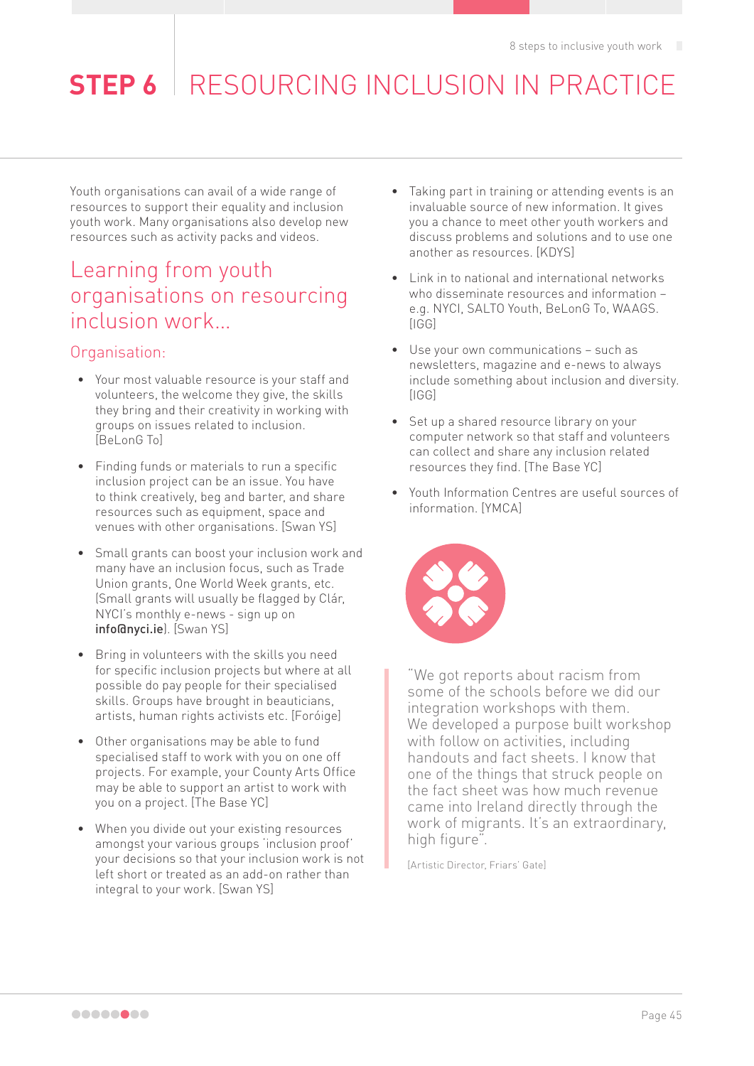# STEP 6 | RESOURCING INCLUSION IN PRACTICE

Youth organisations can avail of a wide range of resources to support their equality and inclusion youth work. Many organisations also develop new resources such as activity packs and videos.

## Learning from youth organisations on resourcing inclusion work...

### Organisation:

- Your most valuable resource is your staff and volunteers, the welcome they give, the skills they bring and their creativity in working with groups on issues related to inclusion. [BeLonG To]
- Finding funds or materials to run a specific inclusion project can be an issue. You have to think creatively, beg and barter, and share resources such as equipment, space and venues with other organisations. [Swan YS]
- Small grants can boost your inclusion work and many have an inclusion focus, such as Trade Union grants, One World Week grants, etc. (Small grants will usually be flagged by Clár, NYCI's monthly e-news - sign up on **info@nyci.ie**). [Swan YS]
- Bring in volunteers with the skills you need for specific inclusion projects but where at all possible do pay people for their specialised skills. Groups have brought in beauticians, artists, human rights activists etc. [Foróige]
- Other organisations may be able to fund specialised staff to work with you on one off projects. For example, your County Arts Office may be able to support an artist to work with you on a project. [The Base YC]
- When you divide out your existing resources amongst your various groups 'inclusion proof' your decisions so that your inclusion work is not left short or treated as an add-on rather than integral to your work. [Swan YS]
- Taking part in training or attending events is an invaluable source of new information. It gives you a chance to meet other youth workers and discuss problems and solutions and to use one another as resources. [KDYS]
- Link in to national and international networks who disseminate resources and information – e.g. NYCI, SALTO Youth, BeLonG To, WAAGS. [IGG]
- Use your own communications – such as newsletters, magazine and e-news to always include something about inclusion and diversity. [IGG]
- Set up a shared resource library on your computer network so that staff and volunteers can collect and share any inclusion related resources they find. [The Base YC]
- Youth Information Centres are useful sources of information. [YMCA]

> "We got reports about racism from some of the schools before we did our integration workshops with them. We developed a purpose built workshop with follow on activities, including handouts and fact sheets. I know that one of the things that struck people on the fact sheet was how much revenue came into Ireland directly through the work of migrants. It's an extraordinary, high figure".
>
> [Artistic Director, Friars' Gate]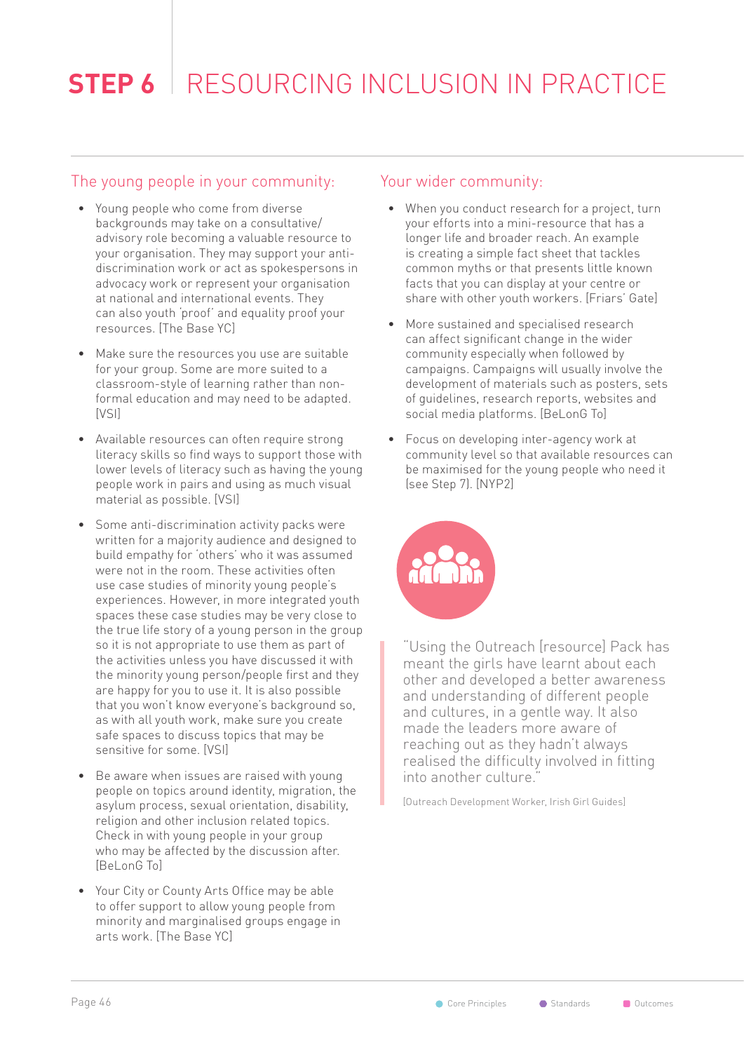# STEP 6 | RESOURCING INCLUSION IN PRACTICE

## The young people in your community:

- Young people who come from diverse backgrounds may take on a consultative/ advisory role becoming a valuable resource to your organisation. They may support your anti-discrimination work or act as spokespersons in advocacy work or represent your organisation at national and international events. They can also youth 'proof' and equality proof your resources. [The Base YC]
- Make sure the resources you use are suitable for your group. Some are more suited to a classroom-style of learning rather than non-formal education and may need to be adapted. [VSI]
- Available resources can often require strong literacy skills so find ways to support those with lower levels of literacy such as having the young people work in pairs and using as much visual material as possible. [VSI]
- Some anti-discrimination activity packs were written for a majority audience and designed to build empathy for 'others' who it was assumed were not in the room. These activities often use case studies of minority young people's experiences. However, in more integrated youth spaces these case studies may be very close to the true life story of a young person in the group so it is not appropriate to use them as part of the activities unless you have discussed it with the minority young person/people first and they are happy for you to use it. It is also possible that you won't know everyone's background so, as with all youth work, make sure you create safe spaces to discuss topics that may be sensitive for some. [VSI]
- Be aware when issues are raised with young people on topics around identity, migration, the asylum process, sexual orientation, disability, religion and other inclusion related topics. Check in with young people in your group who may be affected by the discussion after. [BeLonG To]
- Your City or County Arts Office may be able to offer support to allow young people from minority and marginalised groups engage in arts work. [The Base YC]

## Your wider community:

- When you conduct research for a project, turn your efforts into a mini-resource that has a longer life and broader reach. An example is creating a simple fact sheet that tackles common myths or that presents little known facts that you can display at your centre or share with other youth workers. [Friars' Gate]
- More sustained and specialised research can affect significant change in the wider community especially when followed by campaigns. Campaigns will usually involve the development of materials such as posters, sets of guidelines, research reports, websites and social media platforms. [BeLonG To]
- Focus on developing inter-agency work at community level so that available resources can be maximised for the young people who need it (see Step 7). [NYP2]

> "Using the Outreach [resource] Pack has meant the girls have learnt about each other and developed a better awareness and understanding of different people and cultures, in a gentle way. It also made the leaders more aware of reaching out as they hadn't always realised the difficulty involved in fitting into another culture."
>
> [Outreach Development Worker, Irish Girl Guides]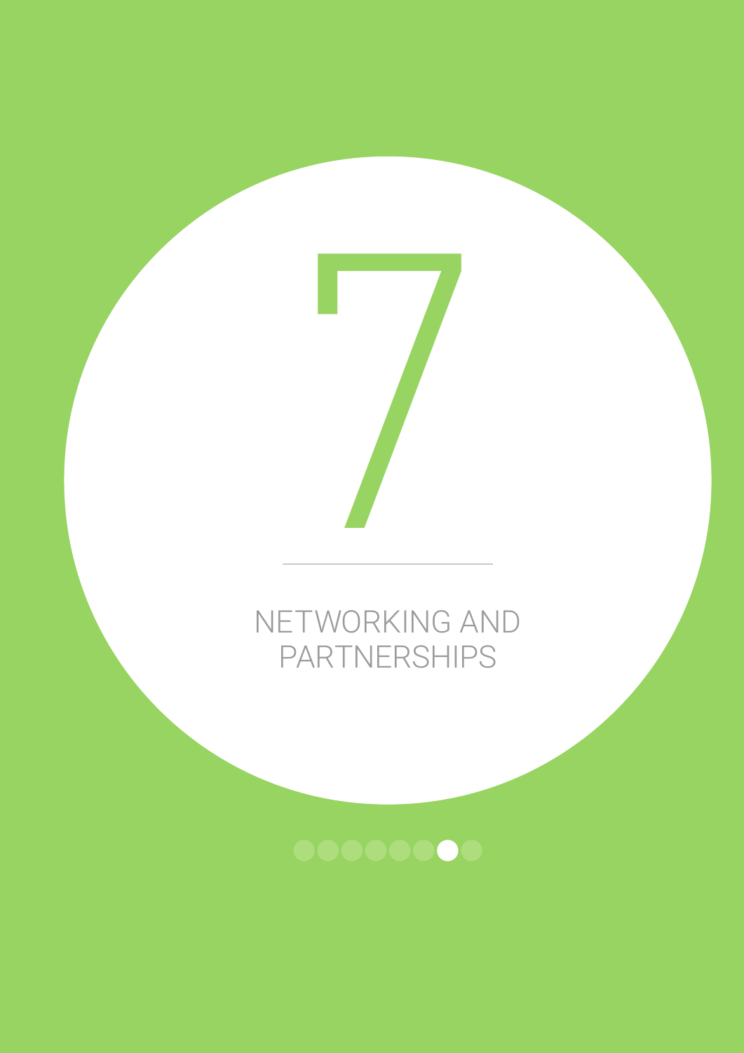# 7

## NETWORKING AND PARTNERSHIPS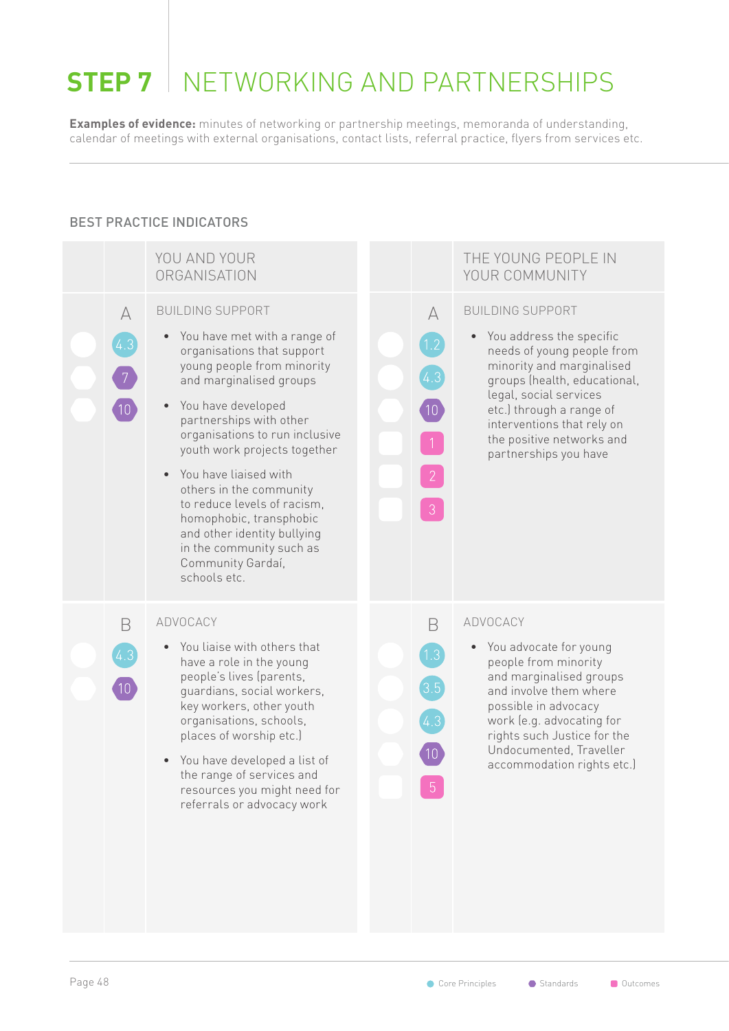# STEP 7 | NETWORKING AND PARTNERSHIPS

**Examples of evidence:** minutes of networking or partnership meetings, memoranda of understanding, calendar of meetings with external organisations, contact lists, referral practice, flyers from services etc.

## BEST PRACTICE INDICATORS

| | | YOU AND YOUR ORGANISATION | | | THE YOUNG PEOPLE IN YOUR COMMUNITY |
|---|---|---|---|---|---|
| | A | BUILDING SUPPORT | | A | BUILDING SUPPORT |
| | 4.3 | • You have met with a range of organisations that support young people from minority and marginalised groups | | 1.2 | • You address the specific needs of young people from minority and marginalised groups (health, educational, legal, social services etc.) through a range of interventions that rely on the positive networks and partnerships you have |
| | 7 | • You have developed partnerships with other organisations to run inclusive youth work projects together | | 4.3 | |
| | 10 | • You have liaised with others in the community to reduce levels of racism, homophobic, transphobic and other identity bullying in the community such as Community Gardaí, schools etc. | | 10 | |
| | | | | 1 | |
| | | | | 2 | |
| | | | | 3 | |
| | B | ADVOCACY | | B | ADVOCACY |
| | 4.3 | • You liaise with others that have a role in the young people's lives (parents, guardians, social workers, key workers, other youth organisations, schools, places of worship etc.) | | 1.3 | • You advocate for young people from minority and marginalised groups and involve them where possible in advocacy work (e.g. advocating for rights such Justice for the Undocumented, Traveller accommodation rights etc.) |
| | 10 | • You have developed a list of the range of services and resources you might need for referrals or advocacy work | | 3.5 | |
| | | | | 4.3 | |
| | | | | 10 | |
| | | | | 5 | |

Core Principles · Standards · Outcomes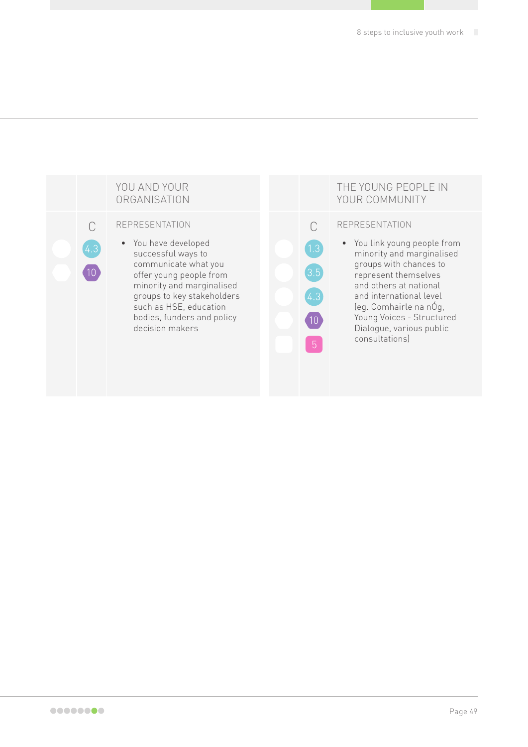| | | YOU AND YOUR ORGANISATION |
|---|---|---|
| | C<br>4.3<br>10 | REPRESENTATION<br>• You have developed successful ways to communicate what you offer young people from minority and marginalised groups to key stakeholders such as HSE, education bodies, funders and policy decision makers |

| | | THE YOUNG PEOPLE IN YOUR COMMUNITY |
|---|---|---|
| | C<br>1.3<br>3.5<br>4.3<br>10<br>5 | REPRESENTATION<br>• You link young people from minority and marginalised groups with chances to represent themselves and others at national and international level (eg. Comhairle na nÓg, Young Voices - Structured Dialogue, various public consultations) |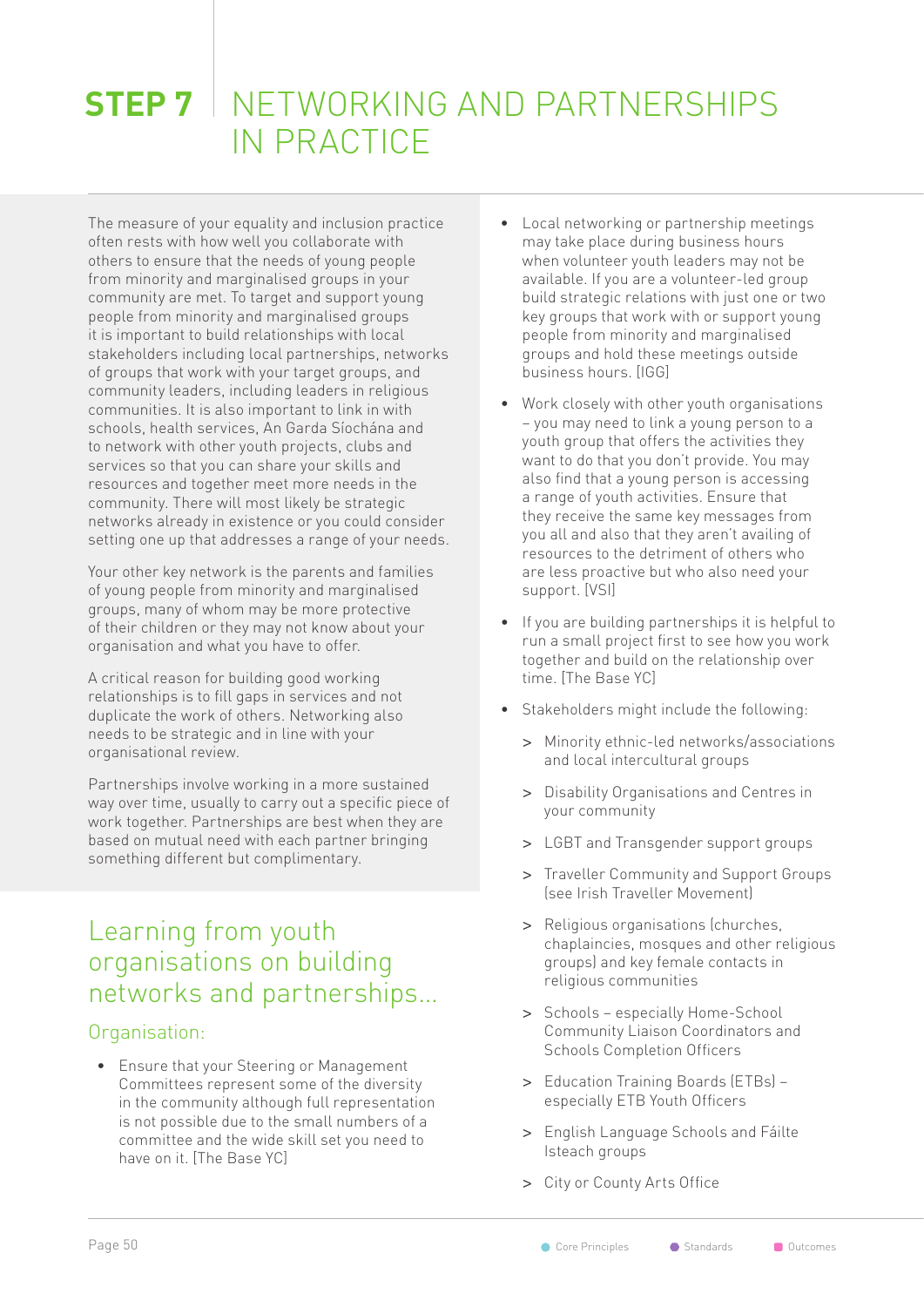# STEP 7 NETWORKING AND PARTNERSHIPS IN PRACTICE

The measure of your equality and inclusion practice often rests with how well you collaborate with others to ensure that the needs of young people from minority and marginalised groups in your community are met. To target and support young people from minority and marginalised groups it is important to build relationships with local stakeholders including local partnerships, networks of groups that work with your target groups, and community leaders, including leaders in religious communities. It is also important to link in with schools, health services, An Garda Síochána and to network with other youth projects, clubs and services so that you can share your skills and resources and together meet more needs in the community. There will most likely be strategic networks already in existence or you could consider setting one up that addresses a range of your needs.

Your other key network is the parents and families of young people from minority and marginalised groups, many of whom may be more protective of their children or they may not know about your organisation and what you have to offer.

A critical reason for building good working relationships is to fill gaps in services and not duplicate the work of others. Networking also needs to be strategic and in line with your organisational review.

Partnerships involve working in a more sustained way over time, usually to carry out a specific piece of work together. Partnerships are best when they are based on mutual need with each partner bringing something different but complimentary.

## Learning from youth organisations on building networks and partnerships...

### Organisation:

- Ensure that your Steering or Management Committees represent some of the diversity in the community although full representation is not possible due to the small numbers of a committee and the wide skill set you need to have on it. [The Base YC]
- Local networking or partnership meetings may take place during business hours when volunteer youth leaders may not be available. If you are a volunteer-led group build strategic relations with just one or two key groups that work with or support young people from minority and marginalised groups and hold these meetings outside business hours. [IGG]
- Work closely with other youth organisations – you may need to link a young person to a youth group that offers the activities they want to do that you don't provide. You may also find that a young person is accessing a range of youth activities. Ensure that they receive the same key messages from you all and also that they aren't availing of resources to the detriment of others who are less proactive but who also need your support. [VSI]
- If you are building partnerships it is helpful to run a small project first to see how you work together and build on the relationship over time. [The Base YC]
- Stakeholders might include the following:
  - > Minority ethnic-led networks/associations and local intercultural groups
  - > Disability Organisations and Centres in your community
  - > LGBT and Transgender support groups
  - > Traveller Community and Support Groups (see Irish Traveller Movement)
  - > Religious organisations (churches, chaplaincies, mosques and other religious groups) and key female contacts in religious communities
  - > Schools – especially Home-School Community Liaison Coordinators and Schools Completion Officers
  - > Education Training Boards (ETBs) – especially ETB Youth Officers
  - > English Language Schools and Fáilte Isteach groups
  - > City or County Arts Office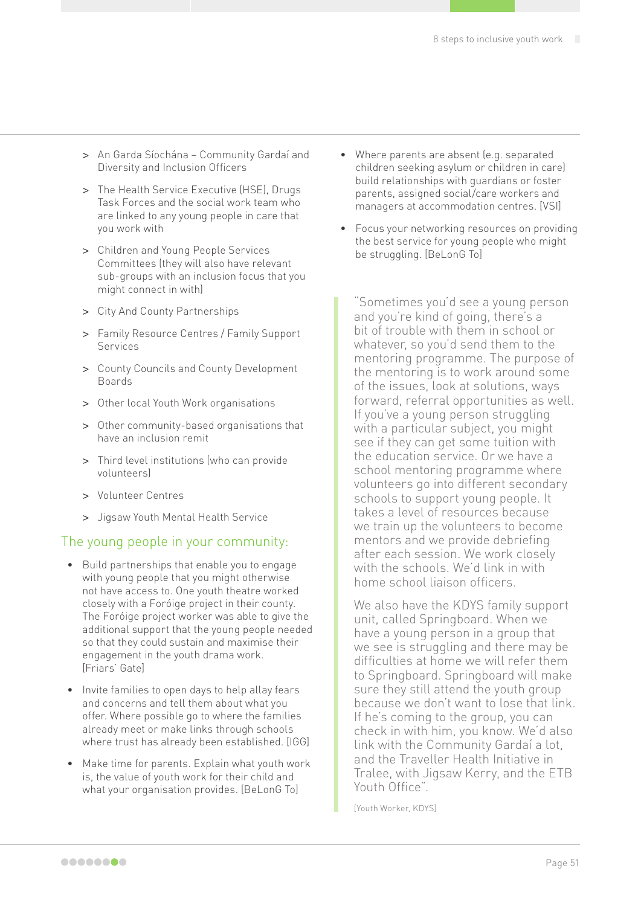- > An Garda Síochána – Community Gardaí and Diversity and Inclusion Officers
- > The Health Service Executive (HSE), Drugs Task Forces and the social work team who are linked to any young people in care that you work with
- > Children and Young People Services Committees (they will also have relevant sub-groups with an inclusion focus that you might connect in with)
- > City And County Partnerships
- > Family Resource Centres / Family Support Services
- > County Councils and County Development Boards
- > Other local Youth Work organisations
- > Other community-based organisations that have an inclusion remit
- > Third level institutions (who can provide volunteers)
- > Volunteer Centres
- > Jigsaw Youth Mental Health Service

## The young people in your community:

- Build partnerships that enable you to engage with young people that you might otherwise not have access to. One youth theatre worked closely with a Foróige project in their county. The Foróige project worker was able to give the additional support that the young people needed so that they could sustain and maximise their engagement in the youth drama work. [Friars' Gate]
- Invite families to open days to help allay fears and concerns and tell them about what you offer. Where possible go to where the families already meet or make links through schools where trust has already been established. [IGG]
- Make time for parents. Explain what youth work is, the value of youth work for their child and what your organisation provides. [BeLonG To]
- Where parents are absent (e.g. separated children seeking asylum or children in care) build relationships with guardians or foster parents, assigned social/care workers and managers at accommodation centres. [VSI]
- Focus your networking resources on providing the best service for young people who might be struggling. [BeLonG To]

> "Sometimes you'd see a young person and you're kind of going, there's a bit of trouble with them in school or whatever, so you'd send them to the mentoring programme. The purpose of the mentoring is to work around some of the issues, look at solutions, ways forward, referral opportunities as well. If you've a young person struggling with a particular subject, you might see if they can get some tuition with the education service. Or we have a school mentoring programme where volunteers go into different secondary schools to support young people. It takes a level of resources because we train up the volunteers to become mentors and we provide debriefing after each session. We work closely with the schools. We'd link in with home school liaison officers.
>
> We also have the KDYS family support unit, called Springboard. When we have a young person in a group that we see is struggling and there may be difficulties at home we will refer them to Springboard. Springboard will make sure they still attend the youth group because we don't want to lose that link. If he's coming to the group, you can check in with him, you know. We'd also link with the Community Gardaí a lot, and the Traveller Health Initiative in Tralee, with Jigsaw Kerry, and the ETB Youth Office".
>
> [Youth Worker, KDYS]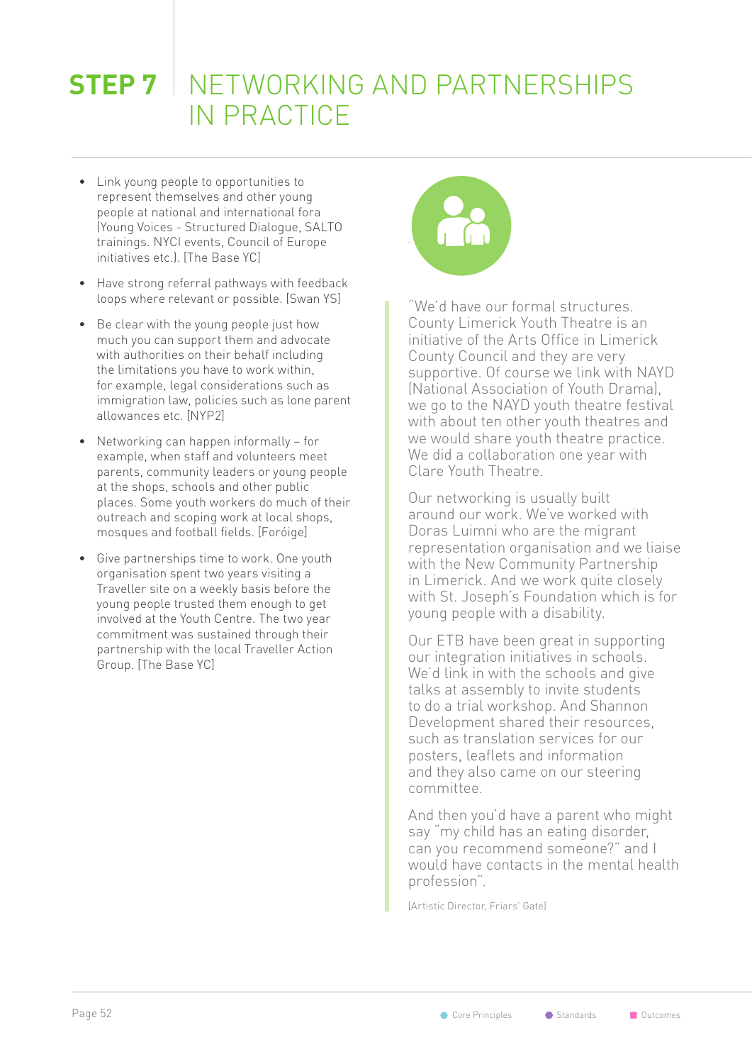# STEP 7 NETWORKING AND PARTNERSHIPS IN PRACTICE

- Link young people to opportunities to represent themselves and other young people at national and international fora (Young Voices - Structured Dialogue, SALTO trainings. NYCI events, Council of Europe initiatives etc.). [The Base YC]
- Have strong referral pathways with feedback loops where relevant or possible. [Swan YS]
- Be clear with the young people just how much you can support them and advocate with authorities on their behalf including the limitations you have to work within, for example, legal considerations such as immigration law, policies such as lone parent allowances etc. [NYP2]
- Networking can happen informally – for example, when staff and volunteers meet parents, community leaders or young people at the shops, schools and other public places. Some youth workers do much of their outreach and scoping work at local shops, mosques and football fields. [Foróige]
- Give partnerships time to work. One youth organisation spent two years visiting a Traveller site on a weekly basis before the young people trusted them enough to get involved at the Youth Centre. The two year commitment was sustained through their partnership with the local Traveller Action Group. [The Base YC]

"We'd have our formal structures. County Limerick Youth Theatre is an initiative of the Arts Office in Limerick County Council and they are very supportive. Of course we link with NAYD (National Association of Youth Drama), we go to the NAYD youth theatre festival with about ten other youth theatres and we would share youth theatre practice. We did a collaboration one year with Clare Youth Theatre.

Our networking is usually built around our work. We've worked with Doras Luimni who are the migrant representation organisation and we liaise with the New Community Partnership in Limerick. And we work quite closely with St. Joseph's Foundation which is for young people with a disability.

Our ETB have been great in supporting our integration initiatives in schools. We'd link in with the schools and give talks at assembly to invite students to do a trial workshop. And Shannon Development shared their resources, such as translation services for our posters, leaflets and information and they also came on our steering committee.

And then you'd have a parent who might say "my child has an eating disorder, can you recommend someone?" and I would have contacts in the mental health profession".

[Artistic Director, Friars' Gate]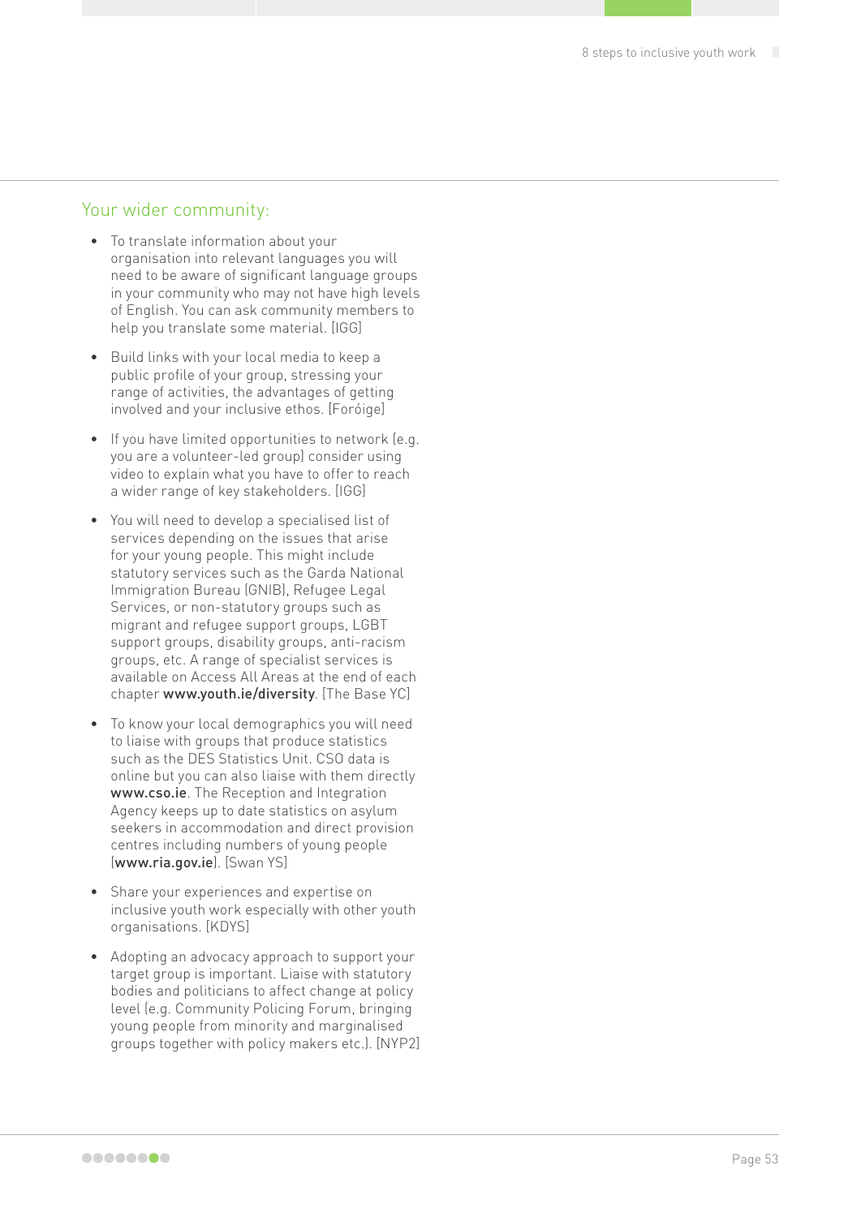## Your wider community:

- To translate information about your organisation into relevant languages you will need to be aware of significant language groups in your community who may not have high levels of English. You can ask community members to help you translate some material. [IGG]

- Build links with your local media to keep a public profile of your group, stressing your range of activities, the advantages of getting involved and your inclusive ethos. [Foróige]

- If you have limited opportunities to network (e.g. you are a volunteer-led group) consider using video to explain what you have to offer to reach a wider range of key stakeholders. [IGG]

- You will need to develop a specialised list of services depending on the issues that arise for your young people. This might include statutory services such as the Garda National Immigration Bureau (GNIB), Refugee Legal Services, or non-statutory groups such as migrant and refugee support groups, LGBT support groups, disability groups, anti-racism groups, etc. A range of specialist services is available on Access All Areas at the end of each chapter **www.youth.ie/diversity**. [The Base YC]

- To know your local demographics you will need to liaise with groups that produce statistics such as the DES Statistics Unit. CSO data is online but you can also liaise with them directly **www.cso.ie**. The Reception and Integration Agency keeps up to date statistics on asylum seekers in accommodation and direct provision centres including numbers of young people (**www.ria.gov.ie**). [Swan YS]

- Share your experiences and expertise on inclusive youth work especially with other youth organisations. [KDYS]

- Adopting an advocacy approach to support your target group is important. Liaise with statutory bodies and politicians to affect change at policy level (e.g. Community Policing Forum, bringing young people from minority and marginalised groups together with policy makers etc.). [NYP2]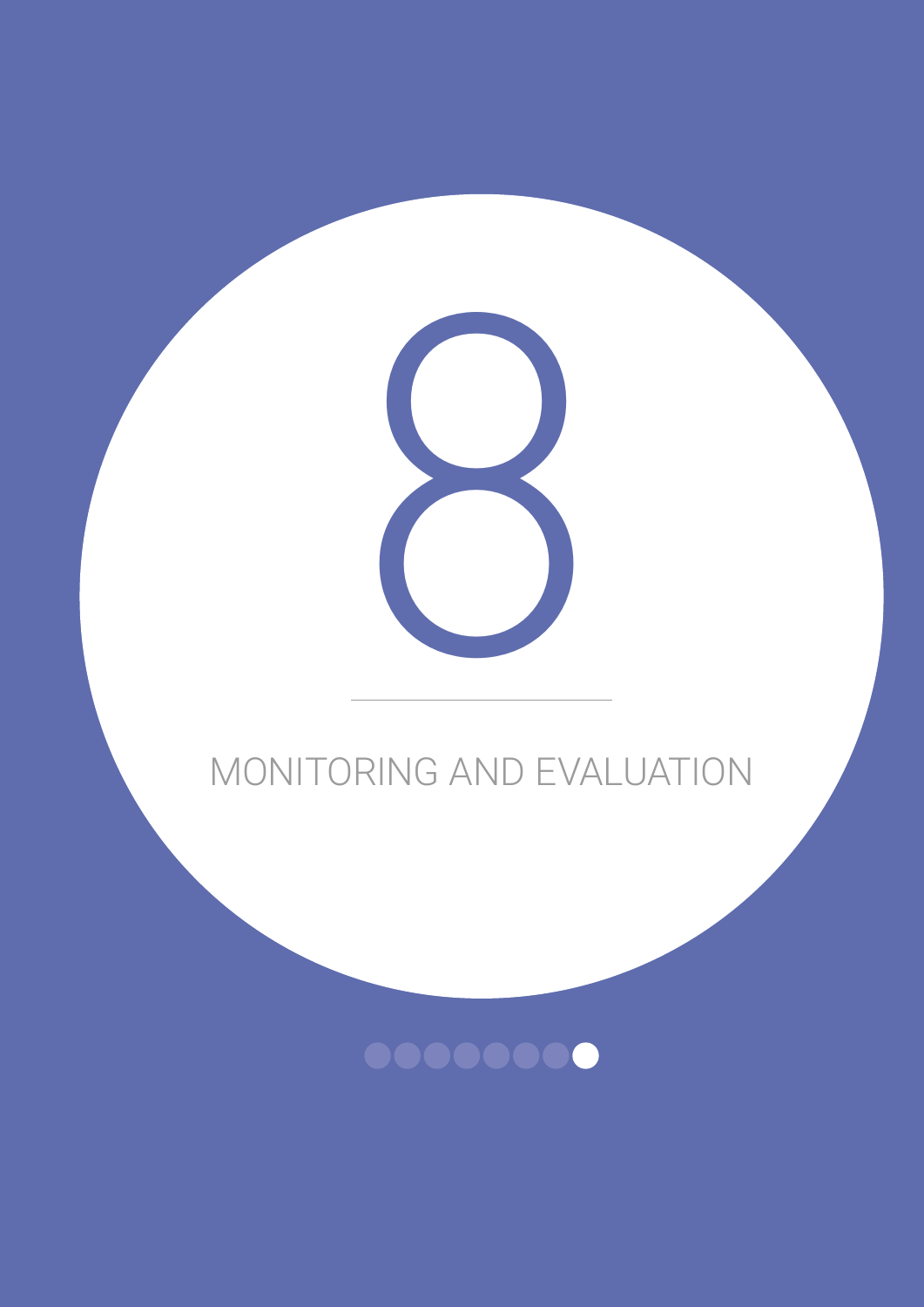# 8

# MONITORING AND EVALUATION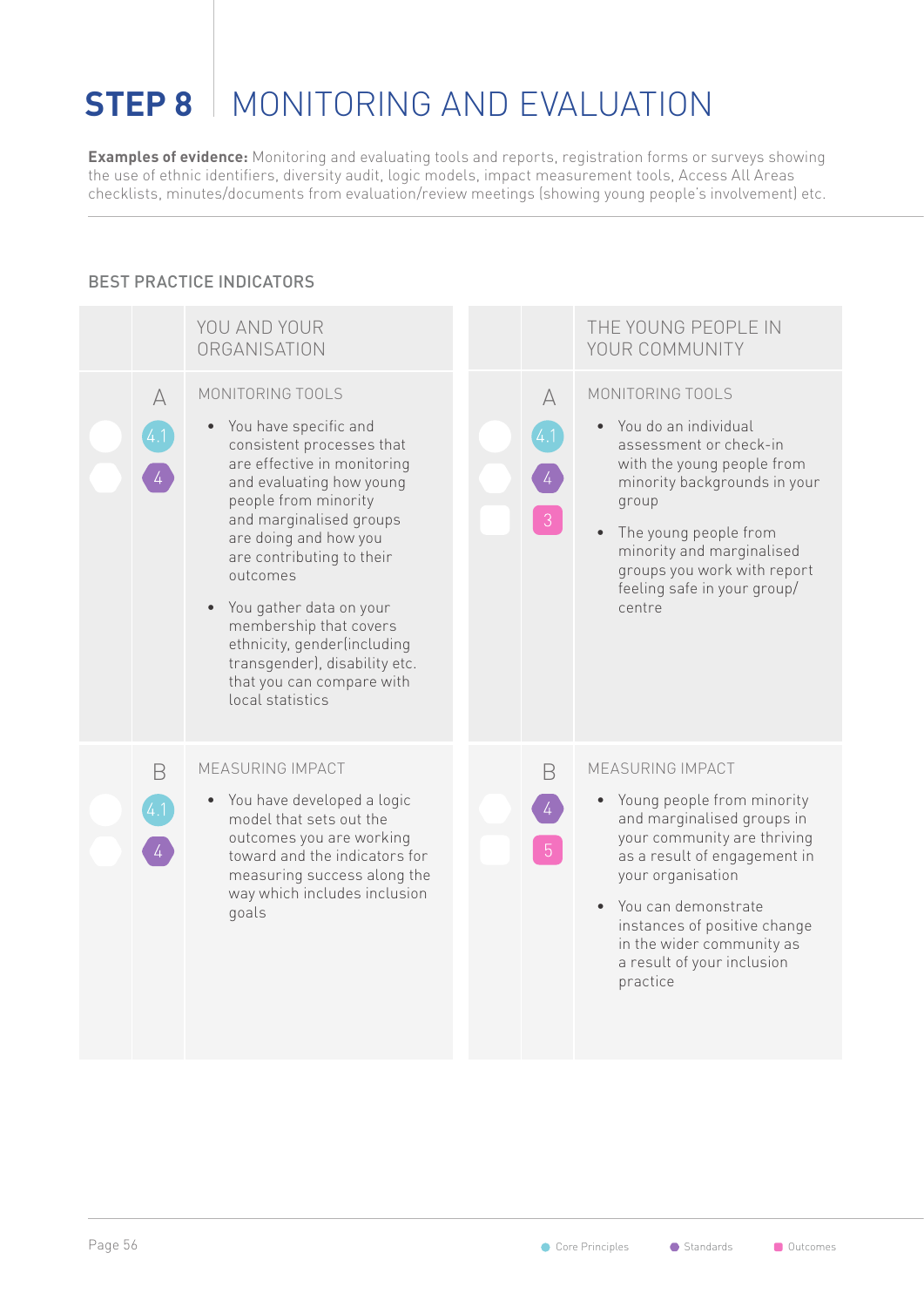# STEP 8 | MONITORING AND EVALUATION

**Examples of evidence:** Monitoring and evaluating tools and reports, registration forms or surveys showing the use of ethnic identifiers, diversity audit, logic models, impact measurement tools, Access All Areas checklists, minutes/documents from evaluation/review meetings (showing young people's involvement) etc.

## BEST PRACTICE INDICATORS

| | YOU AND YOUR ORGANISATION | | THE YOUNG PEOPLE IN YOUR COMMUNITY |
|---|---|---|---|
| A<br>4.1<br>4 | MONITORING TOOLS<br>• You have specific and consistent processes that are effective in monitoring and evaluating how young people from minority and marginalised groups are doing and how you are contributing to their outcomes<br>• You gather data on your membership that covers ethnicity, gender(including transgender), disability etc. that you can compare with local statistics | A<br>4.1<br>4<br>3 | MONITORING TOOLS<br>• You do an individual assessment or check-in with the young people from minority backgrounds in your group<br>• The young people from minority and marginalised groups you work with report feeling safe in your group/ centre |
| B<br>4.1<br>4 | MEASURING IMPACT<br>• You have developed a logic model that sets out the outcomes you are working toward and the indicators for measuring success along the way which includes inclusion goals | B<br>4<br>5 | MEASURING IMPACT<br>• Young people from minority and marginalised groups in your community are thriving as a result of engagement in your organisation<br>• You can demonstrate instances of positive change in the wider community as a result of your inclusion practice |

Core Principles | Standards | Outcomes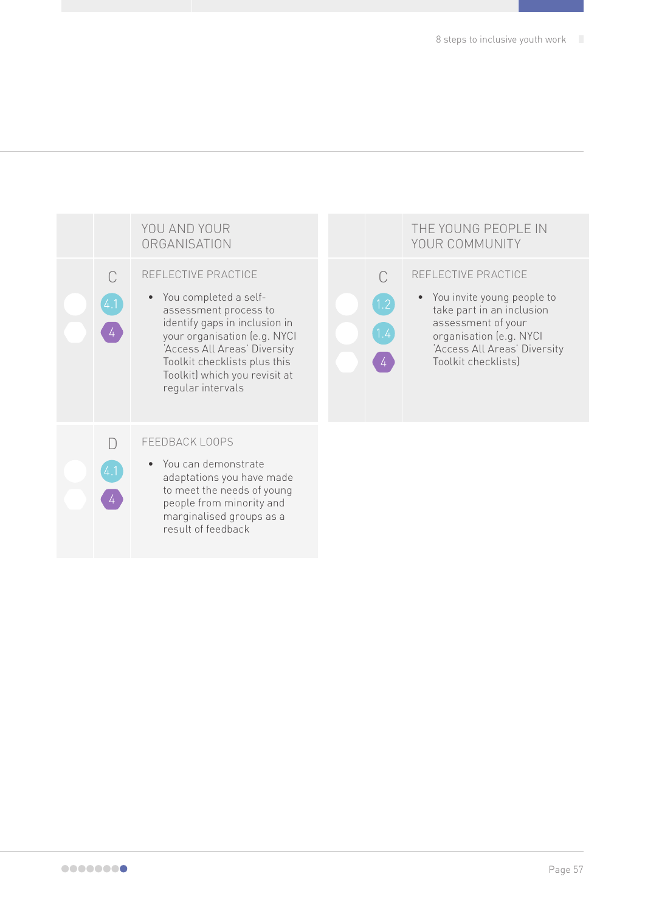| | | YOU AND YOUR ORGANISATION |
|---|---|---|
| | C<br>4.1<br>4 | REFLECTIVE PRACTICE<br>• You completed a self-assessment process to identify gaps in inclusion in your organisation (e.g. NYCI 'Access All Areas' Diversity Toolkit checklists plus this Toolkit) which you revisit at regular intervals |
| | D<br>4.1<br>4 | FEEDBACK LOOPS<br>• You can demonstrate adaptations you have made to meet the needs of young people from minority and marginalised groups as a result of feedback |

| | | THE YOUNG PEOPLE IN YOUR COMMUNITY |
|---|---|---|
| | C<br>1.2<br>1.4<br>4 | REFLECTIVE PRACTICE<br>• You invite young people to take part in an inclusion assessment of your organisation (e.g. NYCI 'Access All Areas' Diversity Toolkit checklists) |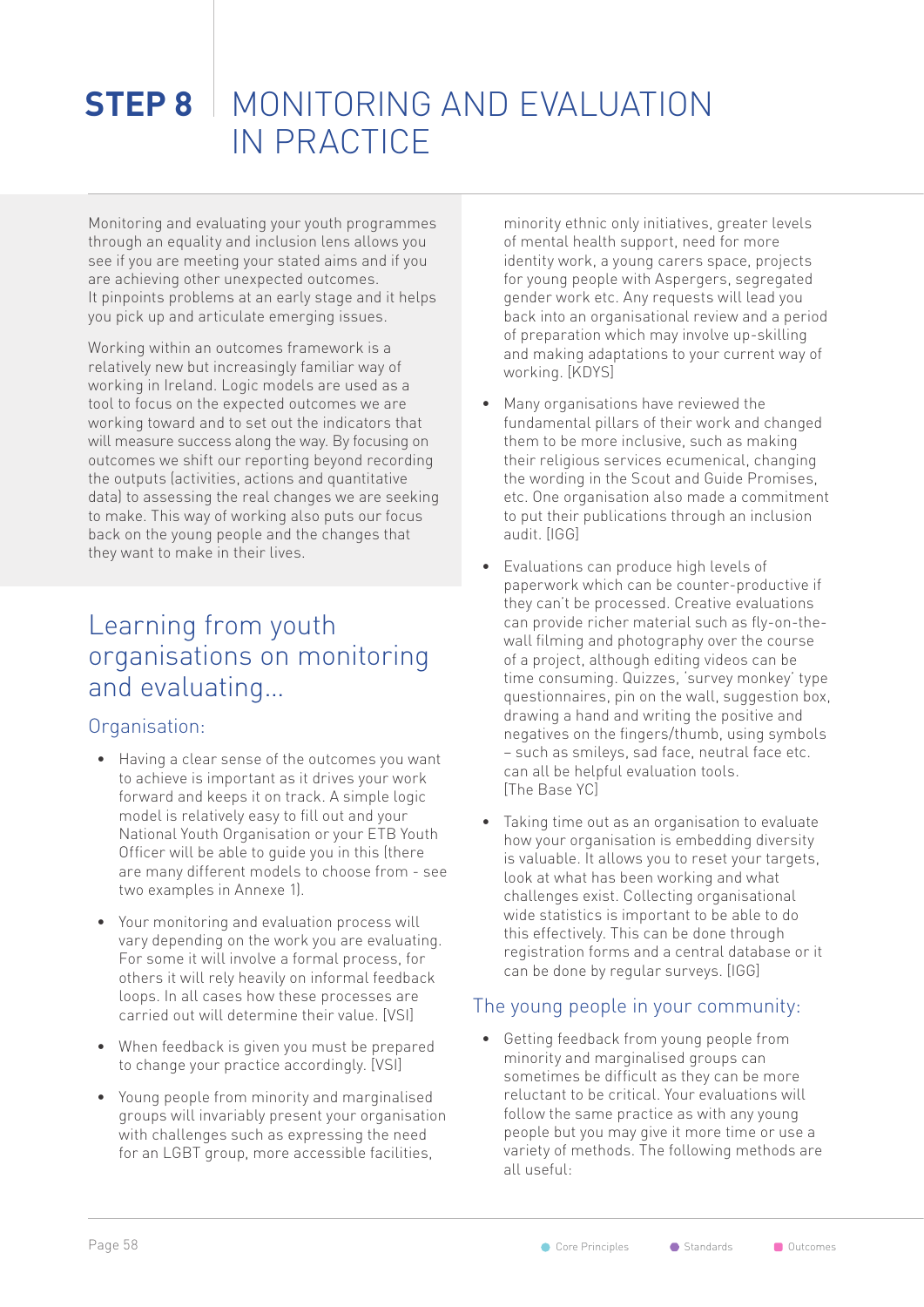# STEP 8 MONITORING AND EVALUATION IN PRACTICE

Monitoring and evaluating your youth programmes through an equality and inclusion lens allows you see if you are meeting your stated aims and if you are achieving other unexpected outcomes. It pinpoints problems at an early stage and it helps you pick up and articulate emerging issues.

Working within an outcomes framework is a relatively new but increasingly familiar way of working in Ireland. Logic models are used as a tool to focus on the expected outcomes we are working toward and to set out the indicators that will measure success along the way. By focusing on outcomes we shift our reporting beyond recording the outputs (activities, actions and quantitative data) to assessing the real changes we are seeking to make. This way of working also puts our focus back on the young people and the changes that they want to make in their lives.

## Learning from youth organisations on monitoring and evaluating...

### Organisation:

- Having a clear sense of the outcomes you want to achieve is important as it drives your work forward and keeps it on track. A simple logic model is relatively easy to fill out and your National Youth Organisation or your ETB Youth Officer will be able to guide you in this (there are many different models to choose from - see two examples in Annexe 1).
- Your monitoring and evaluation process will vary depending on the work you are evaluating. For some it will involve a formal process, for others it will rely heavily on informal feedback loops. In all cases how these processes are carried out will determine their value. [VSI]
- When feedback is given you must be prepared to change your practice accordingly. [VSI]
- Young people from minority and marginalised groups will invariably present your organisation with challenges such as expressing the need for an LGBT group, more accessible facilities, minority ethnic only initiatives, greater levels of mental health support, need for more identity work, a young carers space, projects for young people with Aspergers, segregated gender work etc. Any requests will lead you back into an organisational review and a period of preparation which may involve up-skilling and making adaptations to your current way of working. [KDYS]
- Many organisations have reviewed the fundamental pillars of their work and changed them to be more inclusive, such as making their religious services ecumenical, changing the wording in the Scout and Guide Promises, etc. One organisation also made a commitment to put their publications through an inclusion audit. [IGG]
- Evaluations can produce high levels of paperwork which can be counter-productive if they can't be processed. Creative evaluations can provide richer material such as fly-on-the-wall filming and photography over the course of a project, although editing videos can be time consuming. Quizzes, 'survey monkey' type questionnaires, pin on the wall, suggestion box, drawing a hand and writing the positive and negatives on the fingers/thumb, using symbols – such as smileys, sad face, neutral face etc. can all be helpful evaluation tools. [The Base YC]
- Taking time out as an organisation to evaluate how your organisation is embedding diversity is valuable. It allows you to reset your targets, look at what has been working and what challenges exist. Collecting organisational wide statistics is important to be able to do this effectively. This can be done through registration forms and a central database or it can be done by regular surveys. [IGG]

### The young people in your community:

- Getting feedback from young people from minority and marginalised groups can sometimes be difficult as they can be more reluctant to be critical. Your evaluations will follow the same practice as with any young people but you may give it more time or use a variety of methods. The following methods are all useful: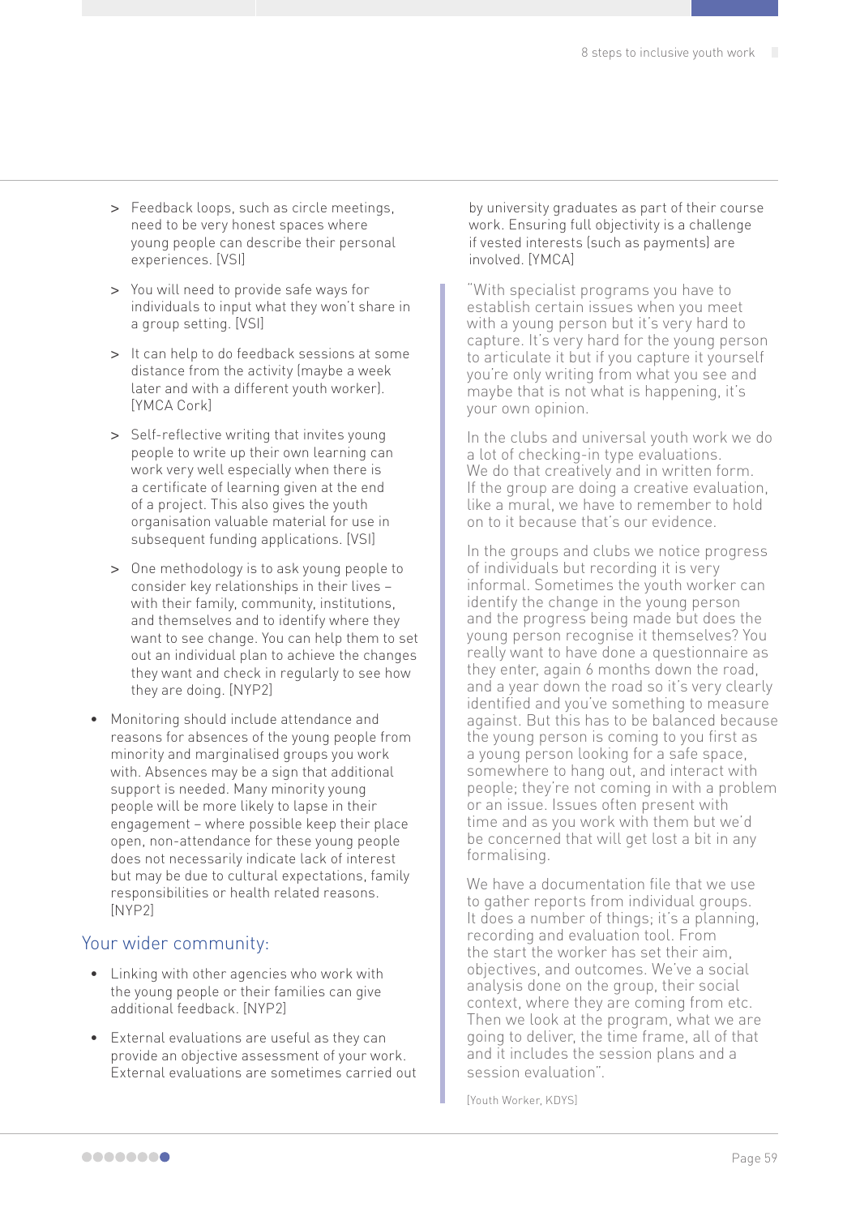> Feedback loops, such as circle meetings, need to be very honest spaces where young people can describe their personal experiences. [VSI]

> You will need to provide safe ways for individuals to input what they won't share in a group setting. [VSI]

> It can help to do feedback sessions at some distance from the activity (maybe a week later and with a different youth worker). [YMCA Cork]

> Self-reflective writing that invites young people to write up their own learning can work very well especially when there is a certificate of learning given at the end of a project. This also gives the youth organisation valuable material for use in subsequent funding applications. [VSI]

> One methodology is to ask young people to consider key relationships in their lives – with their family, community, institutions, and themselves and to identify where they want to see change. You can help them to set out an individual plan to achieve the changes they want and check in regularly to see how they are doing. [NYP2]

- Monitoring should include attendance and reasons for absences of the young people from minority and marginalised groups you work with. Absences may be a sign that additional support is needed. Many minority young people will be more likely to lapse in their engagement – where possible keep their place open, non-attendance for these young people does not necessarily indicate lack of interest but may be due to cultural expectations, family responsibilities or health related reasons. [NYP2]

## Your wider community:

- Linking with other agencies who work with the young people or their families can give additional feedback. [NYP2]
- External evaluations are useful as they can provide an objective assessment of your work. External evaluations are sometimes carried out by university graduates as part of their course work. Ensuring full objectivity is a challenge if vested interests (such as payments) are involved. [YMCA]

"With specialist programs you have to establish certain issues when you meet with a young person but it's very hard to capture. It's very hard for the young person to articulate it but if you capture it yourself you're only writing from what you see and maybe that is not what is happening, it's your own opinion.

In the clubs and universal youth work we do a lot of checking-in type evaluations. We do that creatively and in written form. If the group are doing a creative evaluation, like a mural, we have to remember to hold on to it because that's our evidence.

In the groups and clubs we notice progress of individuals but recording it is very informal. Sometimes the youth worker can identify the change in the young person and the progress being made but does the young person recognise it themselves? You really want to have done a questionnaire as they enter, again 6 months down the road, and a year down the road so it's very clearly identified and you've something to measure against. But this has to be balanced because the young person is coming to you first as a young person looking for a safe space, somewhere to hang out, and interact with people; they're not coming in with a problem or an issue. Issues often present with time and as you work with them but we'd be concerned that will get lost a bit in any formalising.

We have a documentation file that we use to gather reports from individual groups. It does a number of things; it's a planning, recording and evaluation tool. From the start the worker has set their aim, objectives, and outcomes. We've a social analysis done on the group, their social context, where they are coming from etc. Then we look at the program, what we are going to deliver, the time frame, all of that and it includes the session plans and a session evaluation".

[Youth Worker, KDYS]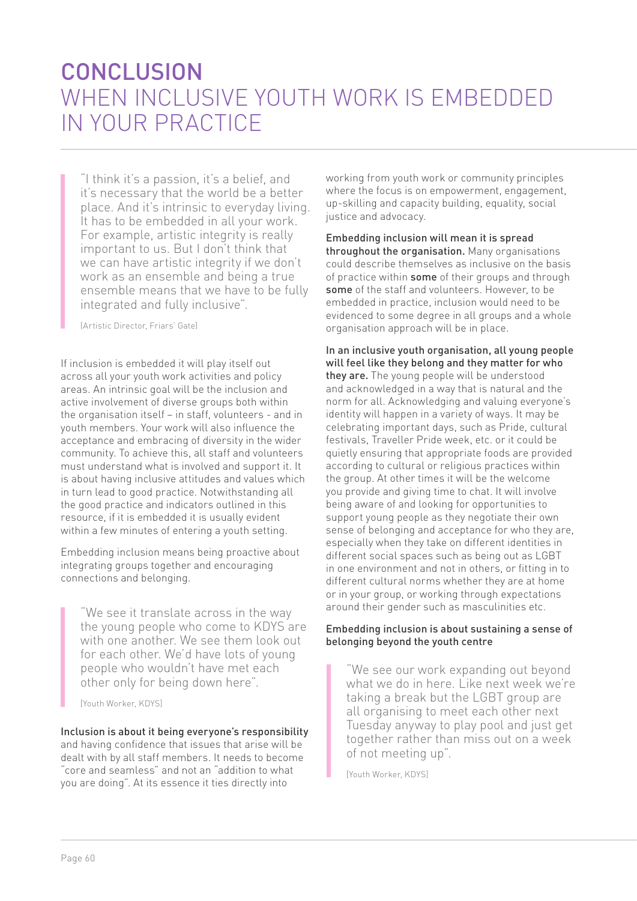# CONCLUSION
## WHEN INCLUSIVE YOUTH WORK IS EMBEDDED IN YOUR PRACTICE

> "I think it's a passion, it's a belief, and it's necessary that the world be a better place. And it's intrinsic to everyday living. It has to be embedded in all your work. For example, artistic integrity is really important to us. But I don't think that we can have artistic integrity if we don't work as an ensemble and being a true ensemble means that we have to be fully integrated and fully inclusive".
>
> (Artistic Director, Friars' Gate)

If inclusion is embedded it will play itself out across all your youth work activities and policy areas. An intrinsic goal will be the inclusion and active involvement of diverse groups both within the organisation itself – in staff, volunteers - and in youth members. Your work will also influence the acceptance and embracing of diversity in the wider community. To achieve this, all staff and volunteers must understand what is involved and support it. It is about having inclusive attitudes and values which in turn lead to good practice. Notwithstanding all the good practice and indicators outlined in this resource, if it is embedded it is usually evident within a few minutes of entering a youth setting.

Embedding inclusion means being proactive about integrating groups together and encouraging connections and belonging.

> "We see it translate across in the way the young people who come to KDYS are with one another. We see them look out for each other. We'd have lots of young people who wouldn't have met each other only for being down here".
>
> [Youth Worker, KDYS]

**Inclusion is about it being everyone's responsibility** and having confidence that issues that arise will be dealt with by all staff members. It needs to become "core and seamless" and not an "addition to what you are doing". At its essence it ties directly into working from youth work or community principles where the focus is on empowerment, engagement, up-skilling and capacity building, equality, social justice and advocacy.

**Embedding inclusion will mean it is spread throughout the organisation.** Many organisations could describe themselves as inclusive on the basis of practice within **some** of their groups and through **some** of the staff and volunteers. However, to be embedded in practice, inclusion would need to be evidenced to some degree in all groups and a whole organisation approach will be in place.

**In an inclusive youth organisation, all young people will feel like they belong and they matter for who they are.** The young people will be understood and acknowledged in a way that is natural and the norm for all. Acknowledging and valuing everyone's identity will happen in a variety of ways. It may be celebrating important days, such as Pride, cultural festivals, Traveller Pride week, etc. or it could be quietly ensuring that appropriate foods are provided according to cultural or religious practices within the group. At other times it will be the welcome you provide and giving time to chat. It will involve being aware of and looking for opportunities to support young people as they negotiate their own sense of belonging and acceptance for who they are, especially when they take on different identities in different social spaces such as being out as LGBT in one environment and not in others, or fitting in to different cultural norms whether they are at home or in your group, or working through expectations around their gender such as masculinities etc.

**Embedding inclusion is about sustaining a sense of belonging beyond the youth centre**

> "We see our work expanding out beyond what we do in here. Like next week we're taking a break but the LGBT group are all organising to meet each other next Tuesday anyway to play pool and just get together rather than miss out on a week of not meeting up".
>
> [Youth Worker, KDYS]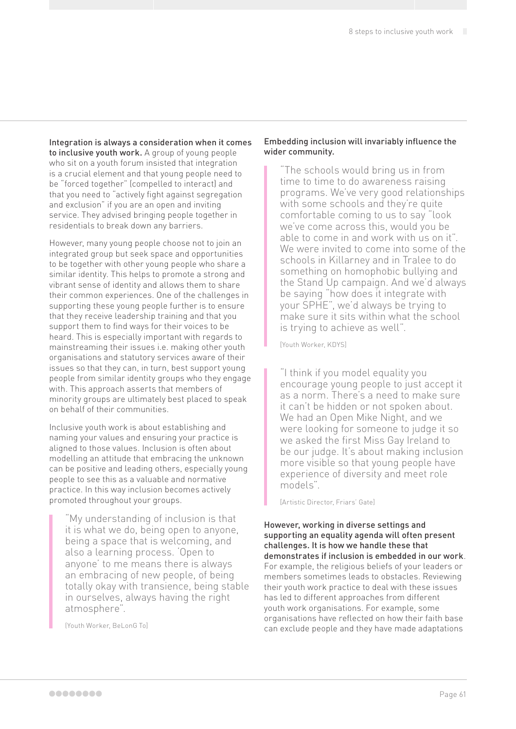**Integration is always a consideration when it comes to inclusive youth work.** A group of young people who sit on a youth forum insisted that integration is a crucial element and that young people need to be "forced together" (compelled to interact) and that you need to "actively fight against segregation and exclusion" if you are an open and inviting service. They advised bringing people together in residentials to break down any barriers.

However, many young people choose not to join an integrated group but seek space and opportunities to be together with other young people who share a similar identity. This helps to promote a strong and vibrant sense of identity and allows them to share their common experiences. One of the challenges in supporting these young people further is to ensure that they receive leadership training and that you support them to find ways for their voices to be heard. This is especially important with regards to mainstreaming their issues i.e. making other youth organisations and statutory services aware of their issues so that they can, in turn, best support young people from similar identity groups who they engage with. This approach asserts that members of minority groups are ultimately best placed to speak on behalf of their communities.

Inclusive youth work is about establishing and naming your values and ensuring your practice is aligned to those values. Inclusion is often about modelling an attitude that embracing the unknown can be positive and leading others, especially young people to see this as a valuable and normative practice. In this way inclusion becomes actively promoted throughout your groups.

> "My understanding of inclusion is that it is what we do, being open to anyone, being a space that is welcoming, and also a learning process. 'Open to anyone' to me means there is always an embracing of new people, of being totally okay with transience, being stable in ourselves, always having the right atmosphere".
>
> (Youth Worker, BeLonG To)

**Embedding inclusion will invariably influence the wider community.**

> "The schools would bring us in from time to time to do awareness raising programs. We've very good relationships with some schools and they're quite comfortable coming to us to say "look we've come across this, would you be able to come in and work with us on it". We were invited to come into some of the schools in Killarney and in Tralee to do something on homophobic bullying and the Stand Up campaign. And we'd always be saying "how does it integrate with your SPHE", we'd always be trying to make sure it sits within what the school is trying to achieve as well".
>
> (Youth Worker, KDYS)

> "I think if you model equality you encourage young people to just accept it as a norm. There's a need to make sure it can't be hidden or not spoken about. We had an Open Mike Night, and we were looking for someone to judge it so we asked the first Miss Gay Ireland to be our judge. It's about making inclusion more visible so that young people have experience of diversity and meet role models".
>
> (Artistic Director, Friars' Gate)

**However, working in diverse settings and supporting an equality agenda will often present challenges. It is how we handle these that demonstrates if inclusion is embedded in our work**. For example, the religious beliefs of your leaders or members sometimes leads to obstacles. Reviewing their youth work practice to deal with these issues has led to different approaches from different youth work organisations. For example, some organisations have reflected on how their faith base can exclude people and they have made adaptations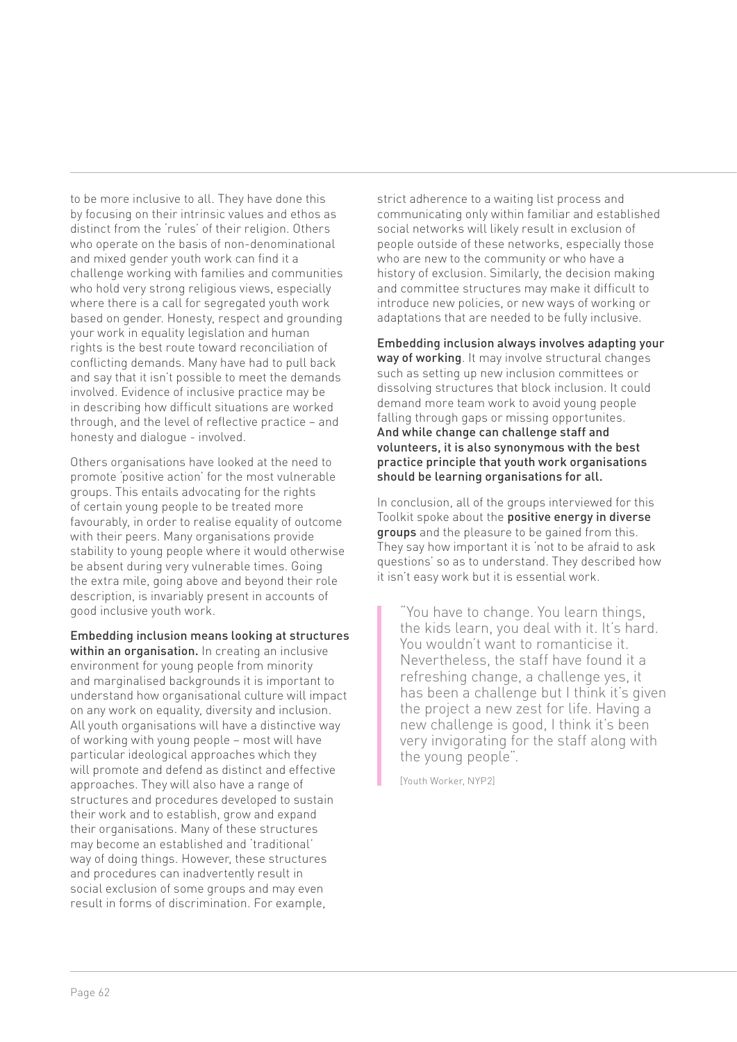to be more inclusive to all. They have done this by focusing on their intrinsic values and ethos as distinct from the 'rules' of their religion. Others who operate on the basis of non-denominational and mixed gender youth work can find it a challenge working with families and communities who hold very strong religious views, especially where there is a call for segregated youth work based on gender. Honesty, respect and grounding your work in equality legislation and human rights is the best route toward reconciliation of conflicting demands. Many have had to pull back and say that it isn't possible to meet the demands involved. Evidence of inclusive practice may be in describing how difficult situations are worked through, and the level of reflective practice – and honesty and dialogue - involved.

Others organisations have looked at the need to promote 'positive action' for the most vulnerable groups. This entails advocating for the rights of certain young people to be treated more favourably, in order to realise equality of outcome with their peers. Many organisations provide stability to young people where it would otherwise be absent during very vulnerable times. Going the extra mile, going above and beyond their role description, is invariably present in accounts of good inclusive youth work.

**Embedding inclusion means looking at structures within an organisation.** In creating an inclusive environment for young people from minority and marginalised backgrounds it is important to understand how organisational culture will impact on any work on equality, diversity and inclusion. All youth organisations will have a distinctive way of working with young people – most will have particular ideological approaches which they will promote and defend as distinct and effective approaches. They will also have a range of structures and procedures developed to sustain their work and to establish, grow and expand their organisations. Many of these structures may become an established and 'traditional' way of doing things. However, these structures and procedures can inadvertently result in social exclusion of some groups and may even result in forms of discrimination. For example, strict adherence to a waiting list process and communicating only within familiar and established social networks will likely result in exclusion of people outside of these networks, especially those who are new to the community or who have a history of exclusion. Similarly, the decision making and committee structures may make it difficult to introduce new policies, or new ways of working or adaptations that are needed to be fully inclusive.

**Embedding inclusion always involves adapting your way of working**. It may involve structural changes such as setting up new inclusion committees or dissolving structures that block inclusion. It could demand more team work to avoid young people falling through gaps or missing opportunites. **And while change can challenge staff and volunteers, it is also synonymous with the best practice principle that youth work organisations should be learning organisations for all.**

In conclusion, all of the groups interviewed for this Toolkit spoke about the **positive energy in diverse groups** and the pleasure to be gained from this. They say how important it is 'not to be afraid to ask questions' so as to understand. They described how it isn't easy work but it is essential work.

> "You have to change. You learn things, the kids learn, you deal with it. It's hard. You wouldn't want to romanticise it. Nevertheless, the staff have found it a refreshing change, a challenge yes, it has been a challenge but I think it's given the project a new zest for life. Having a new challenge is good, I think it's been very invigorating for the staff along with the young people".
>
> [Youth Worker, NYP2]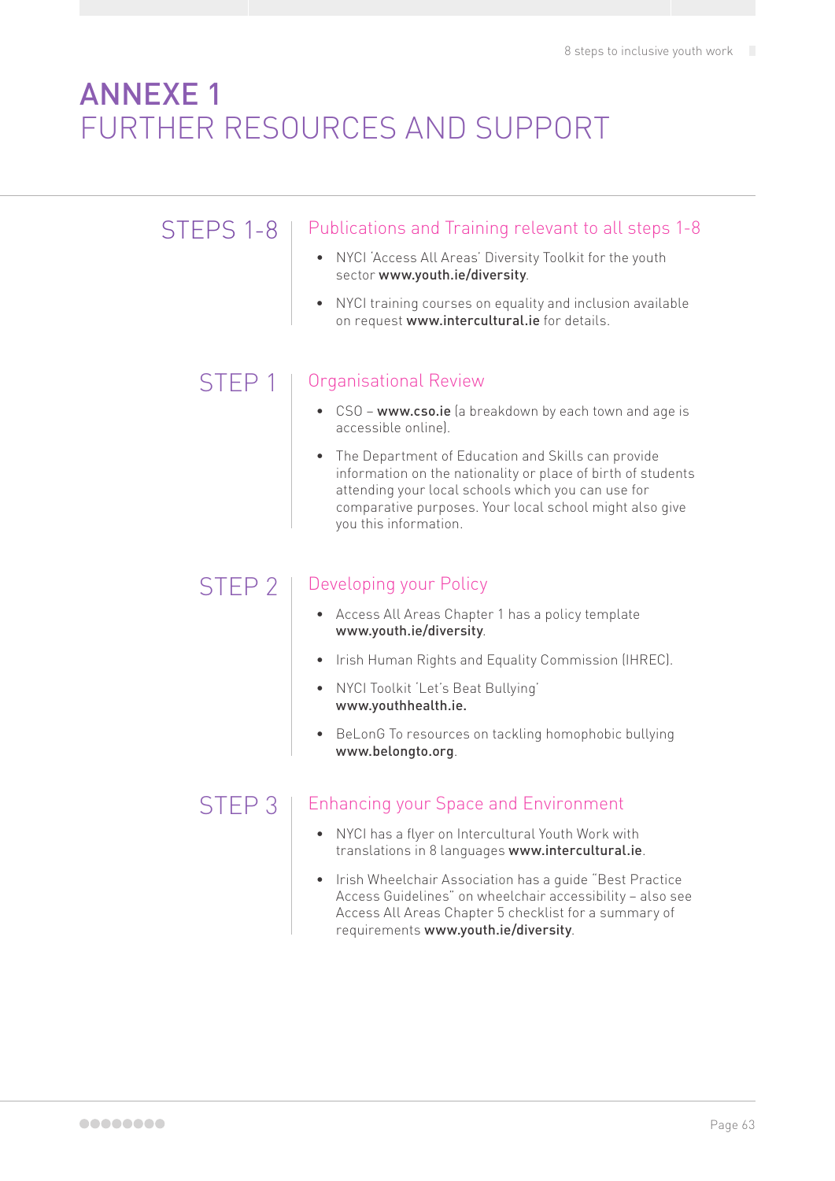# ANNEXE 1
# FURTHER RESOURCES AND SUPPORT

## STEPS 1-8

### Publications and Training relevant to all steps 1-8

- NYCI 'Access All Areas' Diversity Toolkit for the youth sector **www.youth.ie/diversity**.
- NYCI training courses on equality and inclusion available on request **www.intercultural.ie** for details.

## STEP 1

### Organisational Review

- CSO – **www.cso.ie** (a breakdown by each town and age is accessible online).
- The Department of Education and Skills can provide information on the nationality or place of birth of students attending your local schools which you can use for comparative purposes. Your local school might also give you this information.

## STEP 2

### Developing your Policy

- Access All Areas Chapter 1 has a policy template **www.youth.ie/diversity**.
- Irish Human Rights and Equality Commission (IHREC).
- NYCI Toolkit 'Let's Beat Bullying' **www.youthhealth.ie.**
- BeLonG To resources on tackling homophobic bullying **www.belongto.org**.

## STEP 3

### Enhancing your Space and Environment

- NYCI has a flyer on Intercultural Youth Work with translations in 8 languages **www.intercultural.ie**.
- Irish Wheelchair Association has a guide "Best Practice Access Guidelines" on wheelchair accessibility – also see Access All Areas Chapter 5 checklist for a summary of requirements **www.youth.ie/diversity**.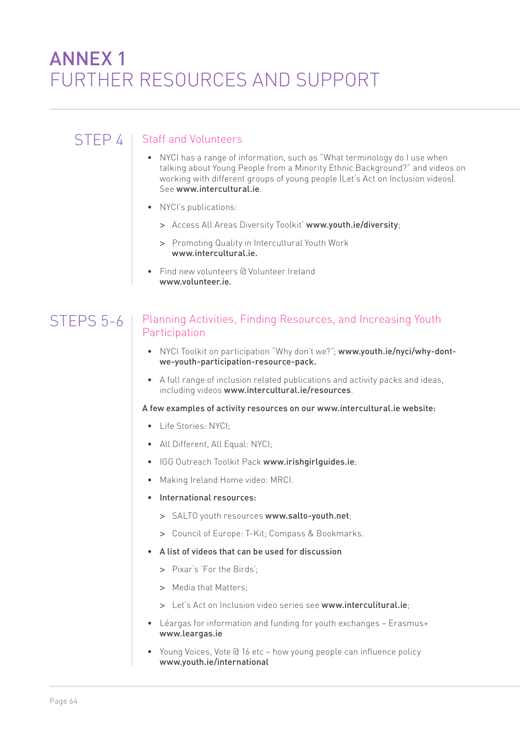# ANNEX 1
# FURTHER RESOURCES AND SUPPORT

## STEP 4 | Staff and Volunteers

- NYCI has a range of information, such as "What terminology do I use when talking about Young People from a Minority Ethnic Background?" and videos on working with different groups of young people (Let's Act on Inclusion videos). See **www.intercultural.ie**.
- NYCI's publications:
  - > Access All Areas Diversity Toolkit' **www.youth.ie/diversity**;
  - > Promoting Quality in Intercultural Youth Work **www.intercultural.ie.**
- Find new volunteers @ Volunteer Ireland **www.volunteer.ie.**

## STEPS 5-6 | Planning Activities, Finding Resources, and Increasing Youth Participation

- NYCI Toolkit on participation "Why don't we?"; **www.youth.ie/nyci/why-dont-we-youth-participation-resource-pack.**
- A full range of inclusion related publications and activity packs and ideas, including videos **www.intercultural.ie/resources**.

**A few examples of activity resources on our www.intercultural.ie website:**

- Life Stories: NYCI;
- All Different, All Equal: NYCI;
- IGG Outreach Toolkit Pack **www.irishgirlguides.ie**;
- Making Ireland Home video: MRCI.
- **International resources:**
  - > SALTO youth resources **www.salto-youth.net**;
  - > Council of Europe: T-Kit; Compass & Bookmarks.
- **A list of videos that can be used for discussion**
  - > Pixar's 'For the Birds';
  - > Media that Matters;
  - > Let's Act on Inclusion video series see **www.interculitural.ie**;
- Léargas for information and funding for youth exchanges – Erasmus+ **www.leargas.ie**
- Young Voices, Vote @ 16 etc – how young people can influence policy **www.youth.ie/international**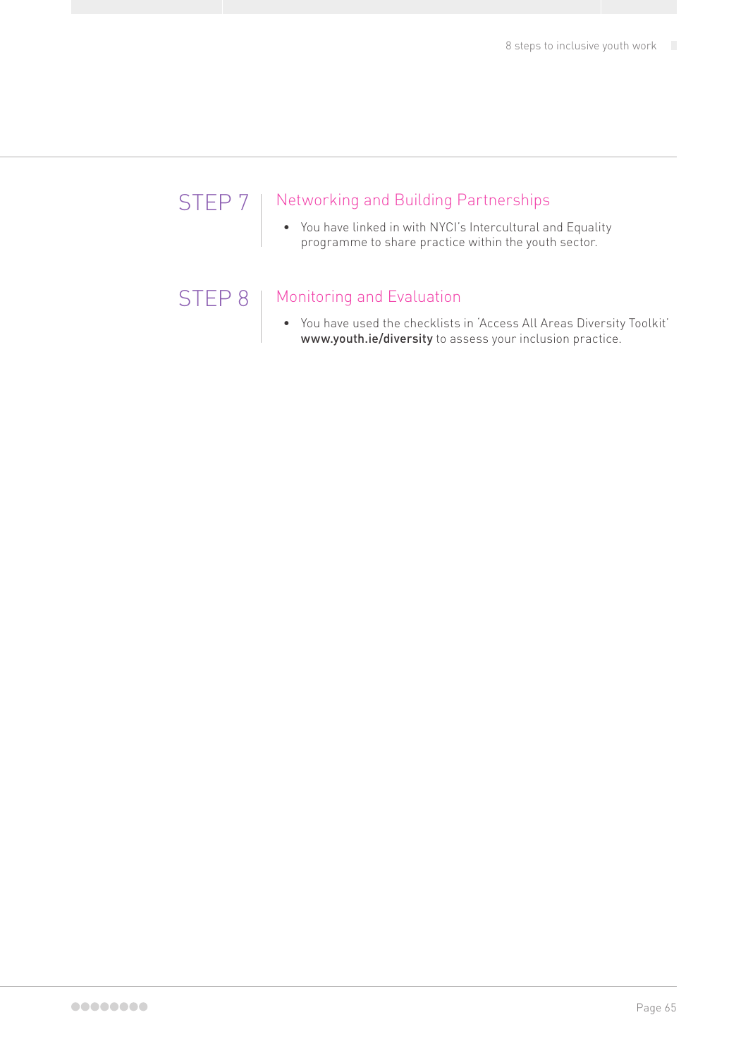## STEP 7 | Networking and Building Partnerships

- You have linked in with NYCI's Intercultural and Equality programme to share practice within the youth sector.

## STEP 8 | Monitoring and Evaluation

- You have used the checklists in 'Access All Areas Diversity Toolkit' **www.youth.ie/diversity** to assess your inclusion practice.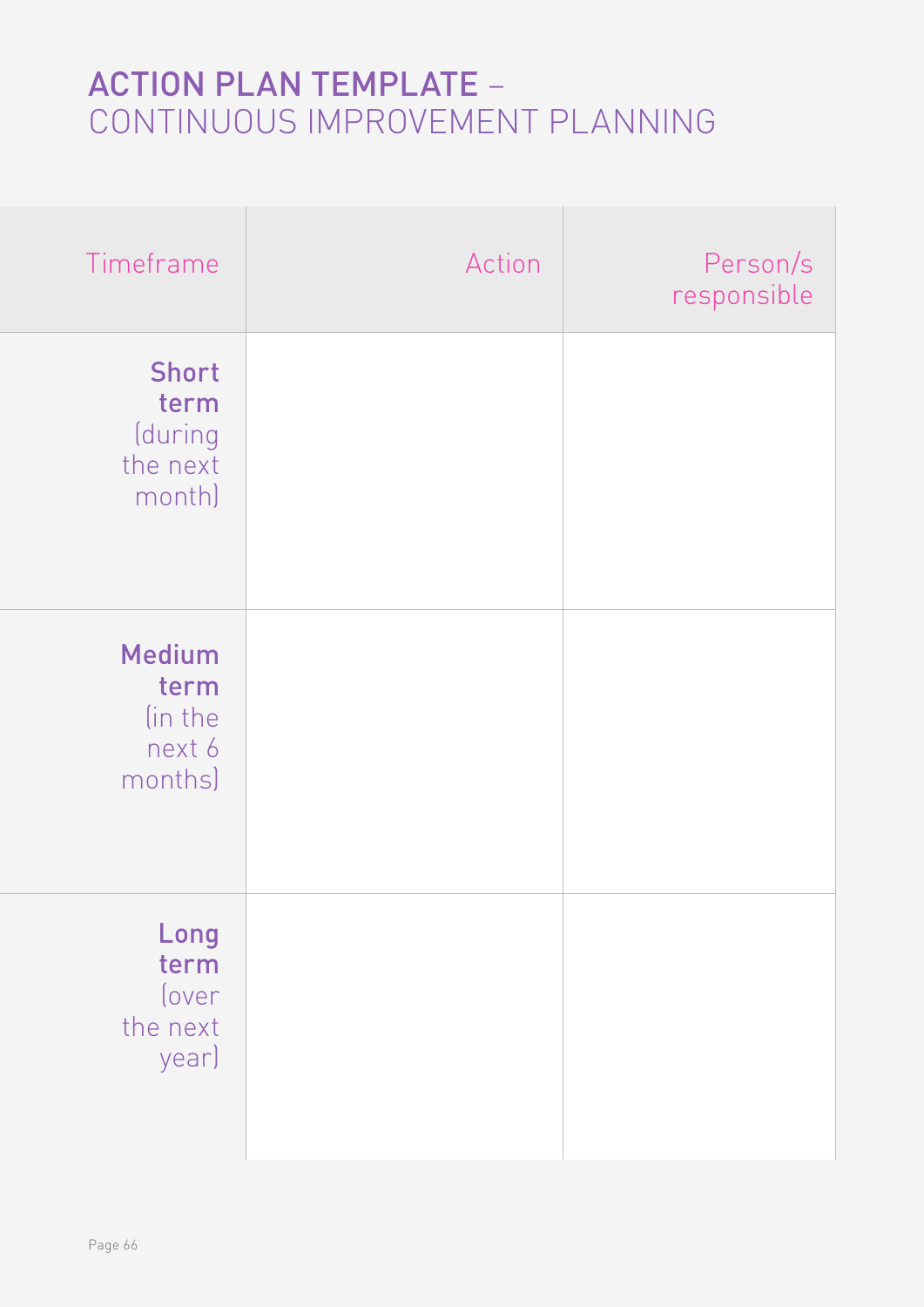# ACTION PLAN TEMPLATE – CONTINUOUS IMPROVEMENT PLANNING

| Timeframe | Action | Person/s responsible |
|---|---|---|
| **Short term** (during the next month) | | |
| **Medium term** (in the next 6 months) | | |
| **Long term** (over the next year) | | |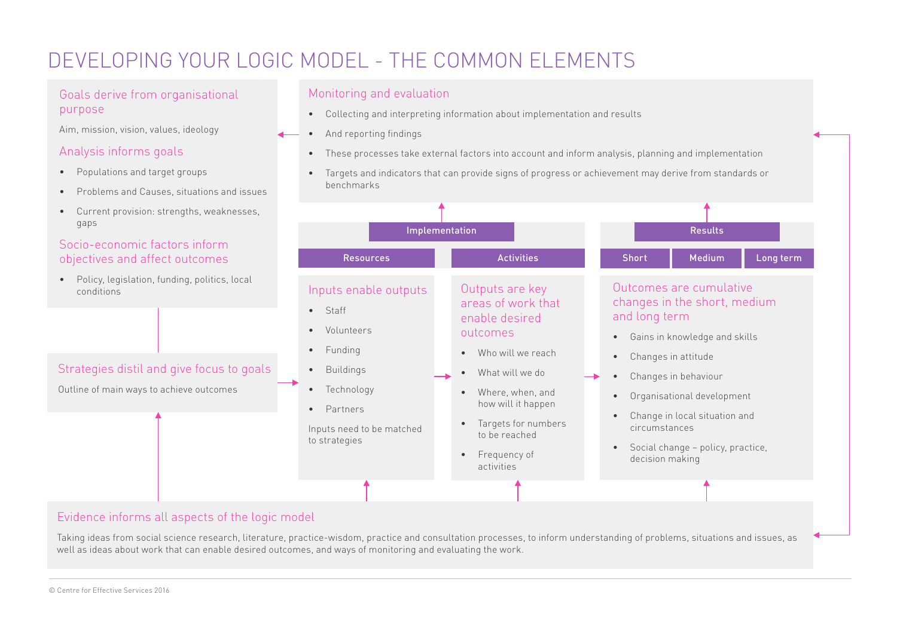# DEVELOPING YOUR LOGIC MODEL - THE COMMON ELEMENTS

## Goals derive from organisational purpose

Aim, mission, vision, values, ideology

## Analysis informs goals

- Populations and target groups
- Problems and Causes, situations and issues
- Current provision: strengths, weaknesses, gaps

## Socio-economic factors inform objectives and affect outcomes

- Policy, legislation, funding, politics, local conditions

## Strategies distil and give focus to goals

Outline of main ways to achieve outcomes

## Monitoring and evaluation

- Collecting and interpreting information about implementation and results
- And reporting findings
- These processes take external factors into account and inform analysis, planning and implementation
- Targets and indicators that can provide signs of progress or achievement may derive from standards or benchmarks

## Implementation

### Resources

#### Inputs enable outputs

- Staff
- Volunteers
- Funding
- Buildings
- Technology
- Partners

Inputs need to be matched to strategies

### Activities

#### Outputs are key areas of work that enable desired outcomes

- Who will we reach
- What will we do
- Where, when, and how will it happen
- Targets for numbers to be reached
- Frequency of activities

## Results

### Short | Medium | Long term

#### Outcomes are cumulative changes in the short, medium and long term

- Gains in knowledge and skills
- Changes in attitude
- Changes in behaviour
- Organisational development
- Change in local situation and circumstances
- Social change – policy, practice, decision making

## Evidence informs all aspects of the logic model

Taking ideas from social science research, literature, practice-wisdom, practice and consultation processes, to inform understanding of problems, situations and issues, as well as ideas about work that can enable desired outcomes, and ways of monitoring and evaluating the work.

© Centre for Effective Services 2016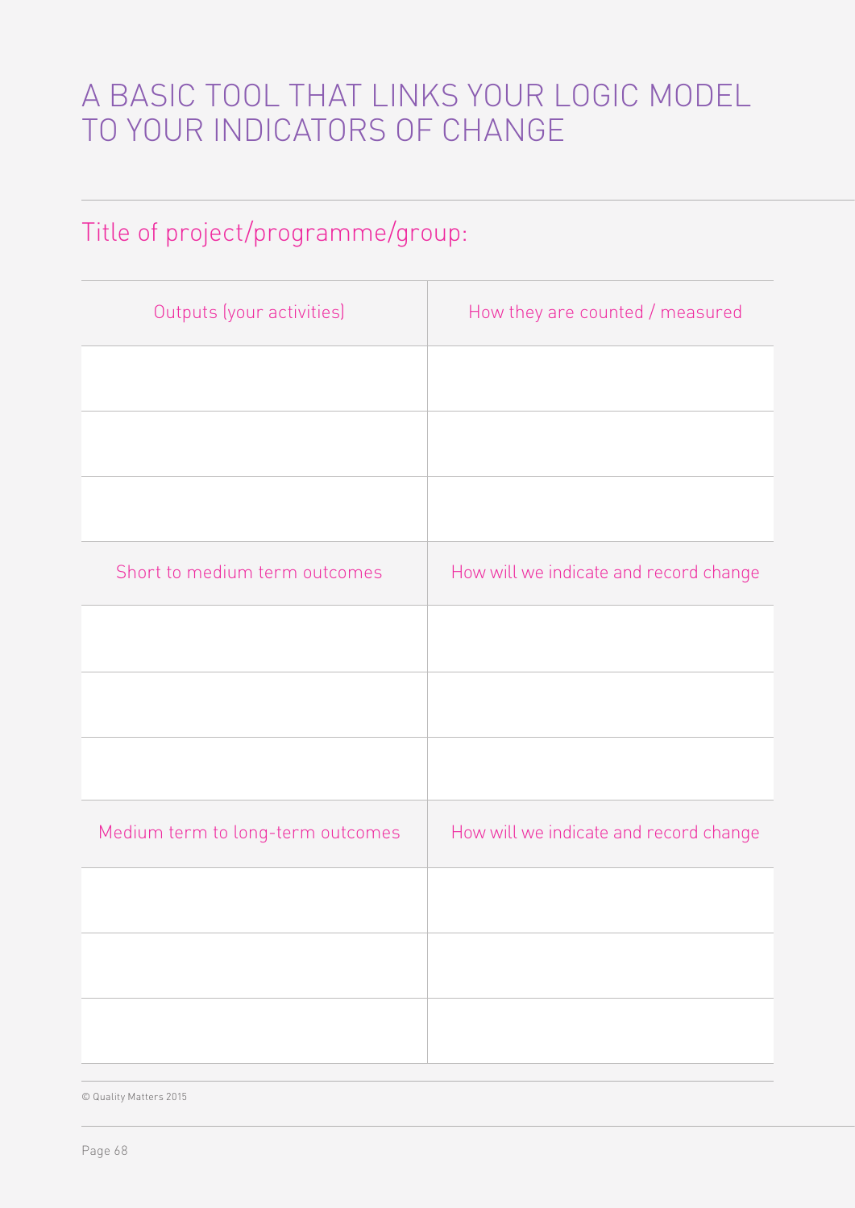# A BASIC TOOL THAT LINKS YOUR LOGIC MODEL TO YOUR INDICATORS OF CHANGE

## Title of project/programme/group:

| Outputs (your activities) | How they are counted / measured |
|---|---|
| | |
| | |
| | |
| Short to medium term outcomes | How will we indicate and record change |
| | |
| | |
| | |
| Medium term to long-term outcomes | How will we indicate and record change |
| | |
| | |
| | |

© Quality Matters 2015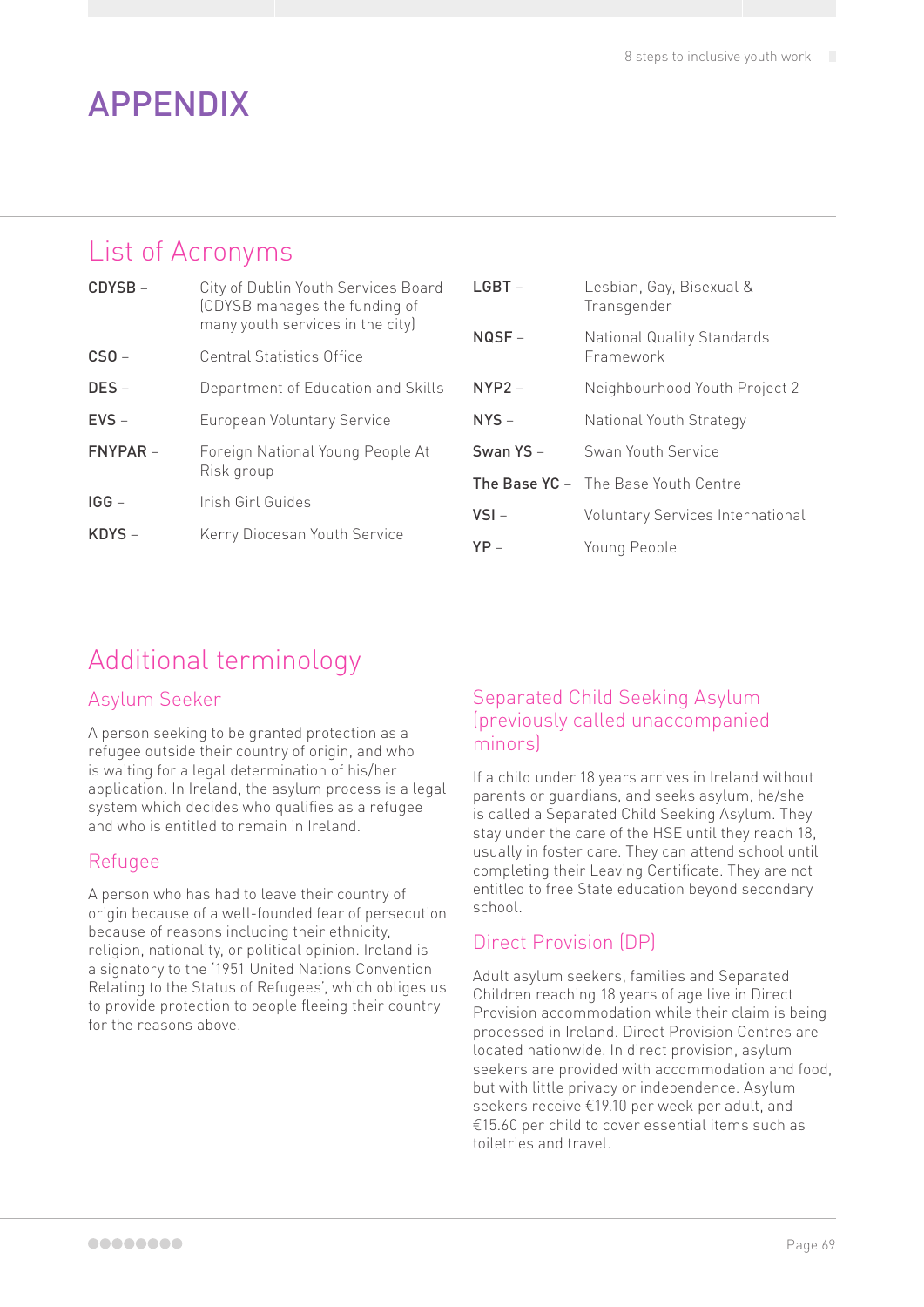# APPENDIX

## List of Acronyms

**CDYSB** – City of Dublin Youth Services Board (CDYSB manages the funding of many youth services in the city)

**CSO** – Central Statistics Office

**DES** – Department of Education and Skills

**EVS** – European Voluntary Service

**FNYPAR** – Foreign National Young People At Risk group

**IGG** – Irish Girl Guides

**KDYS** – Kerry Diocesan Youth Service

**LGBT** – Lesbian, Gay, Bisexual & Transgender

**NQSF** – National Quality Standards Framework

**NYP2** – Neighbourhood Youth Project 2

**NYS** – National Youth Strategy

**Swan YS** – Swan Youth Service

**The Base YC** – The Base Youth Centre

**VSI** – Voluntary Services International

**YP** – Young People

## Additional terminology

### Asylum Seeker

A person seeking to be granted protection as a refugee outside their country of origin, and who is waiting for a legal determination of his/her application. In Ireland, the asylum process is a legal system which decides who qualifies as a refugee and who is entitled to remain in Ireland.

### Refugee

A person who has had to leave their country of origin because of a well-founded fear of persecution because of reasons including their ethnicity, religion, nationality, or political opinion. Ireland is a signatory to the '1951 United Nations Convention Relating to the Status of Refugees', which obliges us to provide protection to people fleeing their country for the reasons above.

### Separated Child Seeking Asylum (previously called unaccompanied minors)

If a child under 18 years arrives in Ireland without parents or guardians, and seeks asylum, he/she is called a Separated Child Seeking Asylum. They stay under the care of the HSE until they reach 18, usually in foster care. They can attend school until completing their Leaving Certificate. They are not entitled to free State education beyond secondary school.

### Direct Provision (DP)

Adult asylum seekers, families and Separated Children reaching 18 years of age live in Direct Provision accommodation while their claim is being processed in Ireland. Direct Provision Centres are located nationwide. In direct provision, asylum seekers are provided with accommodation and food, but with little privacy or independence. Asylum seekers receive €19.10 per week per adult, and €15.60 per child to cover essential items such as toiletries and travel.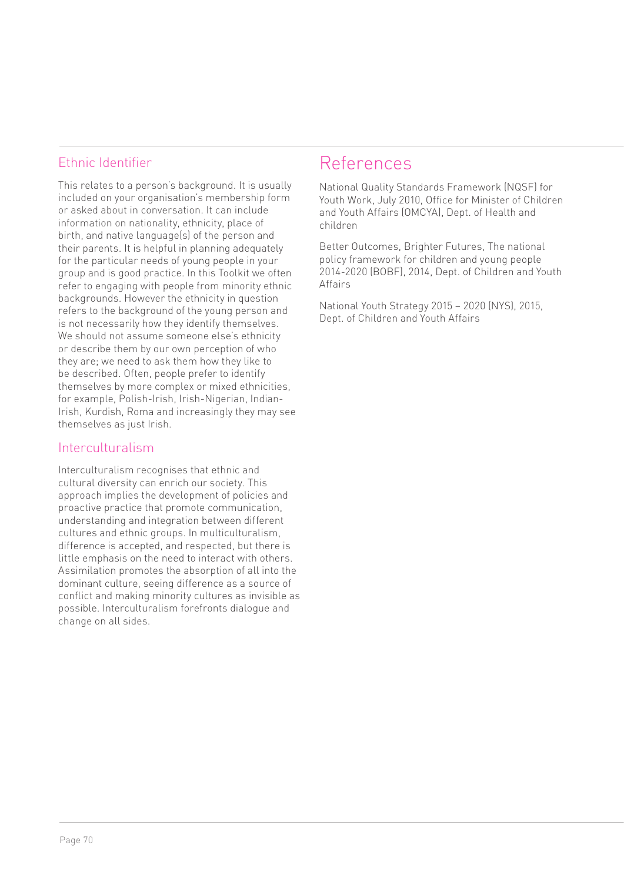### Ethnic Identifier

This relates to a person's background. It is usually included on your organisation's membership form or asked about in conversation. It can include information on nationality, ethnicity, place of birth, and native language(s) of the person and their parents. It is helpful in planning adequately for the particular needs of young people in your group and is good practice. In this Toolkit we often refer to engaging with people from minority ethnic backgrounds. However the ethnicity in question refers to the background of the young person and is not necessarily how they identify themselves. We should not assume someone else's ethnicity or describe them by our own perception of who they are; we need to ask them how they like to be described. Often, people prefer to identify themselves by more complex or mixed ethnicities, for example, Polish-Irish, Irish-Nigerian, Indian-Irish, Kurdish, Roma and increasingly they may see themselves as just Irish.

### Interculturalism

Interculturalism recognises that ethnic and cultural diversity can enrich our society. This approach implies the development of policies and proactive practice that promote communication, understanding and integration between different cultures and ethnic groups. In multiculturalism, difference is accepted, and respected, but there is little emphasis on the need to interact with others. Assimilation promotes the absorption of all into the dominant culture, seeing difference as a source of conflict and making minority cultures as invisible as possible. Interculturalism forefronts dialogue and change on all sides.

## References

National Quality Standards Framework (NQSF) for Youth Work, July 2010, Office for Minister of Children and Youth Affairs (OMCYA), Dept. of Health and children

Better Outcomes, Brighter Futures, The national policy framework for children and young people 2014-2020 (BOBF), 2014, Dept. of Children and Youth Affairs

National Youth Strategy 2015 – 2020 (NYS), 2015, Dept. of Children and Youth Affairs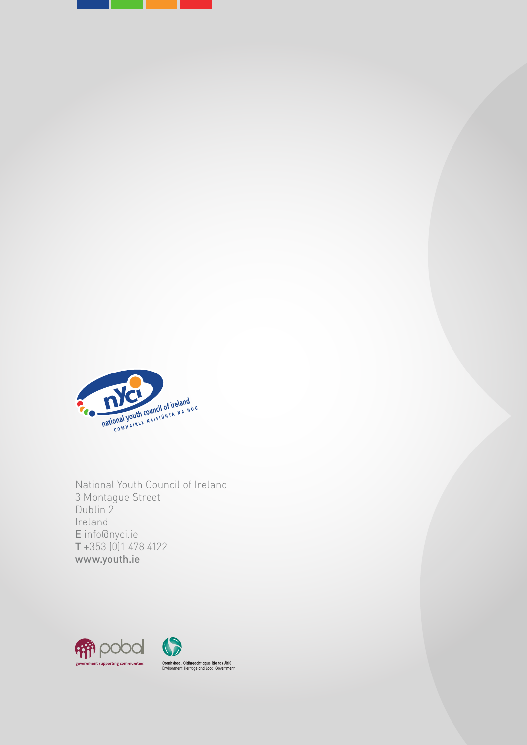national youth council of ireland
COMHAIRLE NÁISIÚNTA NA NÓG

National Youth Council of Ireland
3 Montague Street
Dublin 2
Ireland
E info@nyci.ie
T +353 (0)1 478 4122
www.youth.ie

pobal
government supporting communities

Comhshaol, Oidhreacht agus Rialtas Áitiúil
Environment, Heritage and Local Government